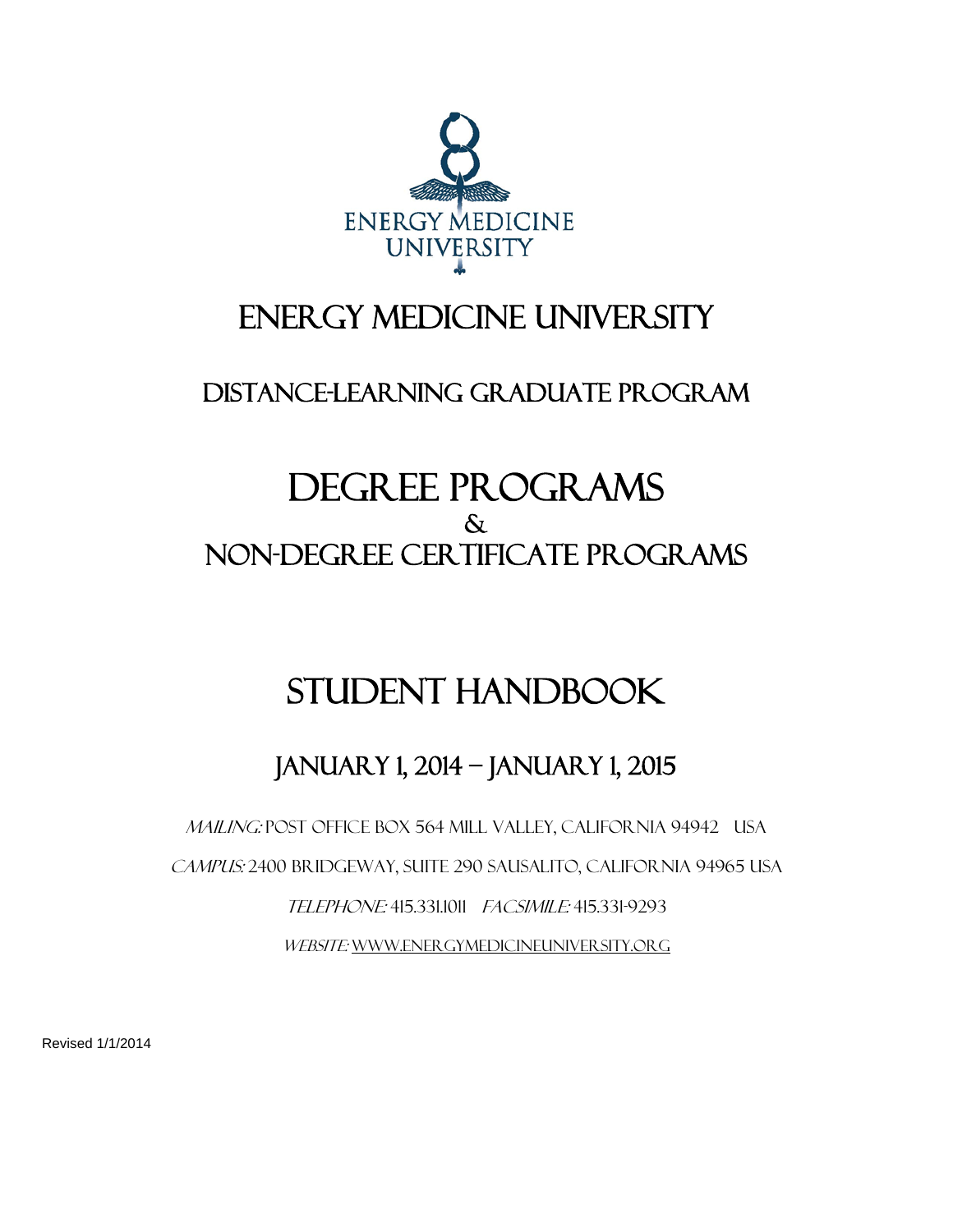ENERGY MEDICINE
UNIVERSITY

# Energy Medicine University

## Distance-Learning Graduate Program

# Degree Programs
&
# Non-Degree Certificate Programs

# Student Handbook

## January 1, 2014 – January 1, 2015

*Mailing:* Post Office Box 564 Mill Valley, California 94942 USA

*Campus:* 2400 Bridgeway, Suite 290 Sausalito, California 94965 USA

*Telephone:* 415.331.1011 *Facsimile:* 415.331-9293

*Website:* www.energymedicineuniversity.org

Revised 1/1/2014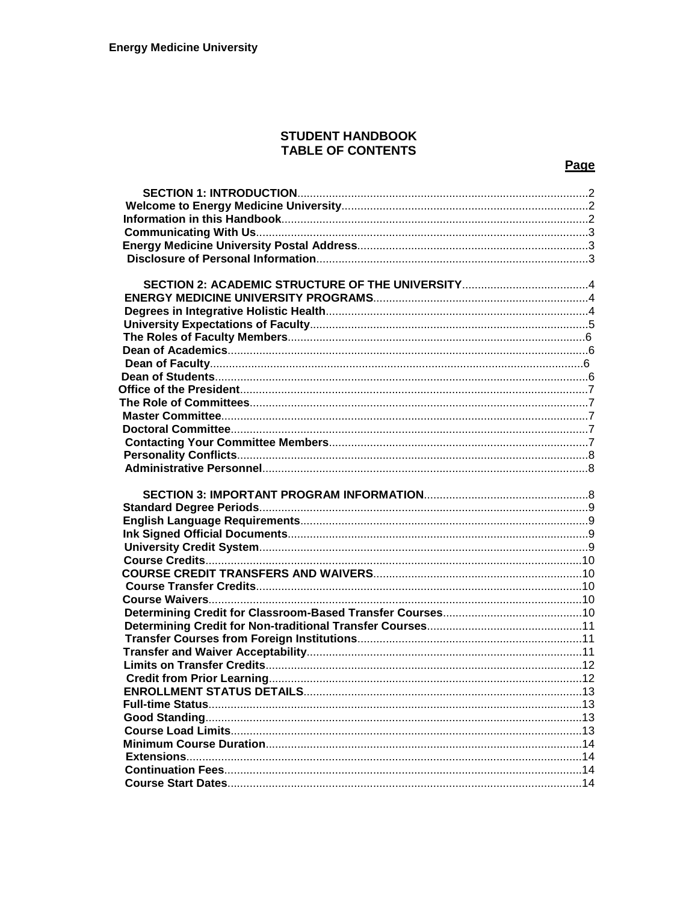**Energy Medicine University**

# STUDENT HANDBOOK
# TABLE OF CONTENTS

| | Page |
|---|---|
| **SECTION 1: INTRODUCTION** | 2 |
| **Welcome to Energy Medicine University** | 2 |
| **Information in this Handbook** | 2 |
| **Communicating With Us** | 3 |
| **Energy Medicine University Postal Address** | 3 |
| **Disclosure of Personal Information** | 3 |
| **SECTION 2: ACADEMIC STRUCTURE OF THE UNIVERSITY** | 4 |
| **ENERGY MEDICINE UNIVERSITY PROGRAMS** | 4 |
| **Degrees in Integrative Holistic Health** | 4 |
| **University Expectations of Faculty** | 5 |
| **The Roles of Faculty Members** | 6 |
| **Dean of Academics** | 6 |
| **Dean of Faculty** | 6 |
| **Dean of Students** | 6 |
| **Office of the President** | 7 |
| **The Role of Committees** | 7 |
| **Master Committee** | 7 |
| **Doctoral Committee** | 7 |
| **Contacting Your Committee Members** | 7 |
| **Personality Conflicts** | 8 |
| **Administrative Personnel** | 8 |
| **SECTION 3: IMPORTANT PROGRAM INFORMATION** | 8 |
| **Standard Degree Periods** | 9 |
| **English Language Requirements** | 9 |
| **Ink Signed Official Documents** | 9 |
| **University Credit System** | 9 |
| **Course Credits** | 10 |
| **COURSE CREDIT TRANSFERS AND WAIVERS** | 10 |
| **Course Transfer Credits** | 10 |
| **Course Waivers** | 10 |
| **Determining Credit for Classroom-Based Transfer Courses** | 10 |
| **Determining Credit for Non-traditional Transfer Courses** | 11 |
| **Transfer Courses from Foreign Institutions** | 11 |
| **Transfer and Waiver Acceptability** | 11 |
| **Limits on Transfer Credits** | 12 |
| **Credit from Prior Learning** | 12 |
| **ENROLLMENT STATUS DETAILS** | 13 |
| **Full-time Status** | 13 |
| **Good Standing** | 13 |
| **Course Load Limits** | 13 |
| **Minimum Course Duration** | 14 |
| **Extensions** | 14 |
| **Continuation Fees** | 14 |
| **Course Start Dates** | 14 |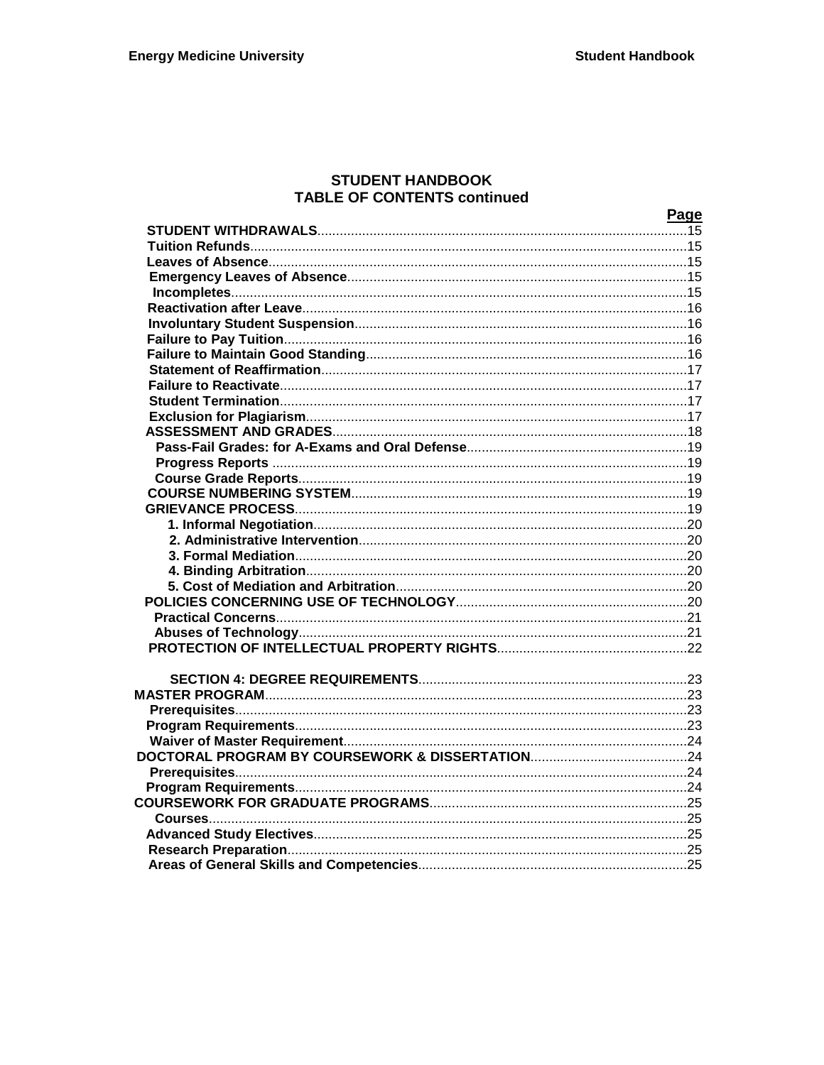## STUDENT HANDBOOK
## TABLE OF CONTENTS continued

| | Page |
|---|---|
| **STUDENT WITHDRAWALS** | 15 |
| **Tuition Refunds** | 15 |
| **Leaves of Absence** | 15 |
| **Emergency Leaves of Absence** | 15 |
| **Incompletes** | 15 |
| **Reactivation after Leave** | 16 |
| **Involuntary Student Suspension** | 16 |
| **Failure to Pay Tuition** | 16 |
| **Failure to Maintain Good Standing** | 16 |
| **Statement of Reaffirmation** | 17 |
| **Failure to Reactivate** | 17 |
| **Student Termination** | 17 |
| **Exclusion for Plagiarism** | 17 |
| **ASSESSMENT AND GRADES** | 18 |
| **Pass-Fail Grades: for A-Exams and Oral Defense** | 19 |
| **Progress Reports** | 19 |
| **Course Grade Reports** | 19 |
| **COURSE NUMBERING SYSTEM** | 19 |
| **GRIEVANCE PROCESS** | 19 |
| **1. Informal Negotiation** | 20 |
| **2. Administrative Intervention** | 20 |
| **3. Formal Mediation** | 20 |
| **4. Binding Arbitration** | 20 |
| **5. Cost of Mediation and Arbitration** | 20 |
| **POLICIES CONCERNING USE OF TECHNOLOGY** | 20 |
| **Practical Concerns** | 21 |
| **Abuses of Technology** | 21 |
| **PROTECTION OF INTELLECTUAL PROPERTY RIGHTS** | 22 |
| **SECTION 4: DEGREE REQUIREMENTS** | 23 |
| **MASTER PROGRAM** | 23 |
| **Prerequisites** | 23 |
| **Program Requirements** | 23 |
| **Waiver of Master Requirement** | 24 |
| **DOCTORAL PROGRAM BY COURSEWORK & DISSERTATION** | 24 |
| **Prerequisites** | 24 |
| **Program Requirements** | 24 |
| **COURSEWORK FOR GRADUATE PROGRAMS** | 25 |
| **Courses** | 25 |
| **Advanced Study Electives** | 25 |
| **Research Preparation** | 25 |
| **Areas of General Skills and Competencies** | 25 |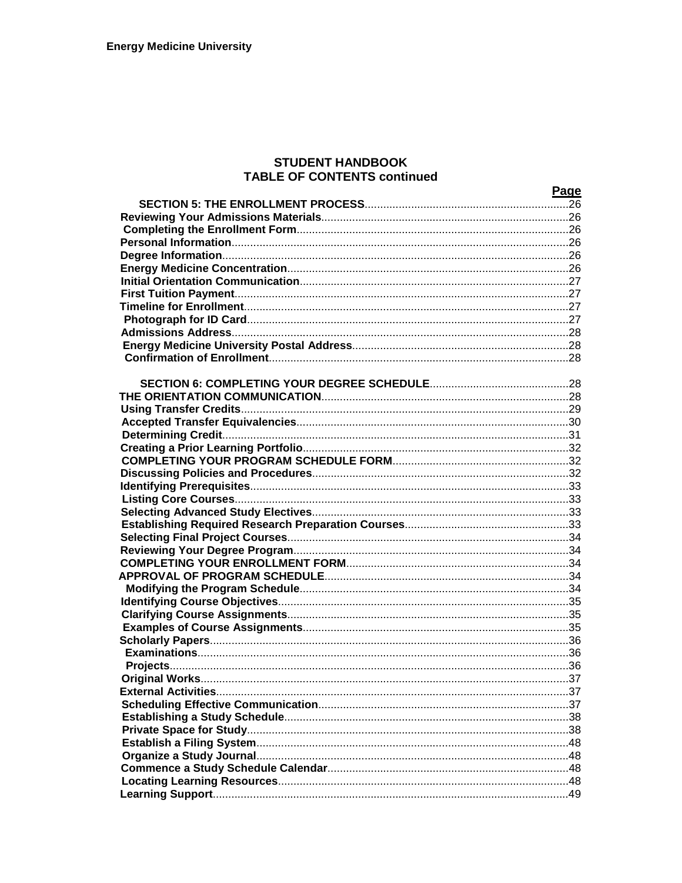## STUDENT HANDBOOK
## TABLE OF CONTENTS continued

| | Page |
|---|---|
| **SECTION 5: THE ENROLLMENT PROCESS** | 26 |
| **Reviewing Your Admissions Materials** | 26 |
| **Completing the Enrollment Form** | 26 |
| **Personal Information** | 26 |
| **Degree Information** | 26 |
| **Energy Medicine Concentration** | 26 |
| **Initial Orientation Communication** | 27 |
| **First Tuition Payment** | 27 |
| **Timeline for Enrollment** | 27 |
| **Photograph for ID Card** | 27 |
| **Admissions Address** | 28 |
| **Energy Medicine University Postal Address** | 28 |
| **Confirmation of Enrollment** | 28 |
| | |
| **SECTION 6: COMPLETING YOUR DEGREE SCHEDULE** | 28 |
| **THE ORIENTATION COMMUNICATION** | 28 |
| **Using Transfer Credits** | 29 |
| **Accepted Transfer Equivalencies** | 30 |
| **Determining Credit** | 31 |
| **Creating a Prior Learning Portfolio** | 32 |
| **COMPLETING YOUR PROGRAM SCHEDULE FORM** | 32 |
| **Discussing Policies and Procedures** | 32 |
| **Identifying Prerequisites** | 33 |
| **Listing Core Courses** | 33 |
| **Selecting Advanced Study Electives** | 33 |
| **Establishing Required Research Preparation Courses** | 33 |
| **Selecting Final Project Courses** | 34 |
| **Reviewing Your Degree Program** | 34 |
| **COMPLETING YOUR ENROLLMENT FORM** | 34 |
| **APPROVAL OF PROGRAM SCHEDULE** | 34 |
| **Modifying the Program Schedule** | 34 |
| **Identifying Course Objectives** | 35 |
| **Clarifying Course Assignments** | 35 |
| **Examples of Course Assignments** | 35 |
| **Scholarly Papers** | 36 |
| **Examinations** | 36 |
| **Projects** | 36 |
| **Original Works** | 37 |
| **External Activities** | 37 |
| **Scheduling Effective Communication** | 37 |
| **Establishing a Study Schedule** | 38 |
| **Private Space for Study** | 38 |
| **Establish a Filing System** | 48 |
| **Organize a Study Journal** | 48 |
| **Commence a Study Schedule Calendar** | 48 |
| **Locating Learning Resources** | 48 |
| **Learning Support** | 49 |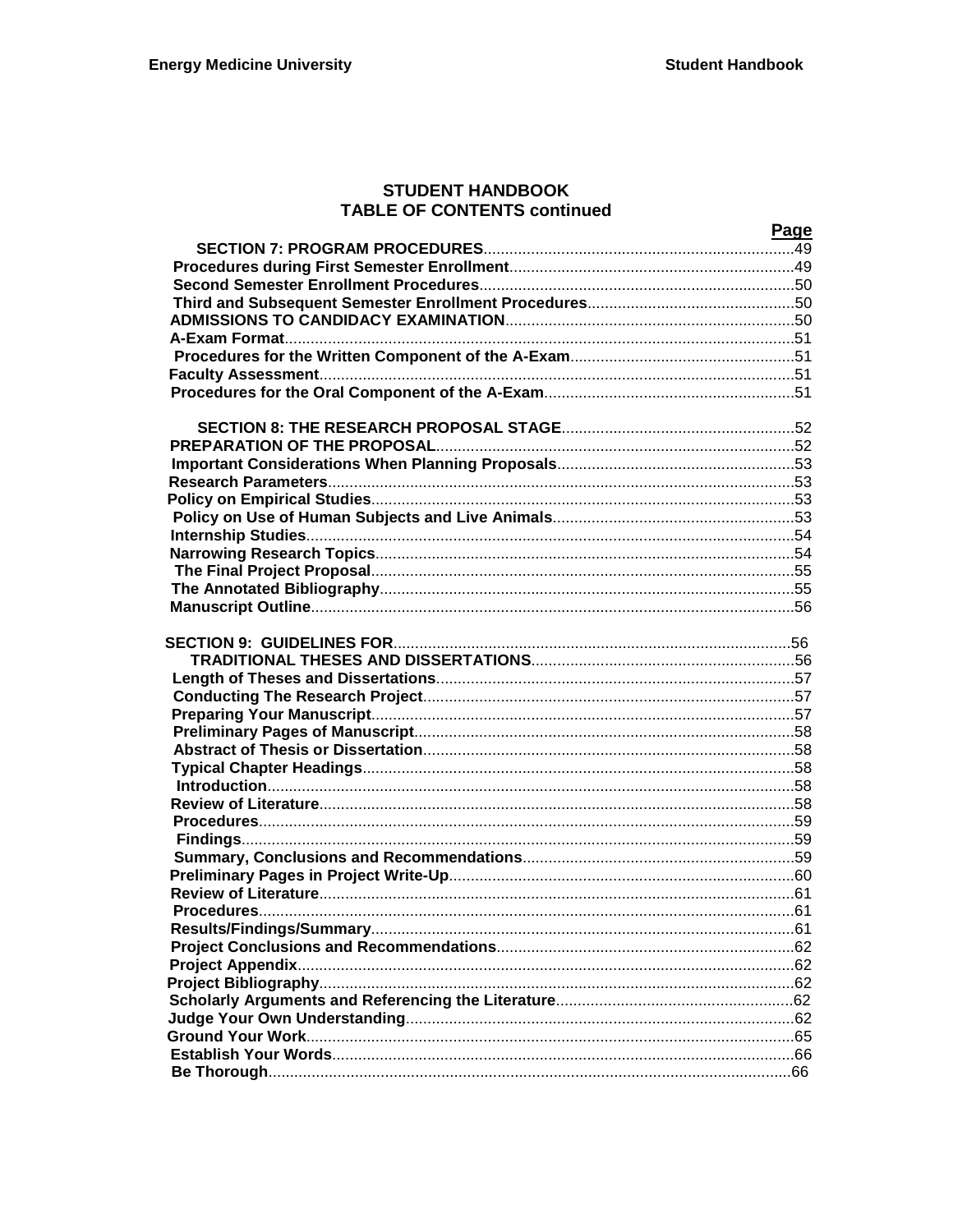# STUDENT HANDBOOK
## TABLE OF CONTENTS continued

| | Page |
|---|---|
| **SECTION 7: PROGRAM PROCEDURES** | 49 |
| **Procedures during First Semester Enrollment** | 49 |
| **Second Semester Enrollment Procedures** | 50 |
| **Third and Subsequent Semester Enrollment Procedures** | 50 |
| **ADMISSIONS TO CANDIDACY EXAMINATION** | 50 |
| **A-Exam Format** | 51 |
| **Procedures for the Written Component of the A-Exam** | 51 |
| **Faculty Assessment** | 51 |
| **Procedures for the Oral Component of the A-Exam** | 51 |
| | |
| **SECTION 8: THE RESEARCH PROPOSAL STAGE** | 52 |
| **PREPARATION OF THE PROPOSAL** | 52 |
| **Important Considerations When Planning Proposals** | 53 |
| **Research Parameters** | 53 |
| **Policy on Empirical Studies** | 53 |
| **Policy on Use of Human Subjects and Live Animals** | 53 |
| **Internship Studies** | 54 |
| **Narrowing Research Topics** | 54 |
| **The Final Project Proposal** | 55 |
| **The Annotated Bibliography** | 55 |
| **Manuscript Outline** | 56 |
| | |
| **SECTION 9: GUIDELINES FOR** | 56 |
| **TRADITIONAL THESES AND DISSERTATIONS** | 56 |
| **Length of Theses and Dissertations** | 57 |
| **Conducting The Research Project** | 57 |
| **Preparing Your Manuscript** | 57 |
| **Preliminary Pages of Manuscript** | 58 |
| **Abstract of Thesis or Dissertation** | 58 |
| **Typical Chapter Headings** | 58 |
| **Introduction** | 58 |
| **Review of Literature** | 58 |
| **Procedures** | 59 |
| **Findings** | 59 |
| **Summary, Conclusions and Recommendations** | 59 |
| **Preliminary Pages in Project Write-Up** | 60 |
| **Review of Literature** | 61 |
| **Procedures** | 61 |
| **Results/Findings/Summary** | 61 |
| **Project Conclusions and Recommendations** | 62 |
| **Project Appendix** | 62 |
| **Project Bibliography** | 62 |
| **Scholarly Arguments and Referencing the Literature** | 62 |
| **Judge Your Own Understanding** | 62 |
| **Ground Your Work** | 65 |
| **Establish Your Words** | 66 |
| **Be Thorough** | 66 |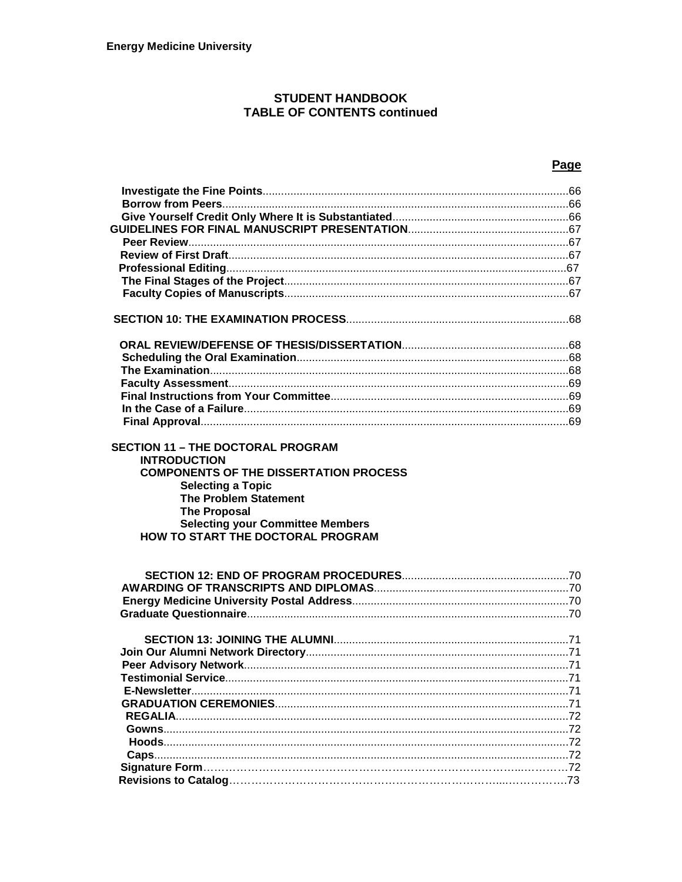**Energy Medicine University**

## STUDENT HANDBOOK
## TABLE OF CONTENTS continued

| | Page |
|---|---|
| **Investigate the Fine Points** | 66 |
| **Borrow from Peers** | 66 |
| **Give Yourself Credit Only Where It is Substantiated** | 66 |
| **GUIDELINES FOR FINAL MANUSCRIPT PRESENTATION** | 67 |
| **Peer Review** | 67 |
| **Review of First Draft** | 67 |
| **Professional Editing** | 67 |
| **The Final Stages of the Project** | 67 |
| **Faculty Copies of Manuscripts** | 67 |
| **SECTION 10: THE EXAMINATION PROCESS** | 68 |
| **ORAL REVIEW/DEFENSE OF THESIS/DISSERTATION** | 68 |
| **Scheduling the Oral Examination** | 68 |
| **The Examination** | 68 |
| **Faculty Assessment** | 69 |
| **Final Instructions from Your Committee** | 69 |
| **In the Case of a Failure** | 69 |
| **Final Approval** | 69 |
| **SECTION 11 – THE DOCTORAL PROGRAM** | |
| **INTRODUCTION** | |
| **COMPONENTS OF THE DISSERTATION PROCESS** | |
| **Selecting a Topic** | |
| **The Problem Statement** | |
| **The Proposal** | |
| **Selecting your Committee Members** | |
| **HOW TO START THE DOCTORAL PROGRAM** | |
| **SECTION 12: END OF PROGRAM PROCEDURES** | 70 |
| **AWARDING OF TRANSCRIPTS AND DIPLOMAS** | 70 |
| **Energy Medicine University Postal Address** | 70 |
| **Graduate Questionnaire** | 70 |
| **SECTION 13: JOINING THE ALUMNI** | 71 |
| **Join Our Alumni Network Directory** | 71 |
| **Peer Advisory Network** | 71 |
| **Testimonial Service** | 71 |
| **E-Newsletter** | 71 |
| **GRADUATION CEREMONIES** | 71 |
| **REGALIA** | 72 |
| **Gowns** | 72 |
| **Hoods** | 72 |
| **Caps** | 72 |
| **Signature Form** | 72 |
| **Revisions to Catalog** | 73 |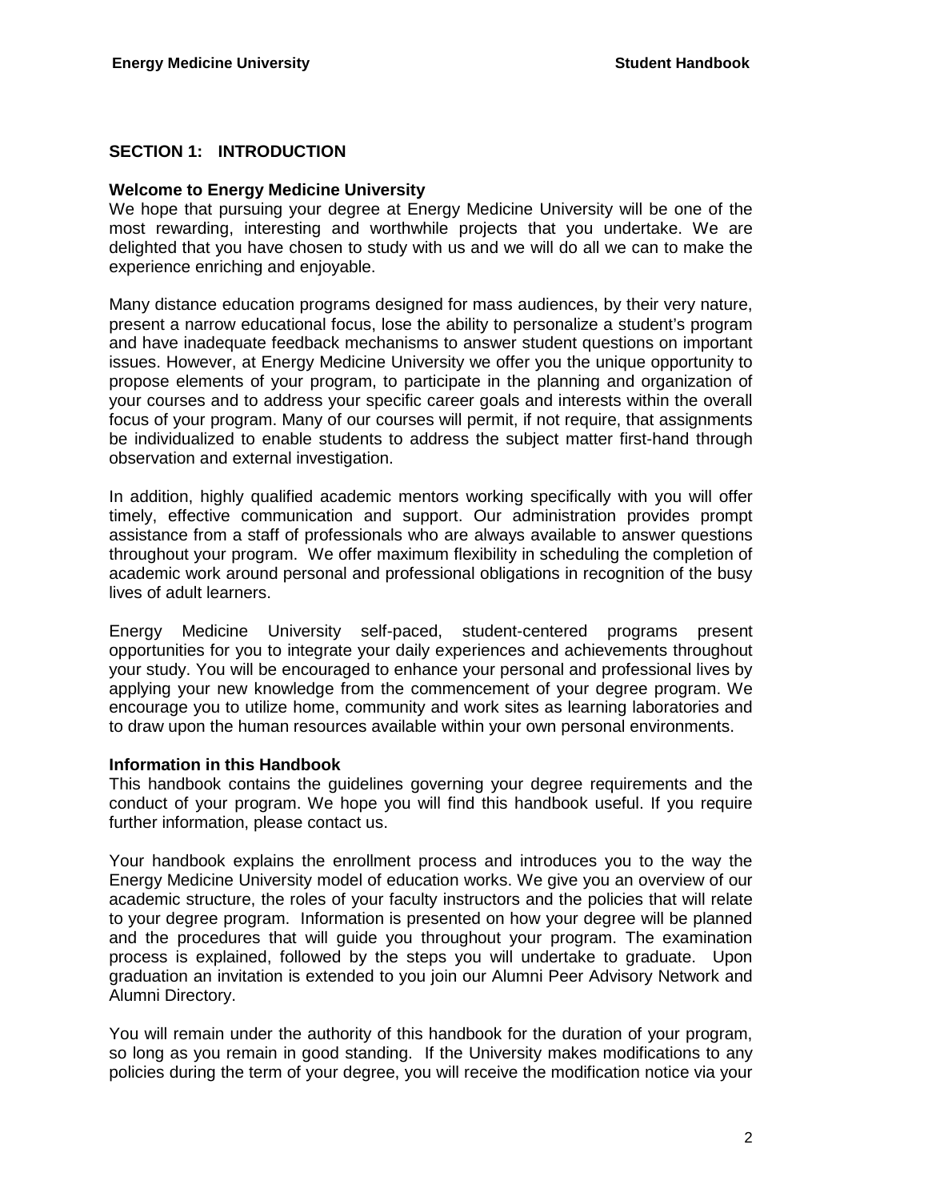## SECTION 1: INTRODUCTION

### Welcome to Energy Medicine University

We hope that pursuing your degree at Energy Medicine University will be one of the most rewarding, interesting and worthwhile projects that you undertake. We are delighted that you have chosen to study with us and we will do all we can to make the experience enriching and enjoyable.

Many distance education programs designed for mass audiences, by their very nature, present a narrow educational focus, lose the ability to personalize a student's program and have inadequate feedback mechanisms to answer student questions on important issues. However, at Energy Medicine University we offer you the unique opportunity to propose elements of your program, to participate in the planning and organization of your courses and to address your specific career goals and interests within the overall focus of your program. Many of our courses will permit, if not require, that assignments be individualized to enable students to address the subject matter first-hand through observation and external investigation.

In addition, highly qualified academic mentors working specifically with you will offer timely, effective communication and support. Our administration provides prompt assistance from a staff of professionals who are always available to answer questions throughout your program. We offer maximum flexibility in scheduling the completion of academic work around personal and professional obligations in recognition of the busy lives of adult learners.

Energy Medicine University self-paced, student-centered programs present opportunities for you to integrate your daily experiences and achievements throughout your study. You will be encouraged to enhance your personal and professional lives by applying your new knowledge from the commencement of your degree program. We encourage you to utilize home, community and work sites as learning laboratories and to draw upon the human resources available within your own personal environments.

### Information in this Handbook

This handbook contains the guidelines governing your degree requirements and the conduct of your program. We hope you will find this handbook useful. If you require further information, please contact us.

Your handbook explains the enrollment process and introduces you to the way the Energy Medicine University model of education works. We give you an overview of our academic structure, the roles of your faculty instructors and the policies that will relate to your degree program. Information is presented on how your degree will be planned and the procedures that will guide you throughout your program. The examination process is explained, followed by the steps you will undertake to graduate. Upon graduation an invitation is extended to you join our Alumni Peer Advisory Network and Alumni Directory.

You will remain under the authority of this handbook for the duration of your program, so long as you remain in good standing. If the University makes modifications to any policies during the term of your degree, you will receive the modification notice via your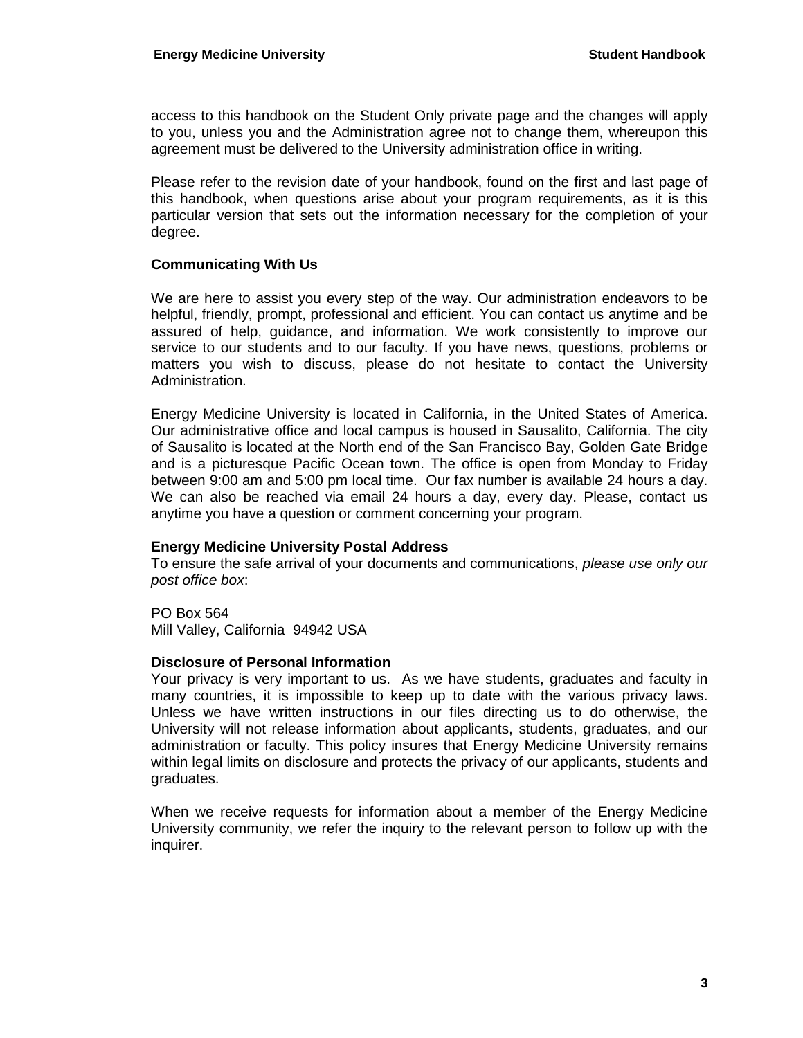access to this handbook on the Student Only private page and the changes will apply to you, unless you and the Administration agree not to change them, whereupon this agreement must be delivered to the University administration office in writing.

Please refer to the revision date of your handbook, found on the first and last page of this handbook, when questions arise about your program requirements, as it is this particular version that sets out the information necessary for the completion of your degree.

**Communicating With Us**

We are here to assist you every step of the way. Our administration endeavors to be helpful, friendly, prompt, professional and efficient. You can contact us anytime and be assured of help, guidance, and information. We work consistently to improve our service to our students and to our faculty. If you have news, questions, problems or matters you wish to discuss, please do not hesitate to contact the University Administration.

Energy Medicine University is located in California, in the United States of America. Our administrative office and local campus is housed in Sausalito, California. The city of Sausalito is located at the North end of the San Francisco Bay, Golden Gate Bridge and is a picturesque Pacific Ocean town. The office is open from Monday to Friday between 9:00 am and 5:00 pm local time. Our fax number is available 24 hours a day. We can also be reached via email 24 hours a day, every day. Please, contact us anytime you have a question or comment concerning your program.

**Energy Medicine University Postal Address**

To ensure the safe arrival of your documents and communications, *please use only our post office box*:

PO Box 564
Mill Valley, California 94942 USA

**Disclosure of Personal Information**

Your privacy is very important to us. As we have students, graduates and faculty in many countries, it is impossible to keep up to date with the various privacy laws. Unless we have written instructions in our files directing us to do otherwise, the University will not release information about applicants, students, graduates, and our administration or faculty. This policy insures that Energy Medicine University remains within legal limits on disclosure and protects the privacy of our applicants, students and graduates.

When we receive requests for information about a member of the Energy Medicine University community, we refer the inquiry to the relevant person to follow up with the inquirer.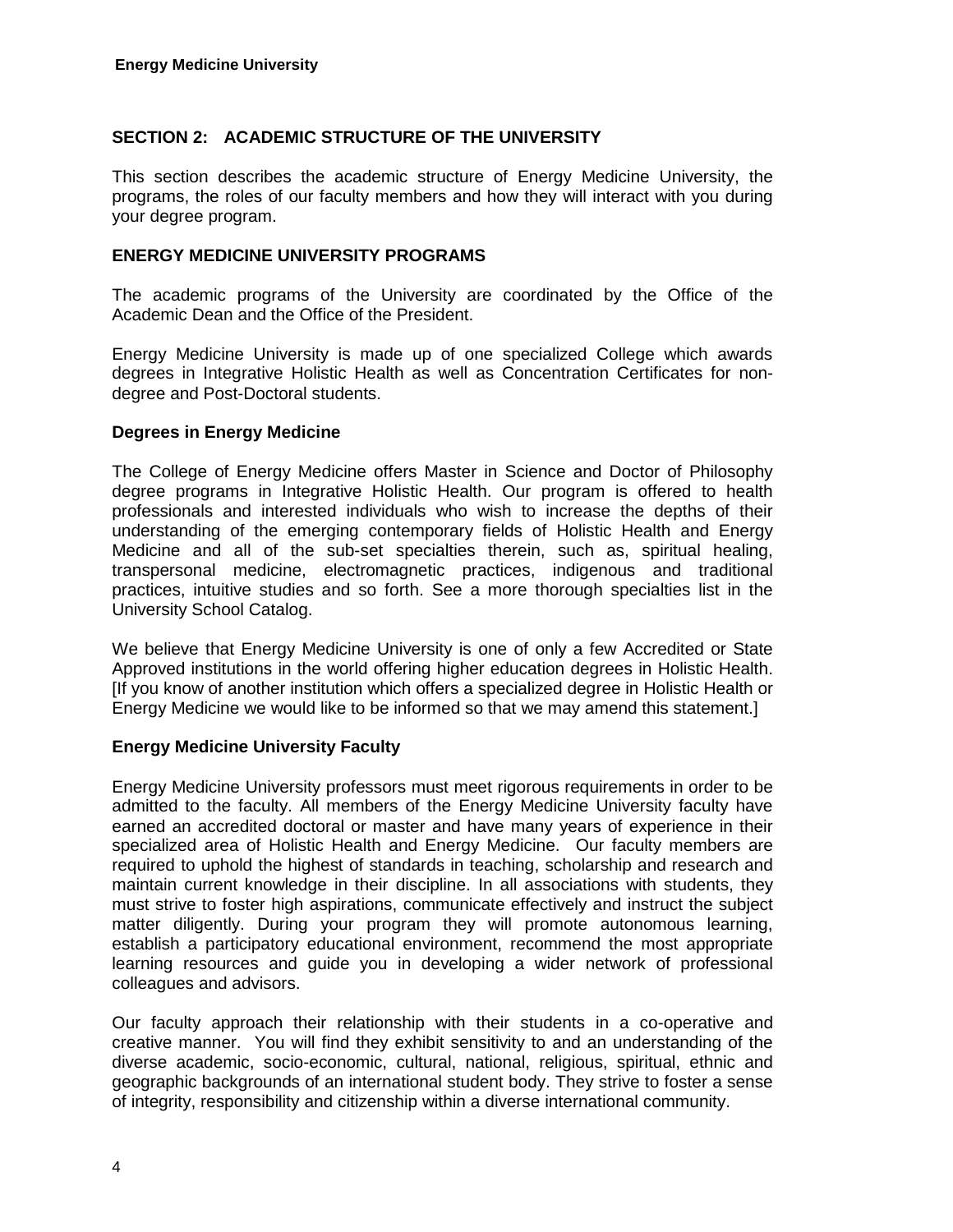## SECTION 2: ACADEMIC STRUCTURE OF THE UNIVERSITY

This section describes the academic structure of Energy Medicine University, the programs, the roles of our faculty members and how they will interact with you during your degree program.

### ENERGY MEDICINE UNIVERSITY PROGRAMS

The academic programs of the University are coordinated by the Office of the Academic Dean and the Office of the President.

Energy Medicine University is made up of one specialized College which awards degrees in Integrative Holistic Health as well as Concentration Certificates for non-degree and Post-Doctoral students.

#### Degrees in Energy Medicine

The College of Energy Medicine offers Master in Science and Doctor of Philosophy degree programs in Integrative Holistic Health. Our program is offered to health professionals and interested individuals who wish to increase the depths of their understanding of the emerging contemporary fields of Holistic Health and Energy Medicine and all of the sub-set specialties therein, such as, spiritual healing, transpersonal medicine, electromagnetic practices, indigenous and traditional practices, intuitive studies and so forth. See a more thorough specialties list in the University School Catalog.

We believe that Energy Medicine University is one of only a few Accredited or State Approved institutions in the world offering higher education degrees in Holistic Health. [If you know of another institution which offers a specialized degree in Holistic Health or Energy Medicine we would like to be informed so that we may amend this statement.]

#### Energy Medicine University Faculty

Energy Medicine University professors must meet rigorous requirements in order to be admitted to the faculty. All members of the Energy Medicine University faculty have earned an accredited doctoral or master and have many years of experience in their specialized area of Holistic Health and Energy Medicine. Our faculty members are required to uphold the highest of standards in teaching, scholarship and research and maintain current knowledge in their discipline. In all associations with students, they must strive to foster high aspirations, communicate effectively and instruct the subject matter diligently. During your program they will promote autonomous learning, establish a participatory educational environment, recommend the most appropriate learning resources and guide you in developing a wider network of professional colleagues and advisors.

Our faculty approach their relationship with their students in a co-operative and creative manner. You will find they exhibit sensitivity to and an understanding of the diverse academic, socio-economic, cultural, national, religious, spiritual, ethnic and geographic backgrounds of an international student body. They strive to foster a sense of integrity, responsibility and citizenship within a diverse international community.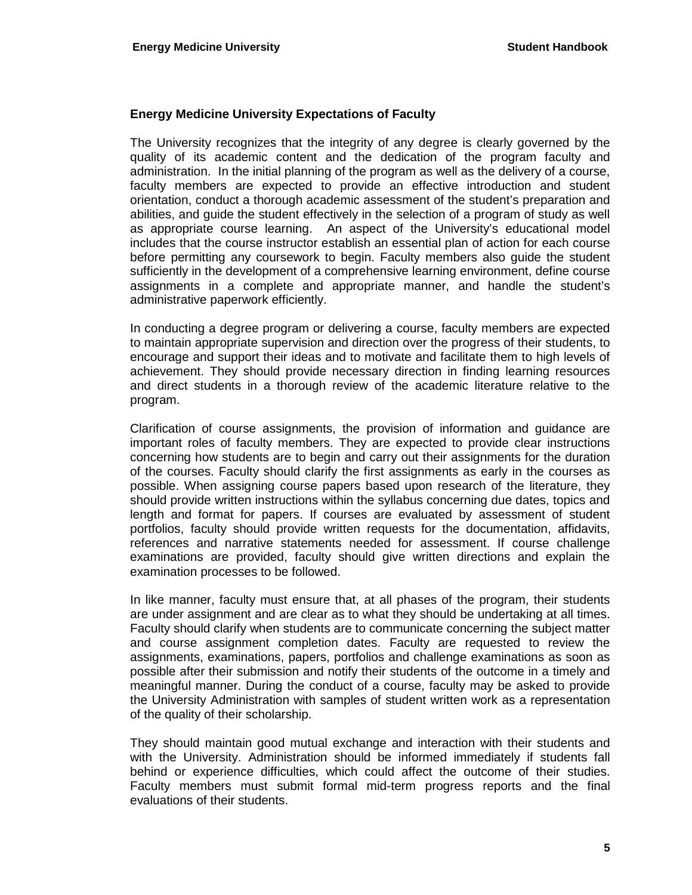**Energy Medicine University Expectations of Faculty**

The University recognizes that the integrity of any degree is clearly governed by the quality of its academic content and the dedication of the program faculty and administration. In the initial planning of the program as well as the delivery of a course, faculty members are expected to provide an effective introduction and student orientation, conduct a thorough academic assessment of the student's preparation and abilities, and guide the student effectively in the selection of a program of study as well as appropriate course learning. An aspect of the University's educational model includes that the course instructor establish an essential plan of action for each course before permitting any coursework to begin. Faculty members also guide the student sufficiently in the development of a comprehensive learning environment, define course assignments in a complete and appropriate manner, and handle the student's administrative paperwork efficiently.

In conducting a degree program or delivering a course, faculty members are expected to maintain appropriate supervision and direction over the progress of their students, to encourage and support their ideas and to motivate and facilitate them to high levels of achievement. They should provide necessary direction in finding learning resources and direct students in a thorough review of the academic literature relative to the program.

Clarification of course assignments, the provision of information and guidance are important roles of faculty members. They are expected to provide clear instructions concerning how students are to begin and carry out their assignments for the duration of the courses. Faculty should clarify the first assignments as early in the courses as possible. When assigning course papers based upon research of the literature, they should provide written instructions within the syllabus concerning due dates, topics and length and format for papers. If courses are evaluated by assessment of student portfolios, faculty should provide written requests for the documentation, affidavits, references and narrative statements needed for assessment. If course challenge examinations are provided, faculty should give written directions and explain the examination processes to be followed.

In like manner, faculty must ensure that, at all phases of the program, their students are under assignment and are clear as to what they should be undertaking at all times. Faculty should clarify when students are to communicate concerning the subject matter and course assignment completion dates. Faculty are requested to review the assignments, examinations, papers, portfolios and challenge examinations as soon as possible after their submission and notify their students of the outcome in a timely and meaningful manner. During the conduct of a course, faculty may be asked to provide the University Administration with samples of student written work as a representation of the quality of their scholarship.

They should maintain good mutual exchange and interaction with their students and with the University. Administration should be informed immediately if students fall behind or experience difficulties, which could affect the outcome of their studies. Faculty members must submit formal mid-term progress reports and the final evaluations of their students.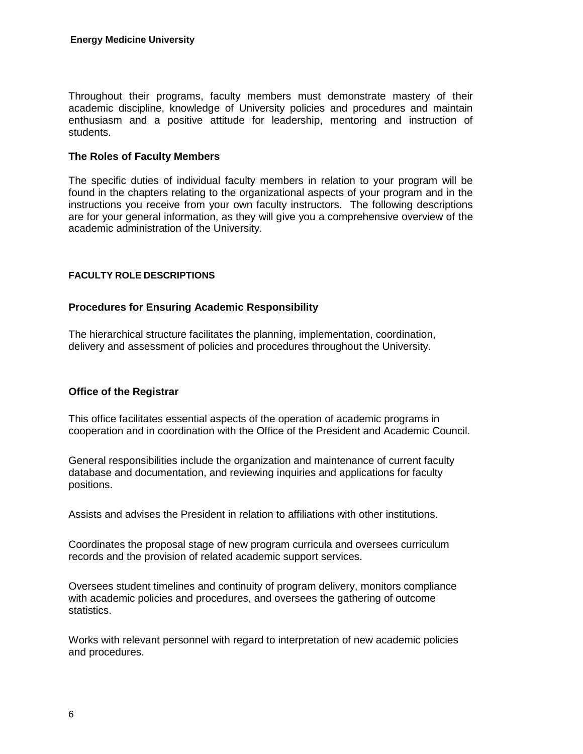Throughout their programs, faculty members must demonstrate mastery of their academic discipline, knowledge of University policies and procedures and maintain enthusiasm and a positive attitude for leadership, mentoring and instruction of students.

### The Roles of Faculty Members

The specific duties of individual faculty members in relation to your program will be found in the chapters relating to the organizational aspects of your program and in the instructions you receive from your own faculty instructors. The following descriptions are for your general information, as they will give you a comprehensive overview of the academic administration of the University.

## FACULTY ROLE DESCRIPTIONS

### Procedures for Ensuring Academic Responsibility

The hierarchical structure facilitates the planning, implementation, coordination, delivery and assessment of policies and procedures throughout the University.

### Office of the Registrar

This office facilitates essential aspects of the operation of academic programs in cooperation and in coordination with the Office of the President and Academic Council.

General responsibilities include the organization and maintenance of current faculty database and documentation, and reviewing inquiries and applications for faculty positions.

Assists and advises the President in relation to affiliations with other institutions.

Coordinates the proposal stage of new program curricula and oversees curriculum records and the provision of related academic support services.

Oversees student timelines and continuity of program delivery, monitors compliance with academic policies and procedures, and oversees the gathering of outcome statistics.

Works with relevant personnel with regard to interpretation of new academic policies and procedures.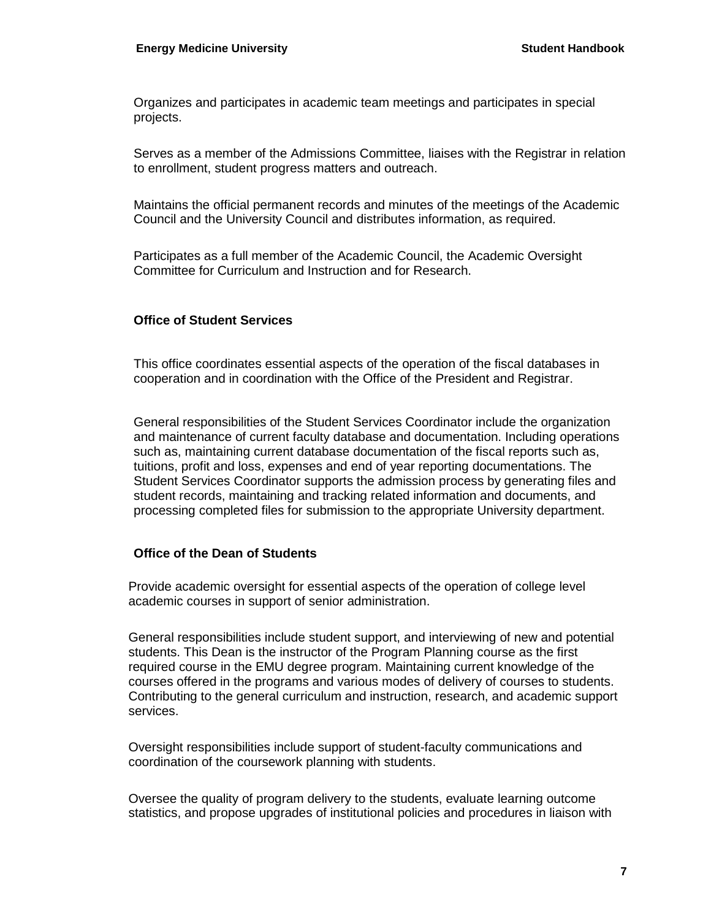Organizes and participates in academic team meetings and participates in special projects.

Serves as a member of the Admissions Committee, liaises with the Registrar in relation to enrollment, student progress matters and outreach.

Maintains the official permanent records and minutes of the meetings of the Academic Council and the University Council and distributes information, as required.

Participates as a full member of the Academic Council, the Academic Oversight Committee for Curriculum and Instruction and for Research.

### Office of Student Services

This office coordinates essential aspects of the operation of the fiscal databases in cooperation and in coordination with the Office of the President and Registrar.

General responsibilities of the Student Services Coordinator include the organization and maintenance of current faculty database and documentation. Including operations such as, maintaining current database documentation of the fiscal reports such as, tuitions, profit and loss, expenses and end of year reporting documentations. The Student Services Coordinator supports the admission process by generating files and student records, maintaining and tracking related information and documents, and processing completed files for submission to the appropriate University department.

### Office of the Dean of Students

Provide academic oversight for essential aspects of the operation of college level academic courses in support of senior administration.

General responsibilities include student support, and interviewing of new and potential students. This Dean is the instructor of the Program Planning course as the first required course in the EMU degree program. Maintaining current knowledge of the courses offered in the programs and various modes of delivery of courses to students. Contributing to the general curriculum and instruction, research, and academic support services.

Oversight responsibilities include support of student-faculty communications and coordination of the coursework planning with students.

Oversee the quality of program delivery to the students, evaluate learning outcome statistics, and propose upgrades of institutional policies and procedures in liaison with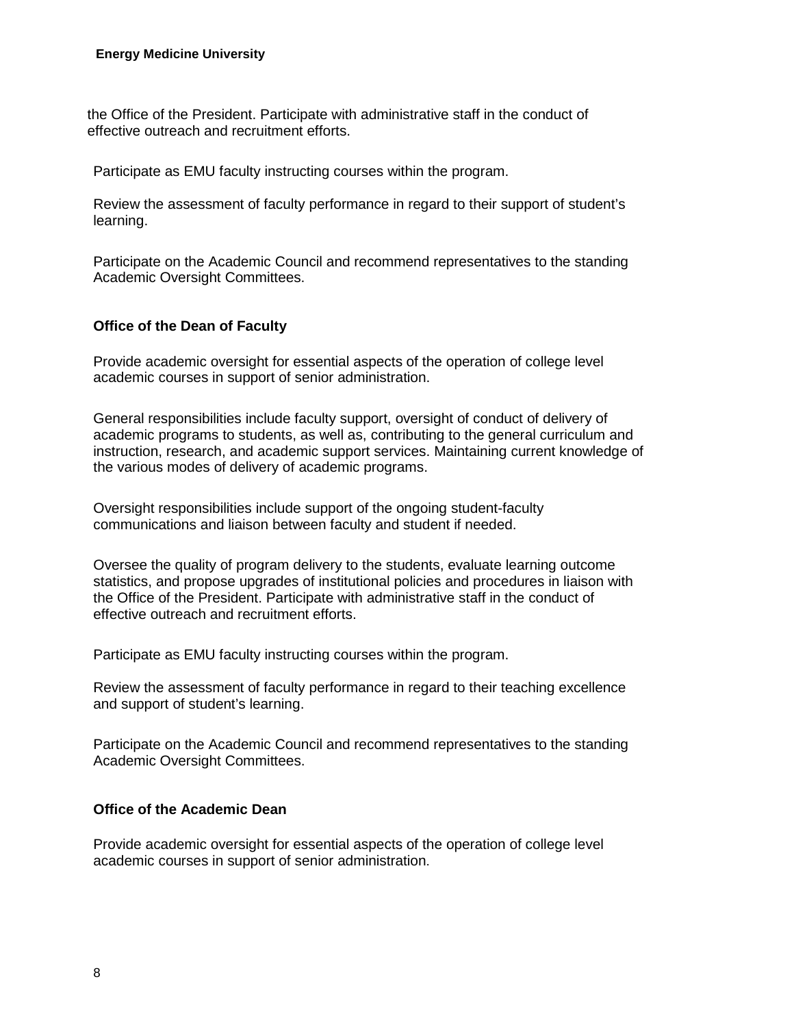the Office of the President. Participate with administrative staff in the conduct of effective outreach and recruitment efforts.

Participate as EMU faculty instructing courses within the program.

Review the assessment of faculty performance in regard to their support of student's learning.

Participate on the Academic Council and recommend representatives to the standing Academic Oversight Committees.

**Office of the Dean of Faculty**

Provide academic oversight for essential aspects of the operation of college level academic courses in support of senior administration.

General responsibilities include faculty support, oversight of conduct of delivery of academic programs to students, as well as, contributing to the general curriculum and instruction, research, and academic support services. Maintaining current knowledge of the various modes of delivery of academic programs.

Oversight responsibilities include support of the ongoing student-faculty communications and liaison between faculty and student if needed.

Oversee the quality of program delivery to the students, evaluate learning outcome statistics, and propose upgrades of institutional policies and procedures in liaison with the Office of the President. Participate with administrative staff in the conduct of effective outreach and recruitment efforts.

Participate as EMU faculty instructing courses within the program.

Review the assessment of faculty performance in regard to their teaching excellence and support of student's learning.

Participate on the Academic Council and recommend representatives to the standing Academic Oversight Committees.

**Office of the Academic Dean**

Provide academic oversight for essential aspects of the operation of college level academic courses in support of senior administration.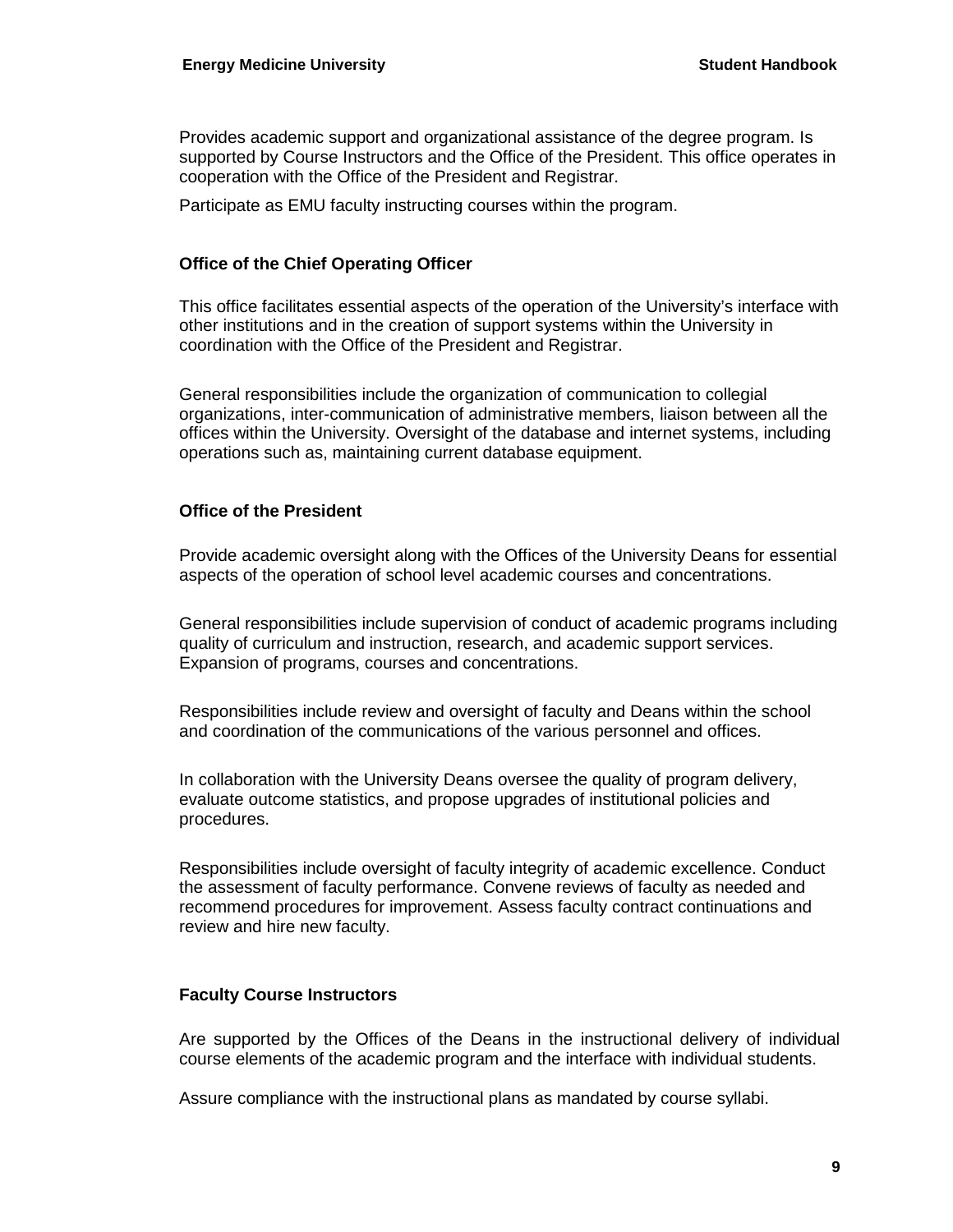Provides academic support and organizational assistance of the degree program. Is supported by Course Instructors and the Office of the President. This office operates in cooperation with the Office of the President and Registrar.

Participate as EMU faculty instructing courses within the program.

### Office of the Chief Operating Officer

This office facilitates essential aspects of the operation of the University's interface with other institutions and in the creation of support systems within the University in coordination with the Office of the President and Registrar.

General responsibilities include the organization of communication to collegial organizations, inter-communication of administrative members, liaison between all the offices within the University. Oversight of the database and internet systems, including operations such as, maintaining current database equipment.

### Office of the President

Provide academic oversight along with the Offices of the University Deans for essential aspects of the operation of school level academic courses and concentrations.

General responsibilities include supervision of conduct of academic programs including quality of curriculum and instruction, research, and academic support services. Expansion of programs, courses and concentrations.

Responsibilities include review and oversight of faculty and Deans within the school and coordination of the communications of the various personnel and offices.

In collaboration with the University Deans oversee the quality of program delivery, evaluate outcome statistics, and propose upgrades of institutional policies and procedures.

Responsibilities include oversight of faculty integrity of academic excellence. Conduct the assessment of faculty performance. Convene reviews of faculty as needed and recommend procedures for improvement. Assess faculty contract continuations and review and hire new faculty.

### Faculty Course Instructors

Are supported by the Offices of the Deans in the instructional delivery of individual course elements of the academic program and the interface with individual students.

Assure compliance with the instructional plans as mandated by course syllabi.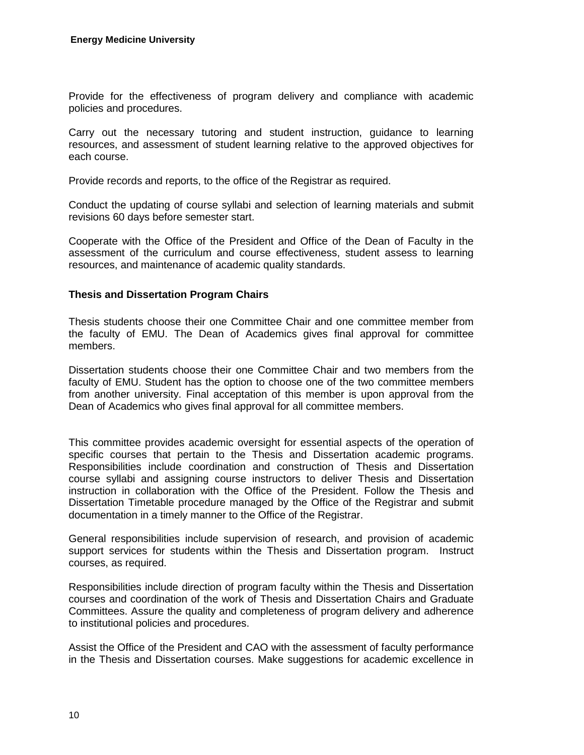Provide for the effectiveness of program delivery and compliance with academic policies and procedures.

Carry out the necessary tutoring and student instruction, guidance to learning resources, and assessment of student learning relative to the approved objectives for each course.

Provide records and reports, to the office of the Registrar as required.

Conduct the updating of course syllabi and selection of learning materials and submit revisions 60 days before semester start.

Cooperate with the Office of the President and Office of the Dean of Faculty in the assessment of the curriculum and course effectiveness, student assess to learning resources, and maintenance of academic quality standards.

### Thesis and Dissertation Program Chairs

Thesis students choose their one Committee Chair and one committee member from the faculty of EMU. The Dean of Academics gives final approval for committee members.

Dissertation students choose their one Committee Chair and two members from the faculty of EMU. Student has the option to choose one of the two committee members from another university. Final acceptation of this member is upon approval from the Dean of Academics who gives final approval for all committee members.

This committee provides academic oversight for essential aspects of the operation of specific courses that pertain to the Thesis and Dissertation academic programs. Responsibilities include coordination and construction of Thesis and Dissertation course syllabi and assigning course instructors to deliver Thesis and Dissertation instruction in collaboration with the Office of the President. Follow the Thesis and Dissertation Timetable procedure managed by the Office of the Registrar and submit documentation in a timely manner to the Office of the Registrar.

General responsibilities include supervision of research, and provision of academic support services for students within the Thesis and Dissertation program. Instruct courses, as required.

Responsibilities include direction of program faculty within the Thesis and Dissertation courses and coordination of the work of Thesis and Dissertation Chairs and Graduate Committees. Assure the quality and completeness of program delivery and adherence to institutional policies and procedures.

Assist the Office of the President and CAO with the assessment of faculty performance in the Thesis and Dissertation courses. Make suggestions for academic excellence in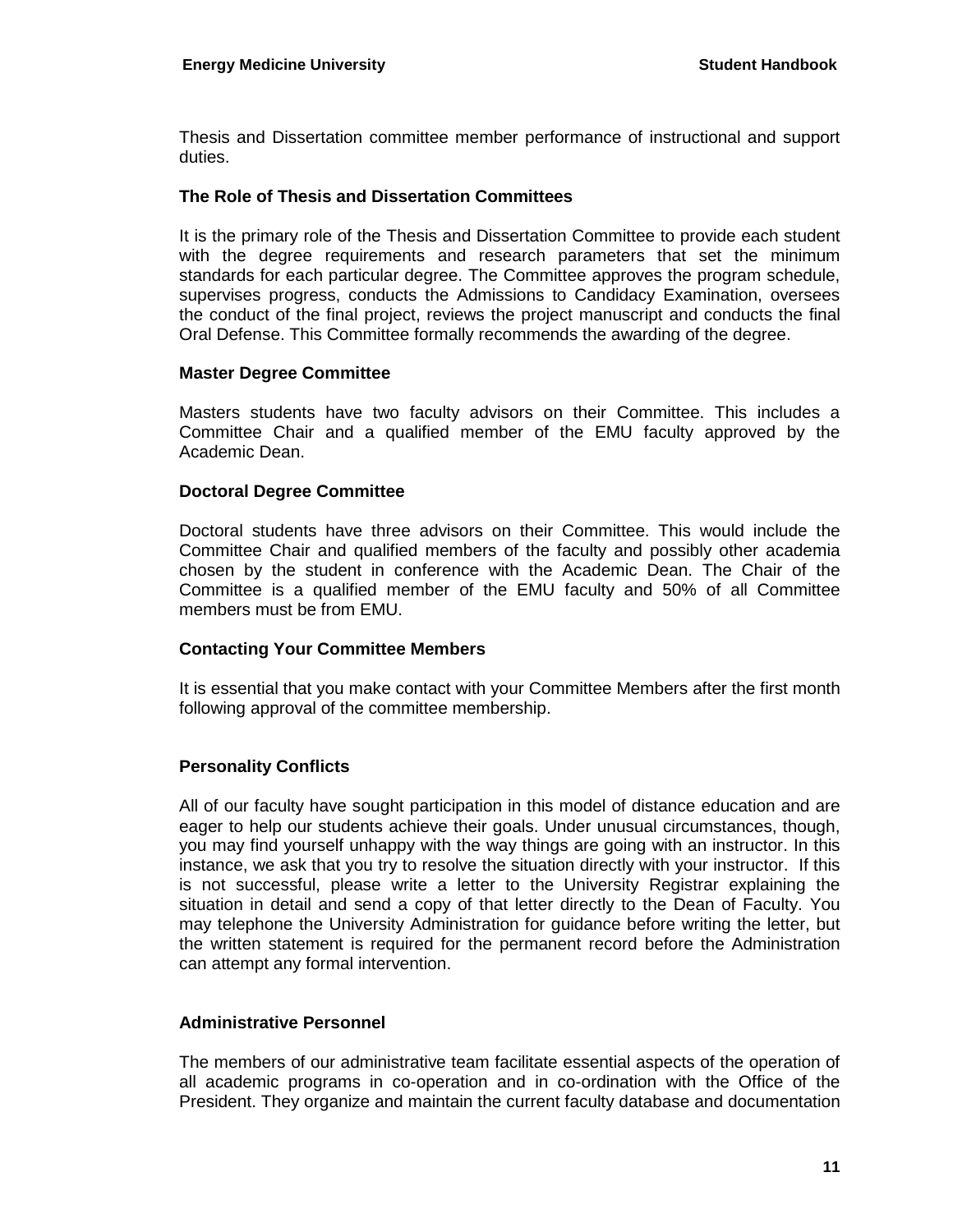Thesis and Dissertation committee member performance of instructional and support duties.

### The Role of Thesis and Dissertation Committees

It is the primary role of the Thesis and Dissertation Committee to provide each student with the degree requirements and research parameters that set the minimum standards for each particular degree. The Committee approves the program schedule, supervises progress, conducts the Admissions to Candidacy Examination, oversees the conduct of the final project, reviews the project manuscript and conducts the final Oral Defense. This Committee formally recommends the awarding of the degree.

### Master Degree Committee

Masters students have two faculty advisors on their Committee. This includes a Committee Chair and a qualified member of the EMU faculty approved by the Academic Dean.

### Doctoral Degree Committee

Doctoral students have three advisors on their Committee. This would include the Committee Chair and qualified members of the faculty and possibly other academia chosen by the student in conference with the Academic Dean. The Chair of the Committee is a qualified member of the EMU faculty and 50% of all Committee members must be from EMU.

### Contacting Your Committee Members

It is essential that you make contact with your Committee Members after the first month following approval of the committee membership.

### Personality Conflicts

All of our faculty have sought participation in this model of distance education and are eager to help our students achieve their goals. Under unusual circumstances, though, you may find yourself unhappy with the way things are going with an instructor. In this instance, we ask that you try to resolve the situation directly with your instructor. If this is not successful, please write a letter to the University Registrar explaining the situation in detail and send a copy of that letter directly to the Dean of Faculty. You may telephone the University Administration for guidance before writing the letter, but the written statement is required for the permanent record before the Administration can attempt any formal intervention.

### Administrative Personnel

The members of our administrative team facilitate essential aspects of the operation of all academic programs in co-operation and in co-ordination with the Office of the President. They organize and maintain the current faculty database and documentation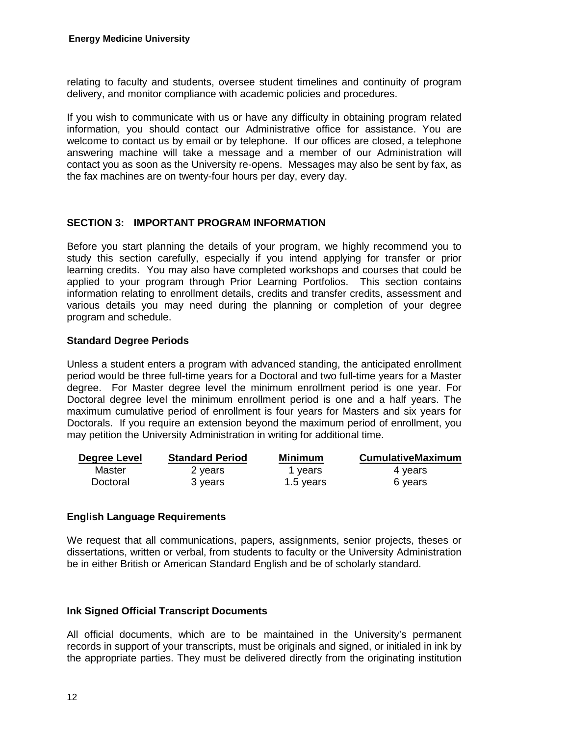relating to faculty and students, oversee student timelines and continuity of program delivery, and monitor compliance with academic policies and procedures.

If you wish to communicate with us or have any difficulty in obtaining program related information, you should contact our Administrative office for assistance. You are welcome to contact us by email or by telephone. If our offices are closed, a telephone answering machine will take a message and a member of our Administration will contact you as soon as the University re-opens. Messages may also be sent by fax, as the fax machines are on twenty-four hours per day, every day.

## SECTION 3: IMPORTANT PROGRAM INFORMATION

Before you start planning the details of your program, we highly recommend you to study this section carefully, especially if you intend applying for transfer or prior learning credits. You may also have completed workshops and courses that could be applied to your program through Prior Learning Portfolios. This section contains information relating to enrollment details, credits and transfer credits, assessment and various details you may need during the planning or completion of your degree program and schedule.

### Standard Degree Periods

Unless a student enters a program with advanced standing, the anticipated enrollment period would be three full-time years for a Doctoral and two full-time years for a Master degree. For Master degree level the minimum enrollment period is one year. For Doctoral degree level the minimum enrollment period is one and a half years. The maximum cumulative period of enrollment is four years for Masters and six years for Doctorals. If you require an extension beyond the maximum period of enrollment, you may petition the University Administration in writing for additional time.

| Degree Level | Standard Period | Minimum | CumulativeMaximum |
|---|---|---|---|
| Master | 2 years | 1 years | 4 years |
| Doctoral | 3 years | 1.5 years | 6 years |

### English Language Requirements

We request that all communications, papers, assignments, senior projects, theses or dissertations, written or verbal, from students to faculty or the University Administration be in either British or American Standard English and be of scholarly standard.

### Ink Signed Official Transcript Documents

All official documents, which are to be maintained in the University's permanent records in support of your transcripts, must be originals and signed, or initialed in ink by the appropriate parties. They must be delivered directly from the originating institution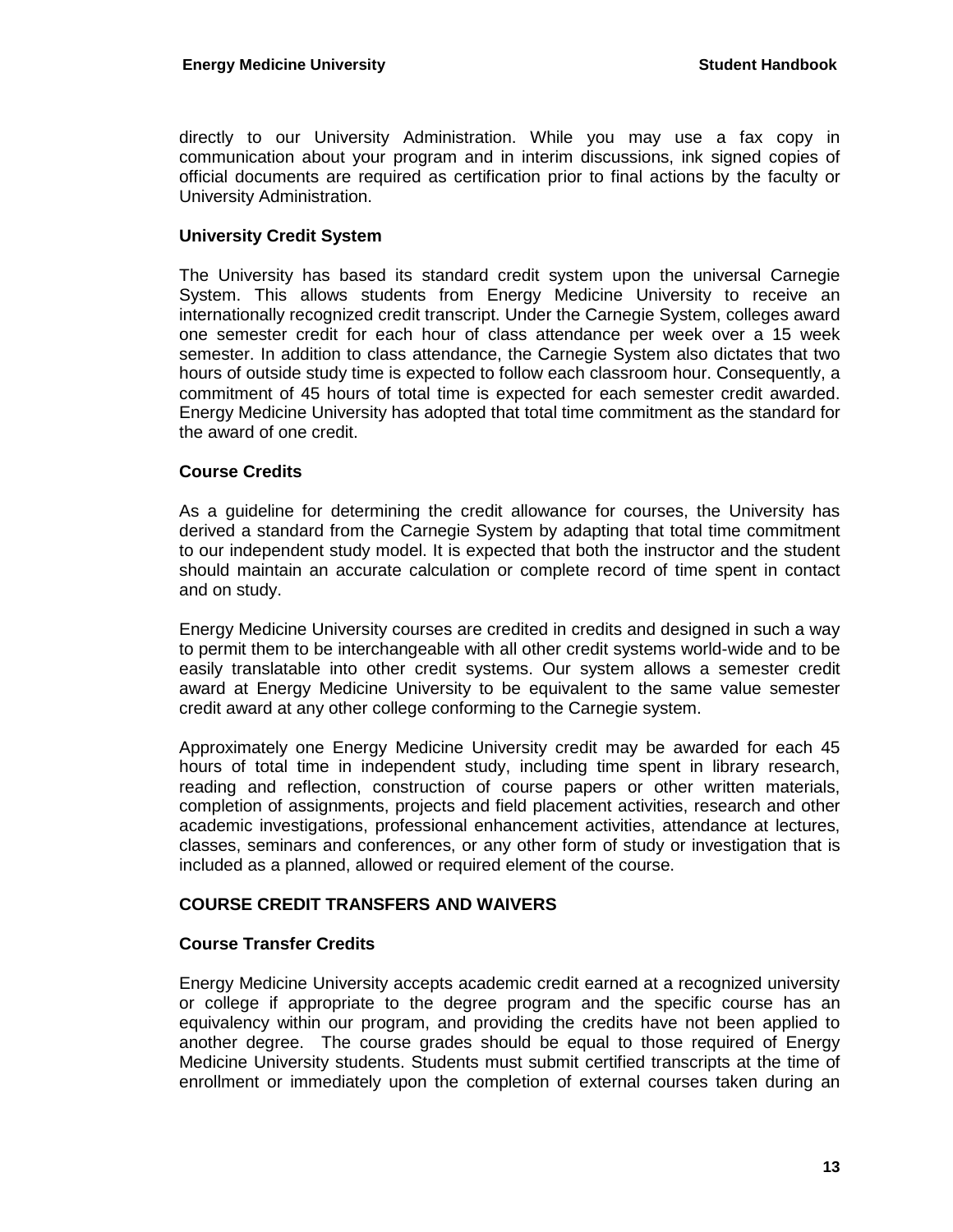directly to our University Administration. While you may use a fax copy in communication about your program and in interim discussions, ink signed copies of official documents are required as certification prior to final actions by the faculty or University Administration.

### University Credit System

The University has based its standard credit system upon the universal Carnegie System. This allows students from Energy Medicine University to receive an internationally recognized credit transcript. Under the Carnegie System, colleges award one semester credit for each hour of class attendance per week over a 15 week semester. In addition to class attendance, the Carnegie System also dictates that two hours of outside study time is expected to follow each classroom hour. Consequently, a commitment of 45 hours of total time is expected for each semester credit awarded. Energy Medicine University has adopted that total time commitment as the standard for the award of one credit.

### Course Credits

As a guideline for determining the credit allowance for courses, the University has derived a standard from the Carnegie System by adapting that total time commitment to our independent study model. It is expected that both the instructor and the student should maintain an accurate calculation or complete record of time spent in contact and on study.

Energy Medicine University courses are credited in credits and designed in such a way to permit them to be interchangeable with all other credit systems world-wide and to be easily translatable into other credit systems. Our system allows a semester credit award at Energy Medicine University to be equivalent to the same value semester credit award at any other college conforming to the Carnegie system.

Approximately one Energy Medicine University credit may be awarded for each 45 hours of total time in independent study, including time spent in library research, reading and reflection, construction of course papers or other written materials, completion of assignments, projects and field placement activities, research and other academic investigations, professional enhancement activities, attendance at lectures, classes, seminars and conferences, or any other form of study or investigation that is included as a planned, allowed or required element of the course.

## COURSE CREDIT TRANSFERS AND WAIVERS

### Course Transfer Credits

Energy Medicine University accepts academic credit earned at a recognized university or college if appropriate to the degree program and the specific course has an equivalency within our program, and providing the credits have not been applied to another degree. The course grades should be equal to those required of Energy Medicine University students. Students must submit certified transcripts at the time of enrollment or immediately upon the completion of external courses taken during an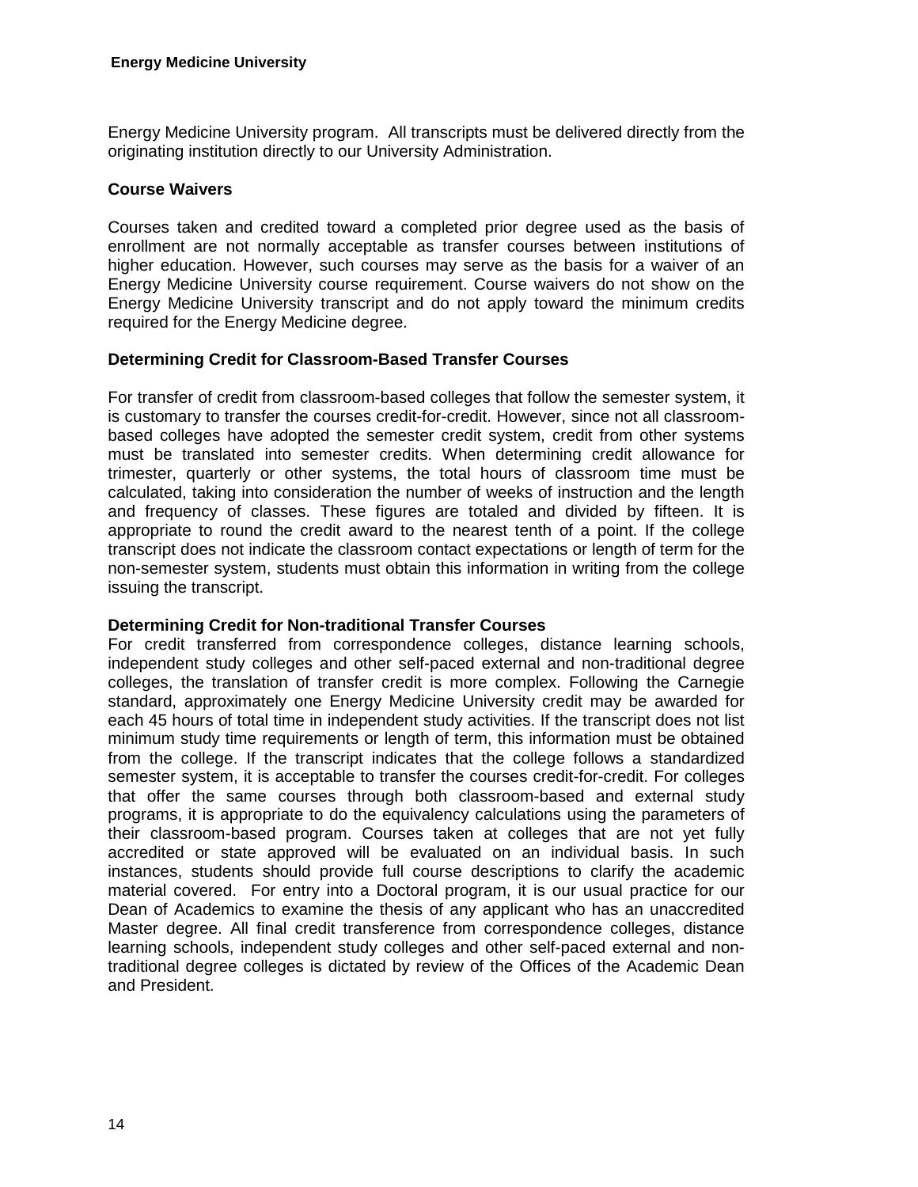Energy Medicine University program. All transcripts must be delivered directly from the originating institution directly to our University Administration.

### Course Waivers

Courses taken and credited toward a completed prior degree used as the basis of enrollment are not normally acceptable as transfer courses between institutions of higher education. However, such courses may serve as the basis for a waiver of an Energy Medicine University course requirement. Course waivers do not show on the Energy Medicine University transcript and do not apply toward the minimum credits required for the Energy Medicine degree.

### Determining Credit for Classroom-Based Transfer Courses

For transfer of credit from classroom-based colleges that follow the semester system, it is customary to transfer the courses credit-for-credit. However, since not all classroom-based colleges have adopted the semester credit system, credit from other systems must be translated into semester credits. When determining credit allowance for trimester, quarterly or other systems, the total hours of classroom time must be calculated, taking into consideration the number of weeks of instruction and the length and frequency of classes. These figures are totaled and divided by fifteen. It is appropriate to round the credit award to the nearest tenth of a point. If the college transcript does not indicate the classroom contact expectations or length of term for the non-semester system, students must obtain this information in writing from the college issuing the transcript.

### Determining Credit for Non-traditional Transfer Courses

For credit transferred from correspondence colleges, distance learning schools, independent study colleges and other self-paced external and non-traditional degree colleges, the translation of transfer credit is more complex. Following the Carnegie standard, approximately one Energy Medicine University credit may be awarded for each 45 hours of total time in independent study activities. If the transcript does not list minimum study time requirements or length of term, this information must be obtained from the college. If the transcript indicates that the college follows a standardized semester system, it is acceptable to transfer the courses credit-for-credit. For colleges that offer the same courses through both classroom-based and external study programs, it is appropriate to do the equivalency calculations using the parameters of their classroom-based program. Courses taken at colleges that are not yet fully accredited or state approved will be evaluated on an individual basis. In such instances, students should provide full course descriptions to clarify the academic material covered. For entry into a Doctoral program, it is our usual practice for our Dean of Academics to examine the thesis of any applicant who has an unaccredited Master degree. All final credit transference from correspondence colleges, distance learning schools, independent study colleges and other self-paced external and non-traditional degree colleges is dictated by review of the Offices of the Academic Dean and President.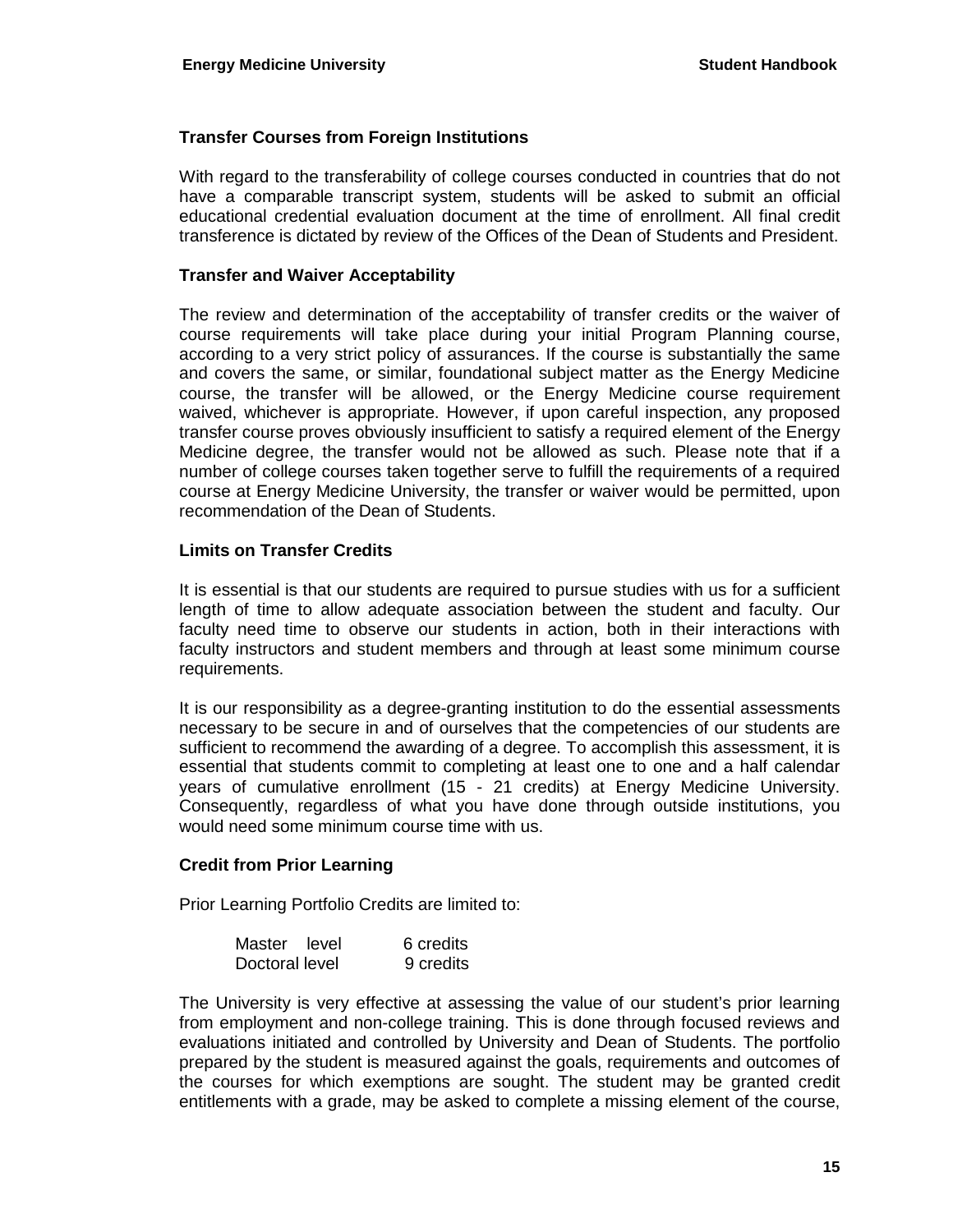### Transfer Courses from Foreign Institutions

With regard to the transferability of college courses conducted in countries that do not have a comparable transcript system, students will be asked to submit an official educational credential evaluation document at the time of enrollment. All final credit transference is dictated by review of the Offices of the Dean of Students and President.

### Transfer and Waiver Acceptability

The review and determination of the acceptability of transfer credits or the waiver of course requirements will take place during your initial Program Planning course, according to a very strict policy of assurances. If the course is substantially the same and covers the same, or similar, foundational subject matter as the Energy Medicine course, the transfer will be allowed, or the Energy Medicine course requirement waived, whichever is appropriate. However, if upon careful inspection, any proposed transfer course proves obviously insufficient to satisfy a required element of the Energy Medicine degree, the transfer would not be allowed as such. Please note that if a number of college courses taken together serve to fulfill the requirements of a required course at Energy Medicine University, the transfer or waiver would be permitted, upon recommendation of the Dean of Students.

### Limits on Transfer Credits

It is essential is that our students are required to pursue studies with us for a sufficient length of time to allow adequate association between the student and faculty. Our faculty need time to observe our students in action, both in their interactions with faculty instructors and student members and through at least some minimum course requirements.

It is our responsibility as a degree-granting institution to do the essential assessments necessary to be secure in and of ourselves that the competencies of our students are sufficient to recommend the awarding of a degree. To accomplish this assessment, it is essential that students commit to completing at least one to one and a half calendar years of cumulative enrollment (15 - 21 credits) at Energy Medicine University. Consequently, regardless of what you have done through outside institutions, you would need some minimum course time with us.

### Credit from Prior Learning

Prior Learning Portfolio Credits are limited to:

| | |
|---|---|
| Master level | 6 credits |
| Doctoral level | 9 credits |

The University is very effective at assessing the value of our student's prior learning from employment and non-college training. This is done through focused reviews and evaluations initiated and controlled by University and Dean of Students. The portfolio prepared by the student is measured against the goals, requirements and outcomes of the courses for which exemptions are sought. The student may be granted credit entitlements with a grade, may be asked to complete a missing element of the course,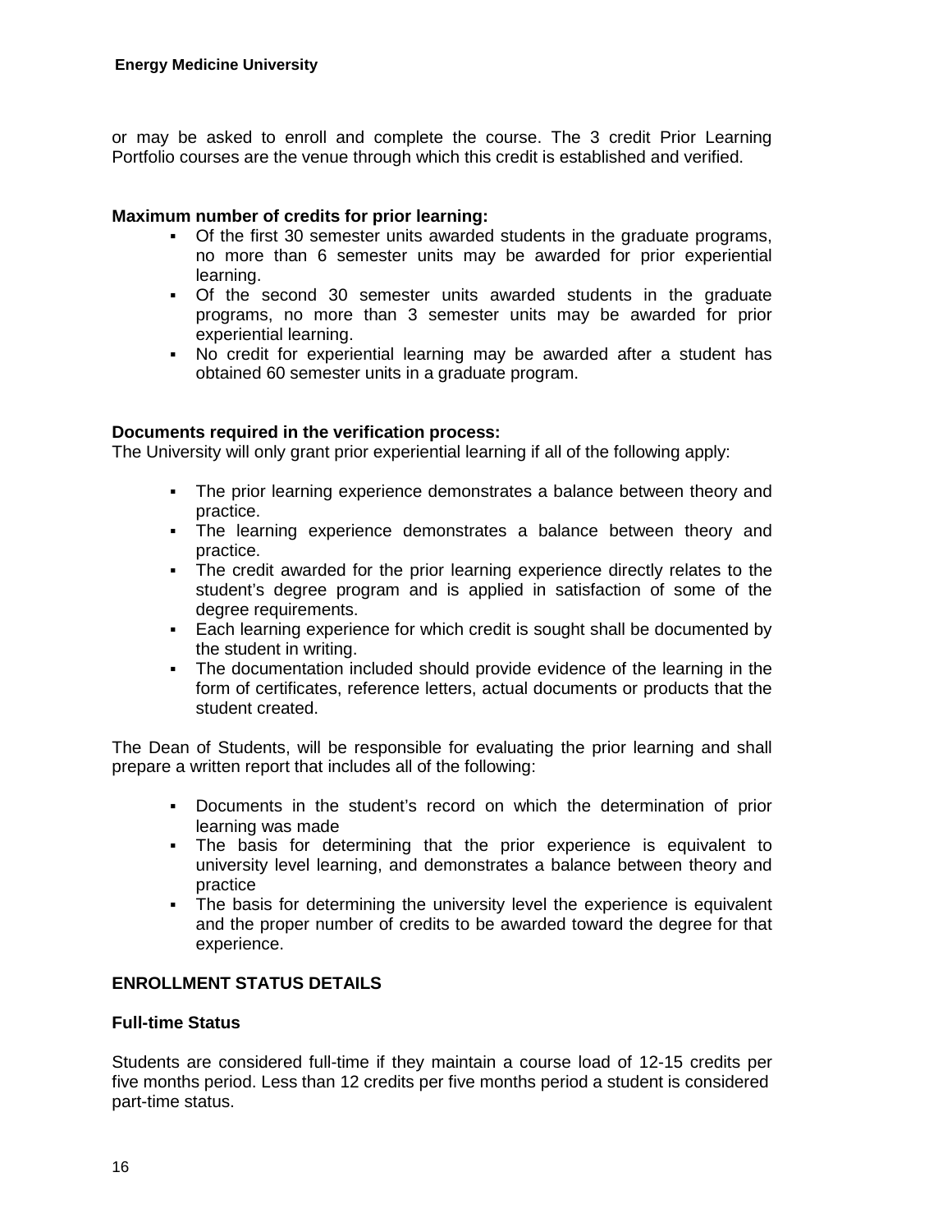or may be asked to enroll and complete the course. The 3 credit Prior Learning Portfolio courses are the venue through which this credit is established and verified.

**Maximum number of credits for prior learning:**

- Of the first 30 semester units awarded students in the graduate programs, no more than 6 semester units may be awarded for prior experiential learning.
- Of the second 30 semester units awarded students in the graduate programs, no more than 3 semester units may be awarded for prior experiential learning.
- No credit for experiential learning may be awarded after a student has obtained 60 semester units in a graduate program.

**Documents required in the verification process:**

The University will only grant prior experiential learning if all of the following apply:

- The prior learning experience demonstrates a balance between theory and practice.
- The learning experience demonstrates a balance between theory and practice.
- The credit awarded for the prior learning experience directly relates to the student's degree program and is applied in satisfaction of some of the degree requirements.
- Each learning experience for which credit is sought shall be documented by the student in writing.
- The documentation included should provide evidence of the learning in the form of certificates, reference letters, actual documents or products that the student created.

The Dean of Students, will be responsible for evaluating the prior learning and shall prepare a written report that includes all of the following:

- Documents in the student's record on which the determination of prior learning was made
- The basis for determining that the prior experience is equivalent to university level learning, and demonstrates a balance between theory and practice
- The basis for determining the university level the experience is equivalent and the proper number of credits to be awarded toward the degree for that experience.

**ENROLLMENT STATUS DETAILS**

**Full-time Status**

Students are considered full-time if they maintain a course load of 12-15 credits per five months period. Less than 12 credits per five months period a student is considered part-time status.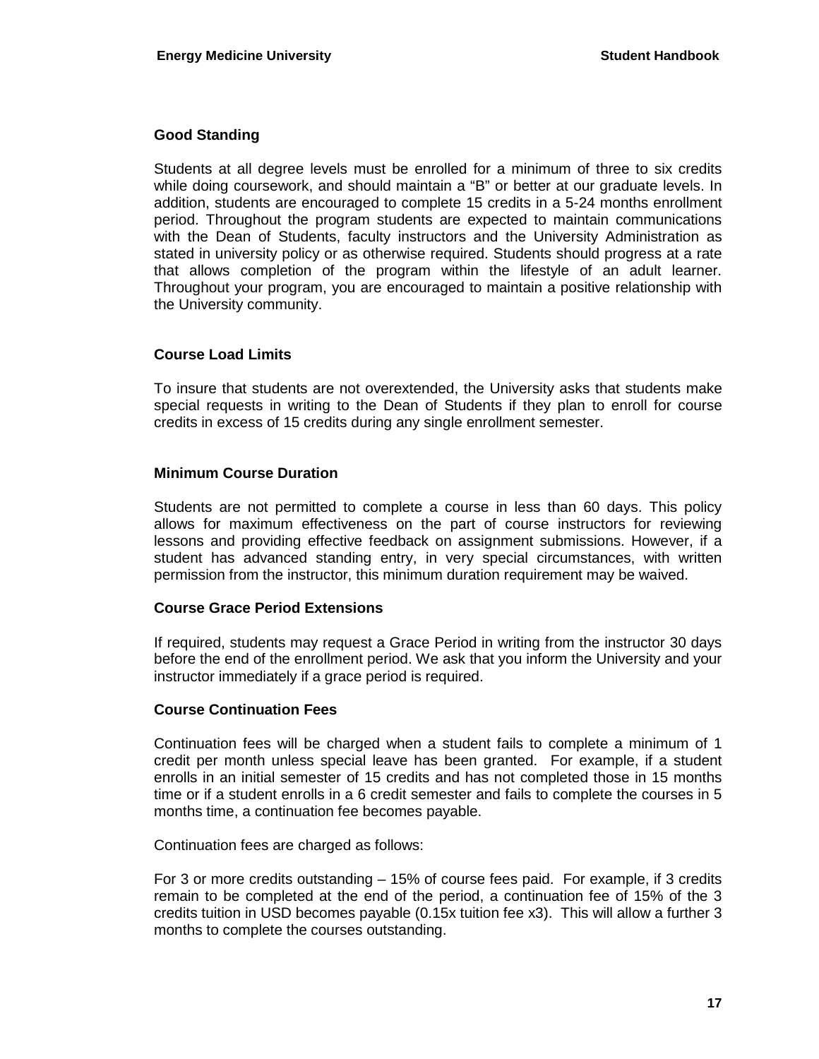## Good Standing

Students at all degree levels must be enrolled for a minimum of three to six credits while doing coursework, and should maintain a "B" or better at our graduate levels. In addition, students are encouraged to complete 15 credits in a 5-24 months enrollment period. Throughout the program students are expected to maintain communications with the Dean of Students, faculty instructors and the University Administration as stated in university policy or as otherwise required. Students should progress at a rate that allows completion of the program within the lifestyle of an adult learner. Throughout your program, you are encouraged to maintain a positive relationship with the University community.

## Course Load Limits

To insure that students are not overextended, the University asks that students make special requests in writing to the Dean of Students if they plan to enroll for course credits in excess of 15 credits during any single enrollment semester.

## Minimum Course Duration

Students are not permitted to complete a course in less than 60 days. This policy allows for maximum effectiveness on the part of course instructors for reviewing lessons and providing effective feedback on assignment submissions. However, if a student has advanced standing entry, in very special circumstances, with written permission from the instructor, this minimum duration requirement may be waived.

## Course Grace Period Extensions

If required, students may request a Grace Period in writing from the instructor 30 days before the end of the enrollment period. We ask that you inform the University and your instructor immediately if a grace period is required.

## Course Continuation Fees

Continuation fees will be charged when a student fails to complete a minimum of 1 credit per month unless special leave has been granted. For example, if a student enrolls in an initial semester of 15 credits and has not completed those in 15 months time or if a student enrolls in a 6 credit semester and fails to complete the courses in 5 months time, a continuation fee becomes payable.

Continuation fees are charged as follows:

For 3 or more credits outstanding – 15% of course fees paid. For example, if 3 credits remain to be completed at the end of the period, a continuation fee of 15% of the 3 credits tuition in USD becomes payable (0.15x tuition fee x3). This will allow a further 3 months to complete the courses outstanding.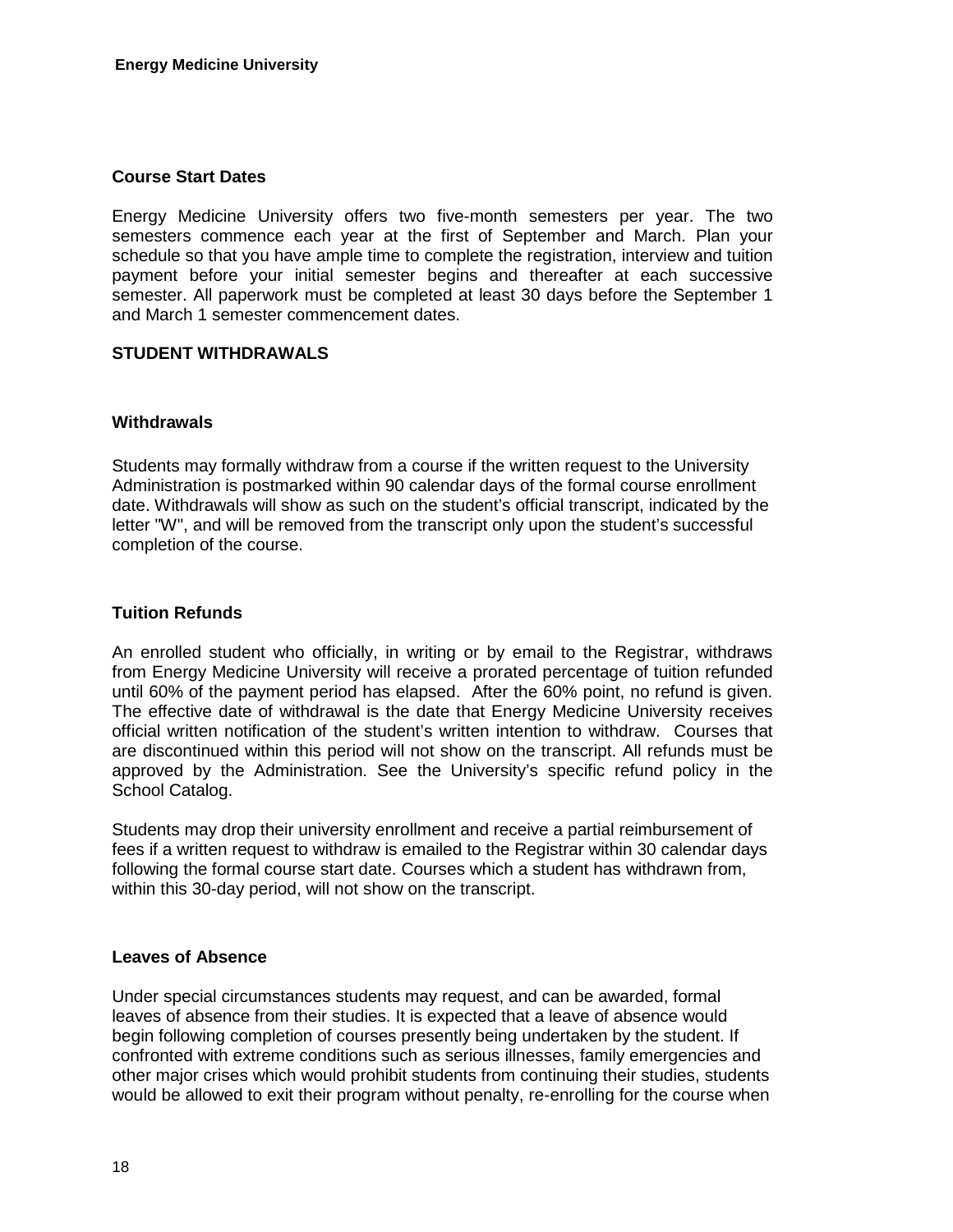### Course Start Dates

Energy Medicine University offers two five-month semesters per year. The two semesters commence each year at the first of September and March. Plan your schedule so that you have ample time to complete the registration, interview and tuition payment before your initial semester begins and thereafter at each successive semester. All paperwork must be completed at least 30 days before the September 1 and March 1 semester commencement dates.

## STUDENT WITHDRAWALS

### Withdrawals

Students may formally withdraw from a course if the written request to the University Administration is postmarked within 90 calendar days of the formal course enrollment date. Withdrawals will show as such on the student's official transcript, indicated by the letter "W", and will be removed from the transcript only upon the student's successful completion of the course.

### Tuition Refunds

An enrolled student who officially, in writing or by email to the Registrar, withdraws from Energy Medicine University will receive a prorated percentage of tuition refunded until 60% of the payment period has elapsed. After the 60% point, no refund is given. The effective date of withdrawal is the date that Energy Medicine University receives official written notification of the student's written intention to withdraw. Courses that are discontinued within this period will not show on the transcript. All refunds must be approved by the Administration. See the University's specific refund policy in the School Catalog.

Students may drop their university enrollment and receive a partial reimbursement of fees if a written request to withdraw is emailed to the Registrar within 30 calendar days following the formal course start date. Courses which a student has withdrawn from, within this 30-day period, will not show on the transcript.

### Leaves of Absence

Under special circumstances students may request, and can be awarded, formal leaves of absence from their studies. It is expected that a leave of absence would begin following completion of courses presently being undertaken by the student. If confronted with extreme conditions such as serious illnesses, family emergencies and other major crises which would prohibit students from continuing their studies, students would be allowed to exit their program without penalty, re-enrolling for the course when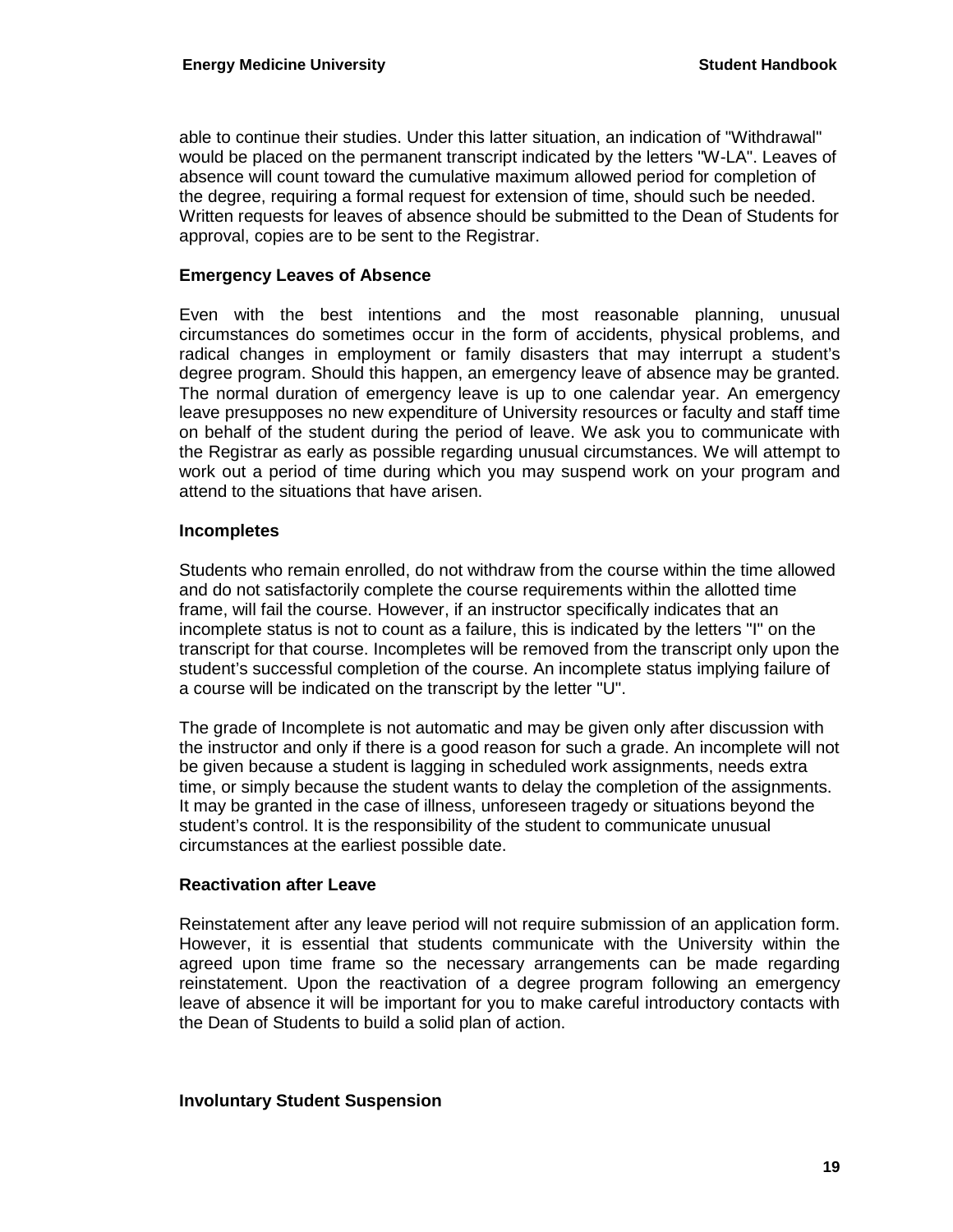able to continue their studies. Under this latter situation, an indication of "Withdrawal" would be placed on the permanent transcript indicated by the letters "W-LA". Leaves of absence will count toward the cumulative maximum allowed period for completion of the degree, requiring a formal request for extension of time, should such be needed. Written requests for leaves of absence should be submitted to the Dean of Students for approval, copies are to be sent to the Registrar.

### Emergency Leaves of Absence

Even with the best intentions and the most reasonable planning, unusual circumstances do sometimes occur in the form of accidents, physical problems, and radical changes in employment or family disasters that may interrupt a student's degree program. Should this happen, an emergency leave of absence may be granted. The normal duration of emergency leave is up to one calendar year. An emergency leave presupposes no new expenditure of University resources or faculty and staff time on behalf of the student during the period of leave. We ask you to communicate with the Registrar as early as possible regarding unusual circumstances. We will attempt to work out a period of time during which you may suspend work on your program and attend to the situations that have arisen.

### Incompletes

Students who remain enrolled, do not withdraw from the course within the time allowed and do not satisfactorily complete the course requirements within the allotted time frame, will fail the course. However, if an instructor specifically indicates that an incomplete status is not to count as a failure, this is indicated by the letters "I" on the transcript for that course. Incompletes will be removed from the transcript only upon the student's successful completion of the course. An incomplete status implying failure of a course will be indicated on the transcript by the letter "U".

The grade of Incomplete is not automatic and may be given only after discussion with the instructor and only if there is a good reason for such a grade. An incomplete will not be given because a student is lagging in scheduled work assignments, needs extra time, or simply because the student wants to delay the completion of the assignments. It may be granted in the case of illness, unforeseen tragedy or situations beyond the student's control. It is the responsibility of the student to communicate unusual circumstances at the earliest possible date.

### Reactivation after Leave

Reinstatement after any leave period will not require submission of an application form. However, it is essential that students communicate with the University within the agreed upon time frame so the necessary arrangements can be made regarding reinstatement. Upon the reactivation of a degree program following an emergency leave of absence it will be important for you to make careful introductory contacts with the Dean of Students to build a solid plan of action.

### Involuntary Student Suspension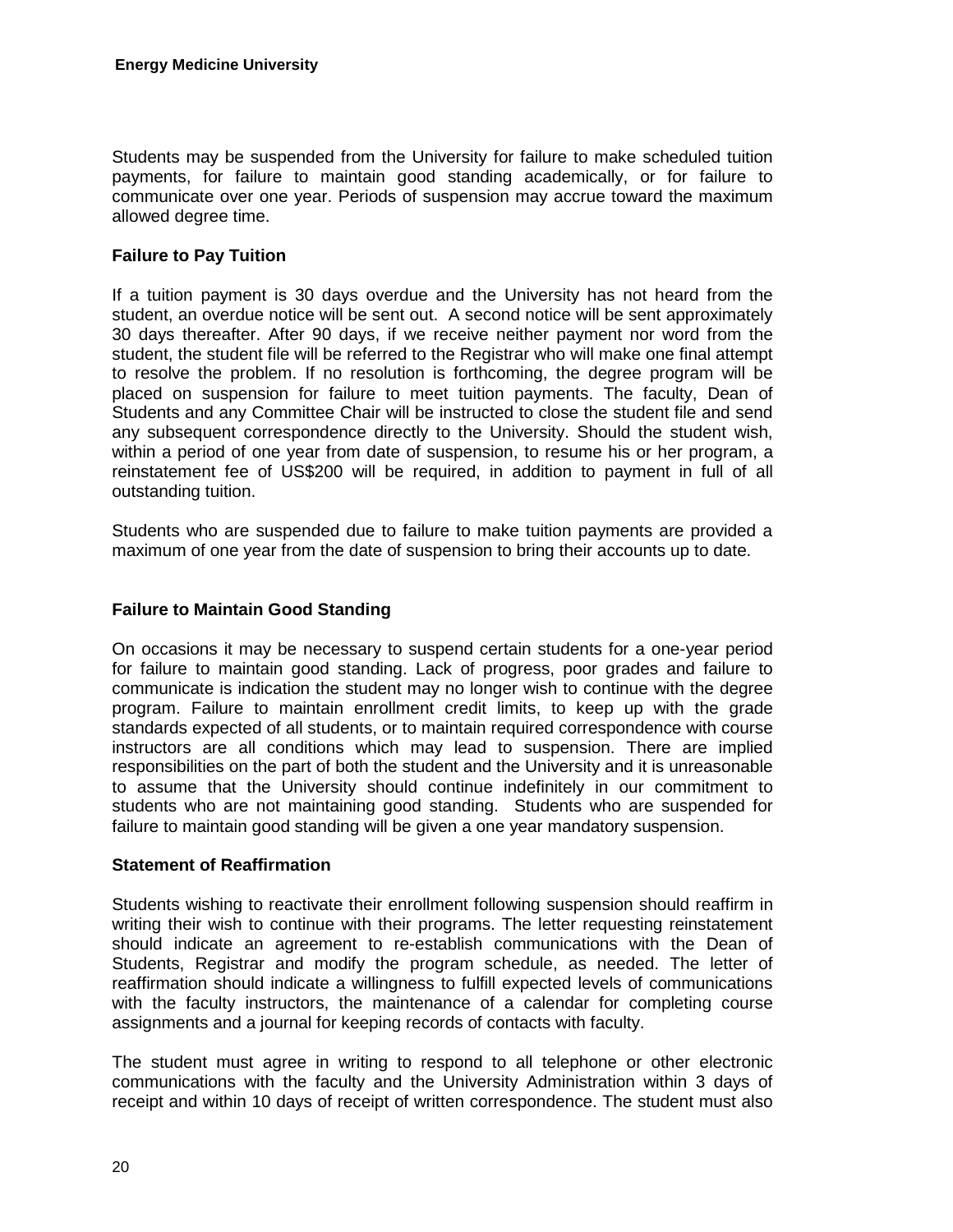Students may be suspended from the University for failure to make scheduled tuition payments, for failure to maintain good standing academically, or for failure to communicate over one year. Periods of suspension may accrue toward the maximum allowed degree time.

### Failure to Pay Tuition

If a tuition payment is 30 days overdue and the University has not heard from the student, an overdue notice will be sent out. A second notice will be sent approximately 30 days thereafter. After 90 days, if we receive neither payment nor word from the student, the student file will be referred to the Registrar who will make one final attempt to resolve the problem. If no resolution is forthcoming, the degree program will be placed on suspension for failure to meet tuition payments. The faculty, Dean of Students and any Committee Chair will be instructed to close the student file and send any subsequent correspondence directly to the University. Should the student wish, within a period of one year from date of suspension, to resume his or her program, a reinstatement fee of US$200 will be required, in addition to payment in full of all outstanding tuition.

Students who are suspended due to failure to make tuition payments are provided a maximum of one year from the date of suspension to bring their accounts up to date.

### Failure to Maintain Good Standing

On occasions it may be necessary to suspend certain students for a one-year period for failure to maintain good standing. Lack of progress, poor grades and failure to communicate is indication the student may no longer wish to continue with the degree program. Failure to maintain enrollment credit limits, to keep up with the grade standards expected of all students, or to maintain required correspondence with course instructors are all conditions which may lead to suspension. There are implied responsibilities on the part of both the student and the University and it is unreasonable to assume that the University should continue indefinitely in our commitment to students who are not maintaining good standing. Students who are suspended for failure to maintain good standing will be given a one year mandatory suspension.

### Statement of Reaffirmation

Students wishing to reactivate their enrollment following suspension should reaffirm in writing their wish to continue with their programs. The letter requesting reinstatement should indicate an agreement to re-establish communications with the Dean of Students, Registrar and modify the program schedule, as needed. The letter of reaffirmation should indicate a willingness to fulfill expected levels of communications with the faculty instructors, the maintenance of a calendar for completing course assignments and a journal for keeping records of contacts with faculty.

The student must agree in writing to respond to all telephone or other electronic communications with the faculty and the University Administration within 3 days of receipt and within 10 days of receipt of written correspondence. The student must also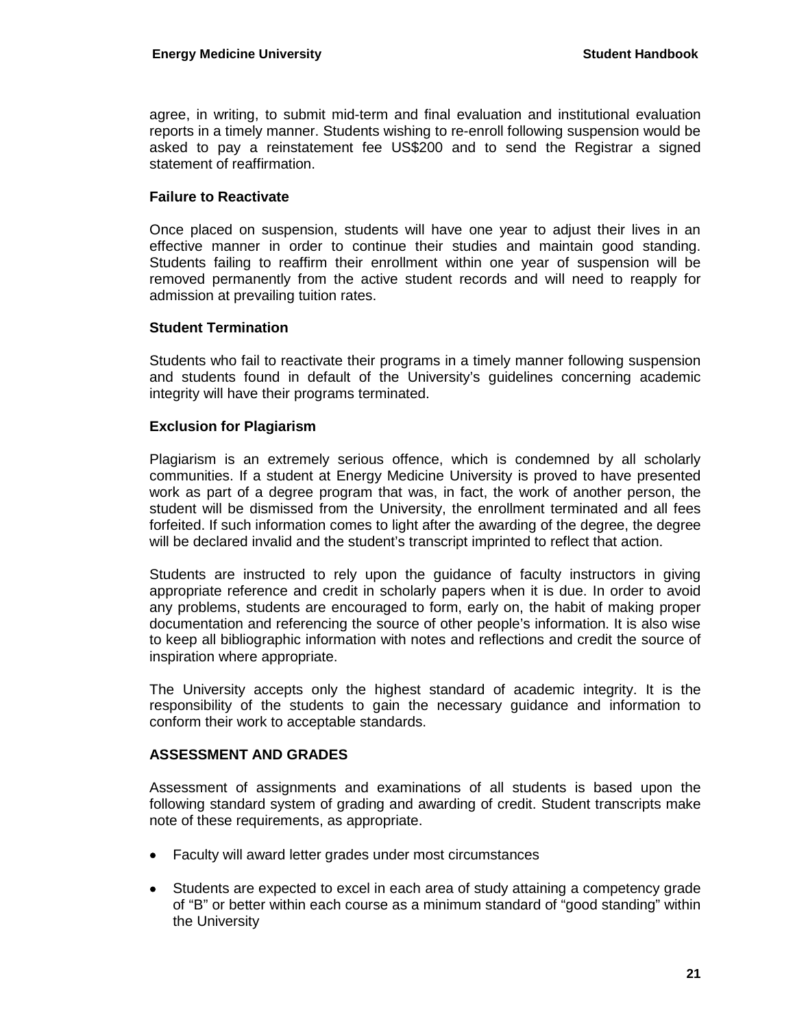agree, in writing, to submit mid-term and final evaluation and institutional evaluation reports in a timely manner. Students wishing to re-enroll following suspension would be asked to pay a reinstatement fee US$200 and to send the Registrar a signed statement of reaffirmation.

### Failure to Reactivate

Once placed on suspension, students will have one year to adjust their lives in an effective manner in order to continue their studies and maintain good standing. Students failing to reaffirm their enrollment within one year of suspension will be removed permanently from the active student records and will need to reapply for admission at prevailing tuition rates.

### Student Termination

Students who fail to reactivate their programs in a timely manner following suspension and students found in default of the University's guidelines concerning academic integrity will have their programs terminated.

### Exclusion for Plagiarism

Plagiarism is an extremely serious offence, which is condemned by all scholarly communities. If a student at Energy Medicine University is proved to have presented work as part of a degree program that was, in fact, the work of another person, the student will be dismissed from the University, the enrollment terminated and all fees forfeited. If such information comes to light after the awarding of the degree, the degree will be declared invalid and the student's transcript imprinted to reflect that action.

Students are instructed to rely upon the guidance of faculty instructors in giving appropriate reference and credit in scholarly papers when it is due. In order to avoid any problems, students are encouraged to form, early on, the habit of making proper documentation and referencing the source of other people's information. It is also wise to keep all bibliographic information with notes and reflections and credit the source of inspiration where appropriate.

The University accepts only the highest standard of academic integrity. It is the responsibility of the students to gain the necessary guidance and information to conform their work to acceptable standards.

## ASSESSMENT AND GRADES

Assessment of assignments and examinations of all students is based upon the following standard system of grading and awarding of credit. Student transcripts make note of these requirements, as appropriate.

- Faculty will award letter grades under most circumstances
- Students are expected to excel in each area of study attaining a competency grade of "B" or better within each course as a minimum standard of "good standing" within the University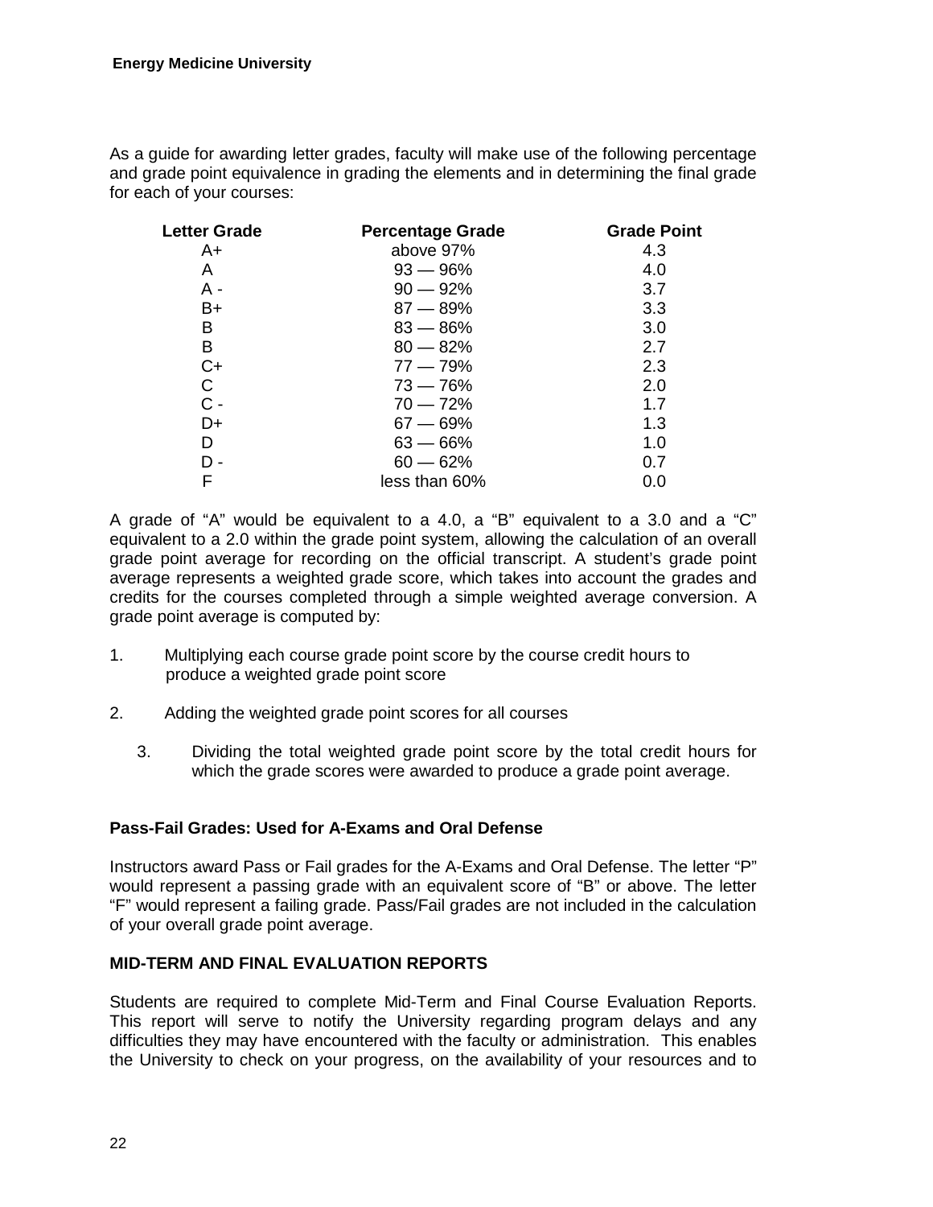As a guide for awarding letter grades, faculty will make use of the following percentage and grade point equivalence in grading the elements and in determining the final grade for each of your courses:

| Letter Grade | Percentage Grade | Grade Point |
|---|---|---|
| A+ | above 97% | 4.3 |
| A | 93 — 96% | 4.0 |
| A - | 90 — 92% | 3.7 |
| B+ | 87 — 89% | 3.3 |
| B | 83 — 86% | 3.0 |
| B | 80 — 82% | 2.7 |
| C+ | 77 — 79% | 2.3 |
| C | 73 — 76% | 2.0 |
| C - | 70 — 72% | 1.7 |
| D+ | 67 — 69% | 1.3 |
| D | 63 — 66% | 1.0 |
| D - | 60 — 62% | 0.7 |
| F | less than 60% | 0.0 |

A grade of "A" would be equivalent to a 4.0, a "B" equivalent to a 3.0 and a "C" equivalent to a 2.0 within the grade point system, allowing the calculation of an overall grade point average for recording on the official transcript. A student's grade point average represents a weighted grade score, which takes into account the grades and credits for the courses completed through a simple weighted average conversion. A grade point average is computed by:

1. Multiplying each course grade point score by the course credit hours to produce a weighted grade point score
2. Adding the weighted grade point scores for all courses
3. Dividing the total weighted grade point score by the total credit hours for which the grade scores were awarded to produce a grade point average.

### Pass-Fail Grades: Used for A-Exams and Oral Defense

Instructors award Pass or Fail grades for the A-Exams and Oral Defense. The letter "P" would represent a passing grade with an equivalent score of "B" or above. The letter "F" would represent a failing grade. Pass/Fail grades are not included in the calculation of your overall grade point average.

### MID-TERM AND FINAL EVALUATION REPORTS

Students are required to complete Mid-Term and Final Course Evaluation Reports. This report will serve to notify the University regarding program delays and any difficulties they may have encountered with the faculty or administration. This enables the University to check on your progress, on the availability of your resources and to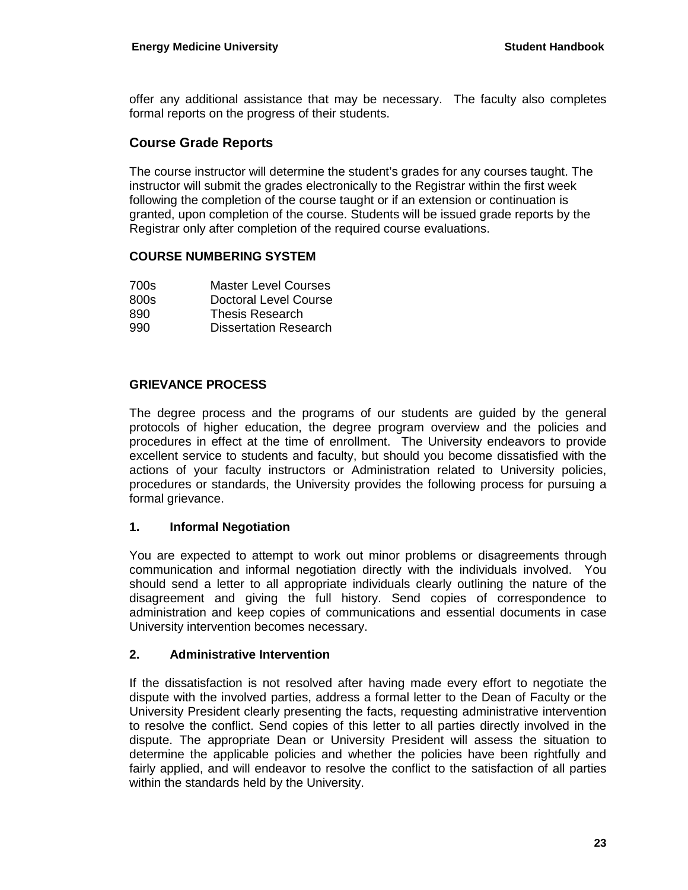offer any additional assistance that may be necessary. The faculty also completes formal reports on the progress of their students.

## Course Grade Reports

The course instructor will determine the student's grades for any courses taught. The instructor will submit the grades electronically to the Registrar within the first week following the completion of the course taught or if an extension or continuation is granted, upon completion of the course. Students will be issued grade reports by the Registrar only after completion of the required course evaluations.

### COURSE NUMBERING SYSTEM

| | |
|---|---|
| 700s | Master Level Courses |
| 800s | Doctoral Level Course |
| 890 | Thesis Research |
| 990 | Dissertation Research |

## GRIEVANCE PROCESS

The degree process and the programs of our students are guided by the general protocols of higher education, the degree program overview and the policies and procedures in effect at the time of enrollment. The University endeavors to provide excellent service to students and faculty, but should you become dissatisfied with the actions of your faculty instructors or Administration related to University policies, procedures or standards, the University provides the following process for pursuing a formal grievance.

### 1. Informal Negotiation

You are expected to attempt to work out minor problems or disagreements through communication and informal negotiation directly with the individuals involved. You should send a letter to all appropriate individuals clearly outlining the nature of the disagreement and giving the full history. Send copies of correspondence to administration and keep copies of communications and essential documents in case University intervention becomes necessary.

### 2. Administrative Intervention

If the dissatisfaction is not resolved after having made every effort to negotiate the dispute with the involved parties, address a formal letter to the Dean of Faculty or the University President clearly presenting the facts, requesting administrative intervention to resolve the conflict. Send copies of this letter to all parties directly involved in the dispute. The appropriate Dean or University President will assess the situation to determine the applicable policies and whether the policies have been rightfully and fairly applied, and will endeavor to resolve the conflict to the satisfaction of all parties within the standards held by the University.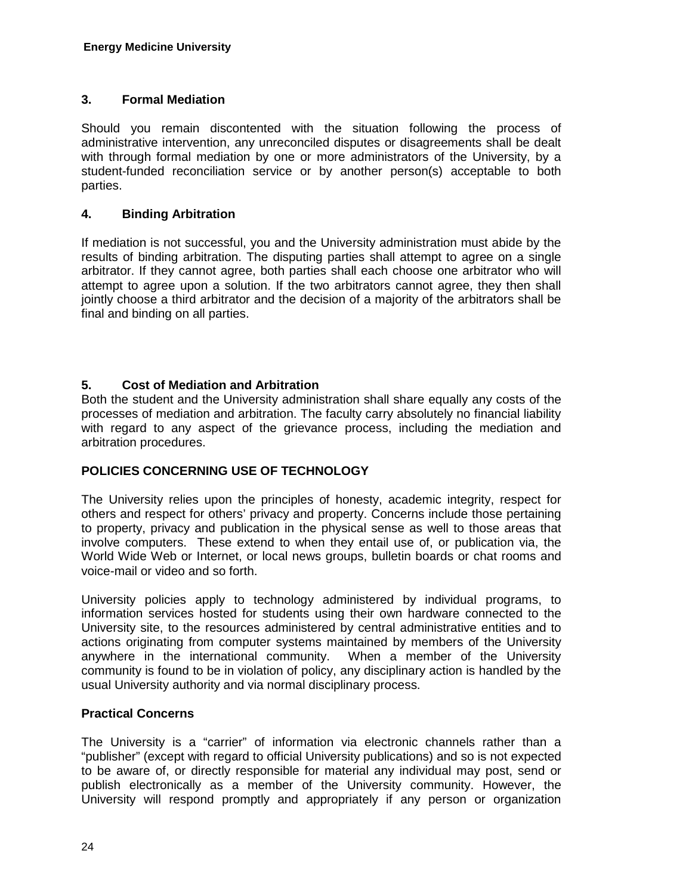### 3. Formal Mediation

Should you remain discontented with the situation following the process of administrative intervention, any unreconciled disputes or disagreements shall be dealt with through formal mediation by one or more administrators of the University, by a student-funded reconciliation service or by another person(s) acceptable to both parties.

### 4. Binding Arbitration

If mediation is not successful, you and the University administration must abide by the results of binding arbitration. The disputing parties shall attempt to agree on a single arbitrator. If they cannot agree, both parties shall each choose one arbitrator who will attempt to agree upon a solution. If the two arbitrators cannot agree, they then shall jointly choose a third arbitrator and the decision of a majority of the arbitrators shall be final and binding on all parties.

### 5. Cost of Mediation and Arbitration

Both the student and the University administration shall share equally any costs of the processes of mediation and arbitration. The faculty carry absolutely no financial liability with regard to any aspect of the grievance process, including the mediation and arbitration procedures.

## POLICIES CONCERNING USE OF TECHNOLOGY

The University relies upon the principles of honesty, academic integrity, respect for others and respect for others' privacy and property. Concerns include those pertaining to property, privacy and publication in the physical sense as well to those areas that involve computers. These extend to when they entail use of, or publication via, the World Wide Web or Internet, or local news groups, bulletin boards or chat rooms and voice-mail or video and so forth.

University policies apply to technology administered by individual programs, to information services hosted for students using their own hardware connected to the University site, to the resources administered by central administrative entities and to actions originating from computer systems maintained by members of the University anywhere in the international community. When a member of the University community is found to be in violation of policy, any disciplinary action is handled by the usual University authority and via normal disciplinary process.

### Practical Concerns

The University is a "carrier" of information via electronic channels rather than a "publisher" (except with regard to official University publications) and so is not expected to be aware of, or directly responsible for material any individual may post, send or publish electronically as a member of the University community. However, the University will respond promptly and appropriately if any person or organization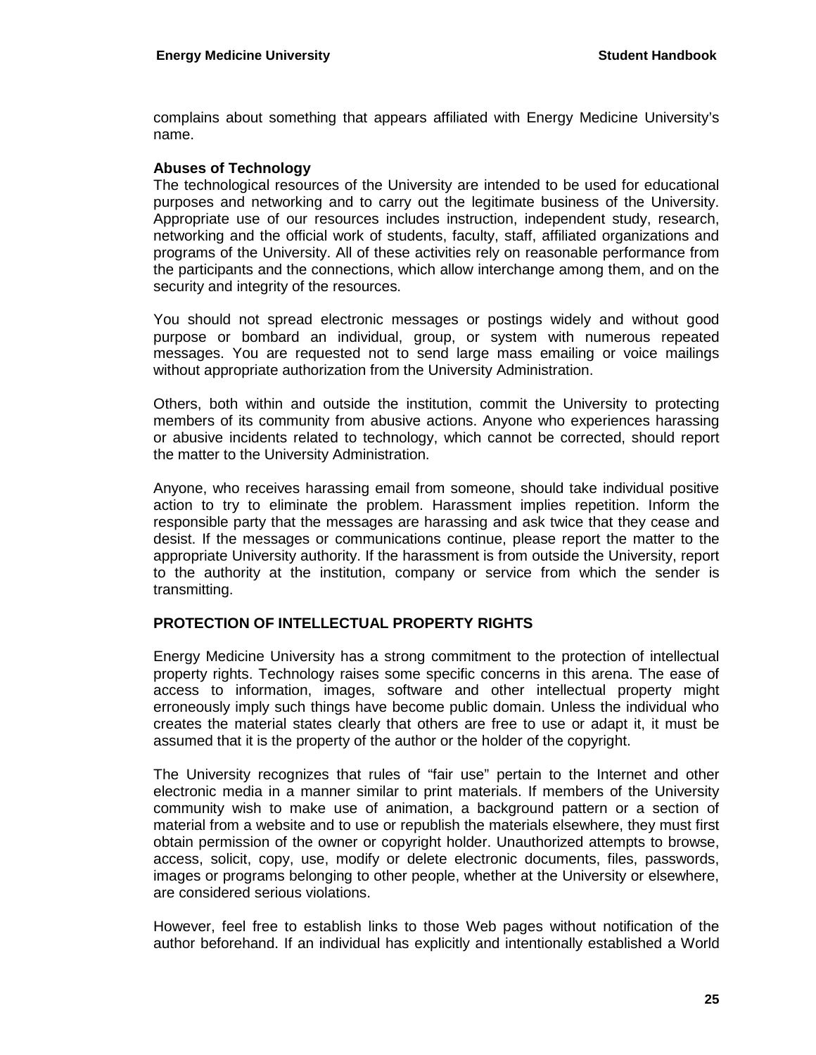complains about something that appears affiliated with Energy Medicine University's name.

**Abuses of Technology**

The technological resources of the University are intended to be used for educational purposes and networking and to carry out the legitimate business of the University. Appropriate use of our resources includes instruction, independent study, research, networking and the official work of students, faculty, staff, affiliated organizations and programs of the University. All of these activities rely on reasonable performance from the participants and the connections, which allow interchange among them, and on the security and integrity of the resources.

You should not spread electronic messages or postings widely and without good purpose or bombard an individual, group, or system with numerous repeated messages. You are requested not to send large mass emailing or voice mailings without appropriate authorization from the University Administration.

Others, both within and outside the institution, commit the University to protecting members of its community from abusive actions. Anyone who experiences harassing or abusive incidents related to technology, which cannot be corrected, should report the matter to the University Administration.

Anyone, who receives harassing email from someone, should take individual positive action to try to eliminate the problem. Harassment implies repetition. Inform the responsible party that the messages are harassing and ask twice that they cease and desist. If the messages or communications continue, please report the matter to the appropriate University authority. If the harassment is from outside the University, report to the authority at the institution, company or service from which the sender is transmitting.

## PROTECTION OF INTELLECTUAL PROPERTY RIGHTS

Energy Medicine University has a strong commitment to the protection of intellectual property rights. Technology raises some specific concerns in this arena. The ease of access to information, images, software and other intellectual property might erroneously imply such things have become public domain. Unless the individual who creates the material states clearly that others are free to use or adapt it, it must be assumed that it is the property of the author or the holder of the copyright.

The University recognizes that rules of "fair use" pertain to the Internet and other electronic media in a manner similar to print materials. If members of the University community wish to make use of animation, a background pattern or a section of material from a website and to use or republish the materials elsewhere, they must first obtain permission of the owner or copyright holder. Unauthorized attempts to browse, access, solicit, copy, use, modify or delete electronic documents, files, passwords, images or programs belonging to other people, whether at the University or elsewhere, are considered serious violations.

However, feel free to establish links to those Web pages without notification of the author beforehand. If an individual has explicitly and intentionally established a World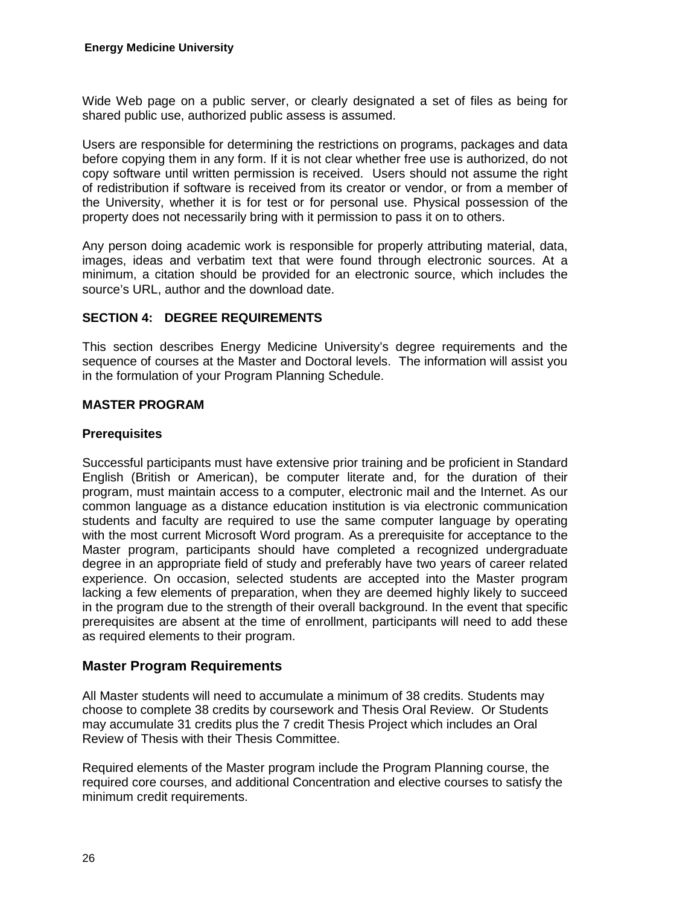Wide Web page on a public server, or clearly designated a set of files as being for shared public use, authorized public assess is assumed.

Users are responsible for determining the restrictions on programs, packages and data before copying them in any form. If it is not clear whether free use is authorized, do not copy software until written permission is received. Users should not assume the right of redistribution if software is received from its creator or vendor, or from a member of the University, whether it is for test or for personal use. Physical possession of the property does not necessarily bring with it permission to pass it on to others.

Any person doing academic work is responsible for properly attributing material, data, images, ideas and verbatim text that were found through electronic sources. At a minimum, a citation should be provided for an electronic source, which includes the source's URL, author and the download date.

## SECTION 4: DEGREE REQUIREMENTS

This section describes Energy Medicine University's degree requirements and the sequence of courses at the Master and Doctoral levels. The information will assist you in the formulation of your Program Planning Schedule.

## MASTER PROGRAM

### Prerequisites

Successful participants must have extensive prior training and be proficient in Standard English (British or American), be computer literate and, for the duration of their program, must maintain access to a computer, electronic mail and the Internet. As our common language as a distance education institution is via electronic communication students and faculty are required to use the same computer language by operating with the most current Microsoft Word program. As a prerequisite for acceptance to the Master program, participants should have completed a recognized undergraduate degree in an appropriate field of study and preferably have two years of career related experience. On occasion, selected students are accepted into the Master program lacking a few elements of preparation, when they are deemed highly likely to succeed in the program due to the strength of their overall background. In the event that specific prerequisites are absent at the time of enrollment, participants will need to add these as required elements to their program.

## Master Program Requirements

All Master students will need to accumulate a minimum of 38 credits. Students may choose to complete 38 credits by coursework and Thesis Oral Review. Or Students may accumulate 31 credits plus the 7 credit Thesis Project which includes an Oral Review of Thesis with their Thesis Committee.

Required elements of the Master program include the Program Planning course, the required core courses, and additional Concentration and elective courses to satisfy the minimum credit requirements.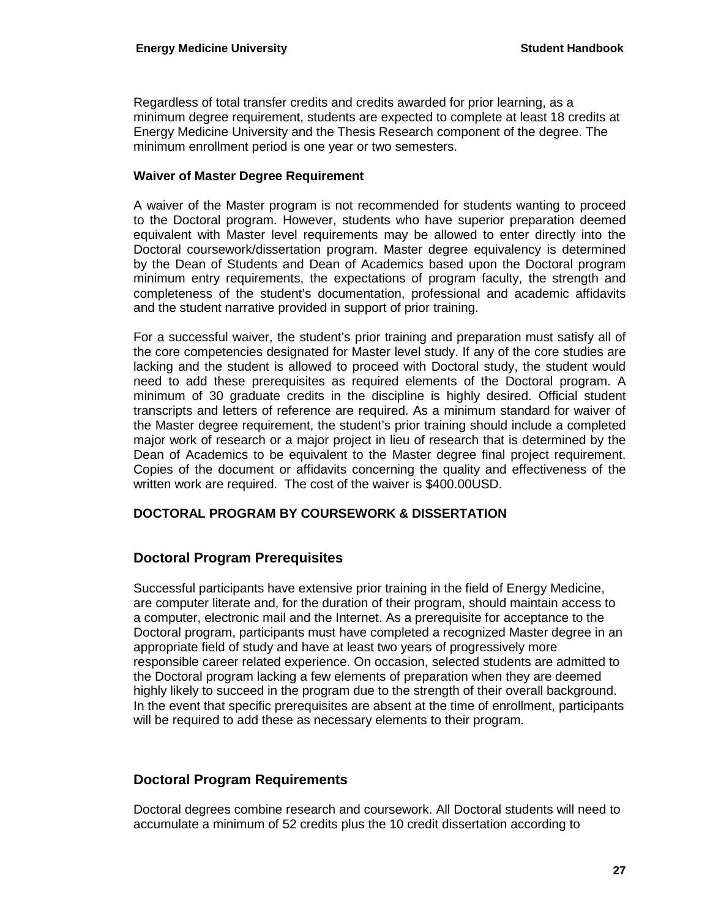Regardless of total transfer credits and credits awarded for prior learning, as a minimum degree requirement, students are expected to complete at least 18 credits at Energy Medicine University and the Thesis Research component of the degree. The minimum enrollment period is one year or two semesters.

**Waiver of Master Degree Requirement**

A waiver of the Master program is not recommended for students wanting to proceed to the Doctoral program. However, students who have superior preparation deemed equivalent with Master level requirements may be allowed to enter directly into the Doctoral coursework/dissertation program. Master degree equivalency is determined by the Dean of Students and Dean of Academics based upon the Doctoral program minimum entry requirements, the expectations of program faculty, the strength and completeness of the student's documentation, professional and academic affidavits and the student narrative provided in support of prior training.

For a successful waiver, the student's prior training and preparation must satisfy all of the core competencies designated for Master level study. If any of the core studies are lacking and the student is allowed to proceed with Doctoral study, the student would need to add these prerequisites as required elements of the Doctoral program. A minimum of 30 graduate credits in the discipline is highly desired. Official student transcripts and letters of reference are required. As a minimum standard for waiver of the Master degree requirement, the student's prior training should include a completed major work of research or a major project in lieu of research that is determined by the Dean of Academics to be equivalent to the Master degree final project requirement. Copies of the document or affidavits concerning the quality and effectiveness of the written work are required. The cost of the waiver is $400.00USD.

**DOCTORAL PROGRAM BY COURSEWORK & DISSERTATION**

## Doctoral Program Prerequisites

Successful participants have extensive prior training in the field of Energy Medicine, are computer literate and, for the duration of their program, should maintain access to a computer, electronic mail and the Internet. As a prerequisite for acceptance to the Doctoral program, participants must have completed a recognized Master degree in an appropriate field of study and have at least two years of progressively more responsible career related experience. On occasion, selected students are admitted to the Doctoral program lacking a few elements of preparation when they are deemed highly likely to succeed in the program due to the strength of their overall background. In the event that specific prerequisites are absent at the time of enrollment, participants will be required to add these as necessary elements to their program.

## Doctoral Program Requirements

Doctoral degrees combine research and coursework. All Doctoral students will need to accumulate a minimum of 52 credits plus the 10 credit dissertation according to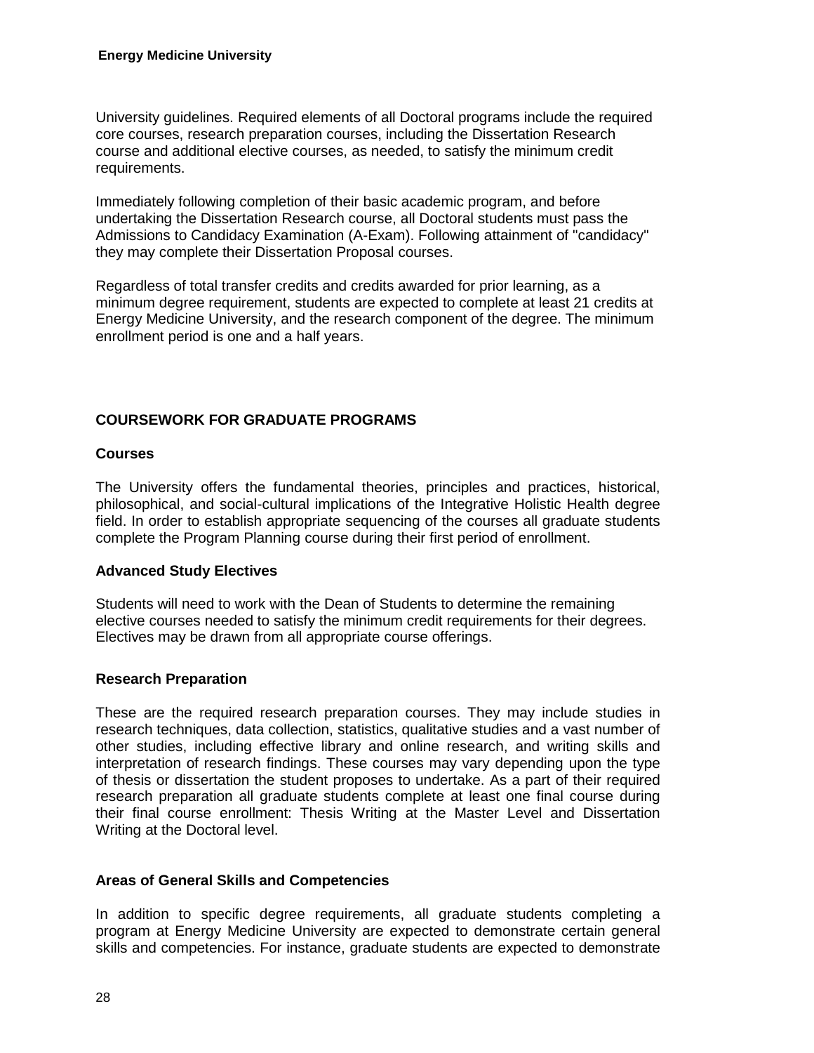University guidelines. Required elements of all Doctoral programs include the required core courses, research preparation courses, including the Dissertation Research course and additional elective courses, as needed, to satisfy the minimum credit requirements.

Immediately following completion of their basic academic program, and before undertaking the Dissertation Research course, all Doctoral students must pass the Admissions to Candidacy Examination (A-Exam). Following attainment of "candidacy" they may complete their Dissertation Proposal courses.

Regardless of total transfer credits and credits awarded for prior learning, as a minimum degree requirement, students are expected to complete at least 21 credits at Energy Medicine University, and the research component of the degree. The minimum enrollment period is one and a half years.

## COURSEWORK FOR GRADUATE PROGRAMS

### Courses

The University offers the fundamental theories, principles and practices, historical, philosophical, and social-cultural implications of the Integrative Holistic Health degree field. In order to establish appropriate sequencing of the courses all graduate students complete the Program Planning course during their first period of enrollment.

### Advanced Study Electives

Students will need to work with the Dean of Students to determine the remaining elective courses needed to satisfy the minimum credit requirements for their degrees. Electives may be drawn from all appropriate course offerings.

### Research Preparation

These are the required research preparation courses. They may include studies in research techniques, data collection, statistics, qualitative studies and a vast number of other studies, including effective library and online research, and writing skills and interpretation of research findings. These courses may vary depending upon the type of thesis or dissertation the student proposes to undertake. As a part of their required research preparation all graduate students complete at least one final course during their final course enrollment: Thesis Writing at the Master Level and Dissertation Writing at the Doctoral level.

### Areas of General Skills and Competencies

In addition to specific degree requirements, all graduate students completing a program at Energy Medicine University are expected to demonstrate certain general skills and competencies. For instance, graduate students are expected to demonstrate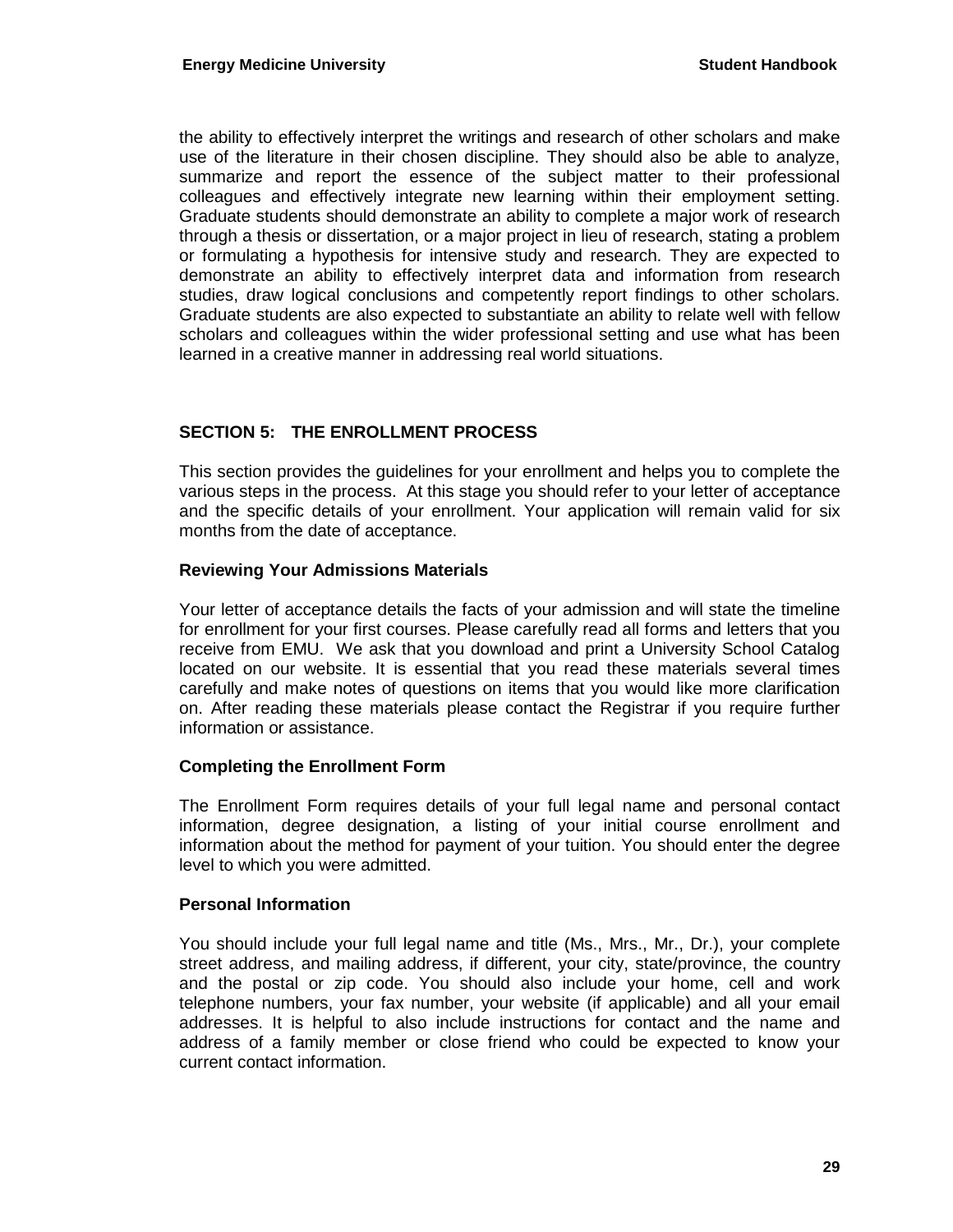the ability to effectively interpret the writings and research of other scholars and make use of the literature in their chosen discipline. They should also be able to analyze, summarize and report the essence of the subject matter to their professional colleagues and effectively integrate new learning within their employment setting. Graduate students should demonstrate an ability to complete a major work of research through a thesis or dissertation, or a major project in lieu of research, stating a problem or formulating a hypothesis for intensive study and research. They are expected to demonstrate an ability to effectively interpret data and information from research studies, draw logical conclusions and competently report findings to other scholars. Graduate students are also expected to substantiate an ability to relate well with fellow scholars and colleagues within the wider professional setting and use what has been learned in a creative manner in addressing real world situations.

## SECTION 5: THE ENROLLMENT PROCESS

This section provides the guidelines for your enrollment and helps you to complete the various steps in the process. At this stage you should refer to your letter of acceptance and the specific details of your enrollment. Your application will remain valid for six months from the date of acceptance.

### Reviewing Your Admissions Materials

Your letter of acceptance details the facts of your admission and will state the timeline for enrollment for your first courses. Please carefully read all forms and letters that you receive from EMU. We ask that you download and print a University School Catalog located on our website. It is essential that you read these materials several times carefully and make notes of questions on items that you would like more clarification on. After reading these materials please contact the Registrar if you require further information or assistance.

### Completing the Enrollment Form

The Enrollment Form requires details of your full legal name and personal contact information, degree designation, a listing of your initial course enrollment and information about the method for payment of your tuition. You should enter the degree level to which you were admitted.

### Personal Information

You should include your full legal name and title (Ms., Mrs., Mr., Dr.), your complete street address, and mailing address, if different, your city, state/province, the country and the postal or zip code. You should also include your home, cell and work telephone numbers, your fax number, your website (if applicable) and all your email addresses. It is helpful to also include instructions for contact and the name and address of a family member or close friend who could be expected to know your current contact information.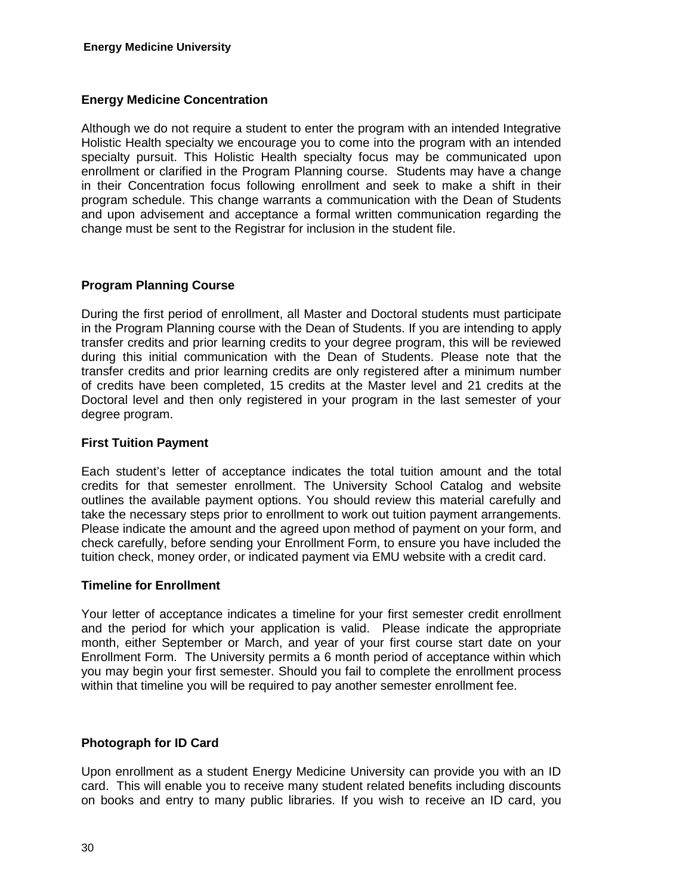## Energy Medicine Concentration

Although we do not require a student to enter the program with an intended Integrative Holistic Health specialty we encourage you to come into the program with an intended specialty pursuit. This Holistic Health specialty focus may be communicated upon enrollment or clarified in the Program Planning course. Students may have a change in their Concentration focus following enrollment and seek to make a shift in their program schedule. This change warrants a communication with the Dean of Students and upon advisement and acceptance a formal written communication regarding the change must be sent to the Registrar for inclusion in the student file.

## Program Planning Course

During the first period of enrollment, all Master and Doctoral students must participate in the Program Planning course with the Dean of Students. If you are intending to apply transfer credits and prior learning credits to your degree program, this will be reviewed during this initial communication with the Dean of Students. Please note that the transfer credits and prior learning credits are only registered after a minimum number of credits have been completed, 15 credits at the Master level and 21 credits at the Doctoral level and then only registered in your program in the last semester of your degree program.

## First Tuition Payment

Each student's letter of acceptance indicates the total tuition amount and the total credits for that semester enrollment. The University School Catalog and website outlines the available payment options. You should review this material carefully and take the necessary steps prior to enrollment to work out tuition payment arrangements. Please indicate the amount and the agreed upon method of payment on your form, and check carefully, before sending your Enrollment Form, to ensure you have included the tuition check, money order, or indicated payment via EMU website with a credit card.

## Timeline for Enrollment

Your letter of acceptance indicates a timeline for your first semester credit enrollment and the period for which your application is valid. Please indicate the appropriate month, either September or March, and year of your first course start date on your Enrollment Form. The University permits a 6 month period of acceptance within which you may begin your first semester. Should you fail to complete the enrollment process within that timeline you will be required to pay another semester enrollment fee.

## Photograph for ID Card

Upon enrollment as a student Energy Medicine University can provide you with an ID card. This will enable you to receive many student related benefits including discounts on books and entry to many public libraries. If you wish to receive an ID card, you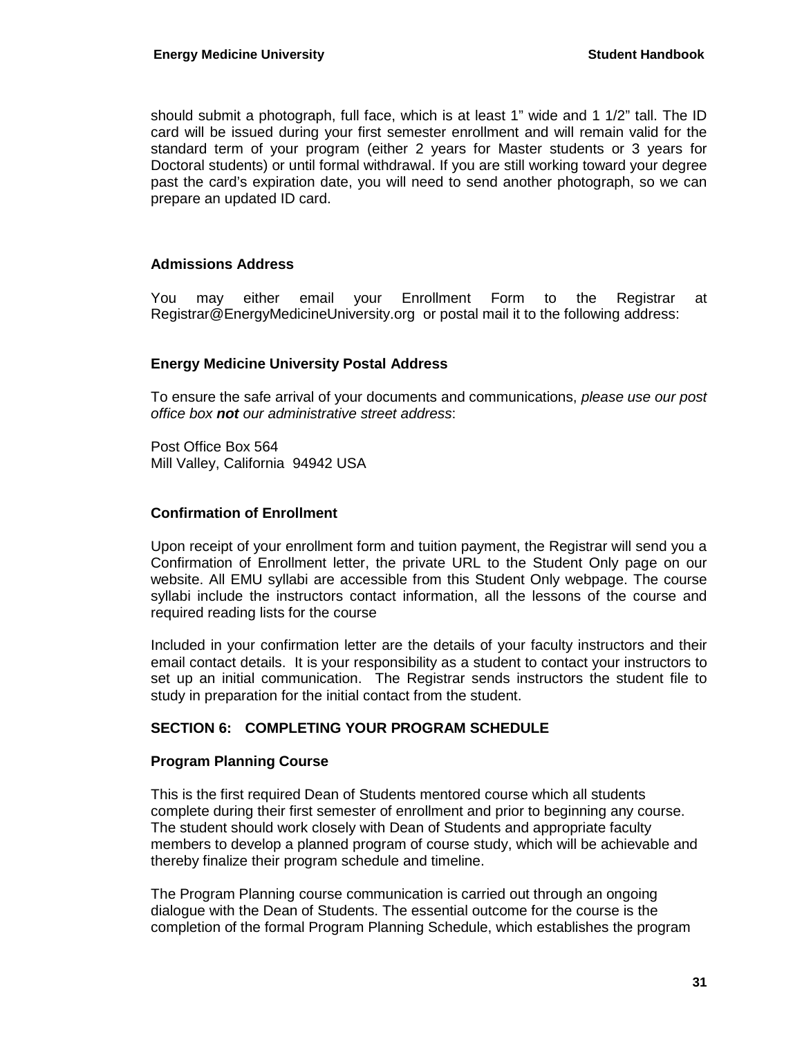should submit a photograph, full face, which is at least 1" wide and 1 1/2" tall. The ID card will be issued during your first semester enrollment and will remain valid for the standard term of your program (either 2 years for Master students or 3 years for Doctoral students) or until formal withdrawal. If you are still working toward your degree past the card's expiration date, you will need to send another photograph, so we can prepare an updated ID card.

### Admissions Address

You may either email your Enrollment Form to the Registrar at Registrar@EnergyMedicineUniversity.org or postal mail it to the following address:

### Energy Medicine University Postal Address

To ensure the safe arrival of your documents and communications, *please use our post office box **not** our administrative street address*:

Post Office Box 564
Mill Valley, California 94942 USA

### Confirmation of Enrollment

Upon receipt of your enrollment form and tuition payment, the Registrar will send you a Confirmation of Enrollment letter, the private URL to the Student Only page on our website. All EMU syllabi are accessible from this Student Only webpage. The course syllabi include the instructors contact information, all the lessons of the course and required reading lists for the course

Included in your confirmation letter are the details of your faculty instructors and their email contact details. It is your responsibility as a student to contact your instructors to set up an initial communication. The Registrar sends instructors the student file to study in preparation for the initial contact from the student.

## SECTION 6: COMPLETING YOUR PROGRAM SCHEDULE

### Program Planning Course

This is the first required Dean of Students mentored course which all students complete during their first semester of enrollment and prior to beginning any course. The student should work closely with Dean of Students and appropriate faculty members to develop a planned program of course study, which will be achievable and thereby finalize their program schedule and timeline.

The Program Planning course communication is carried out through an ongoing dialogue with the Dean of Students. The essential outcome for the course is the completion of the formal Program Planning Schedule, which establishes the program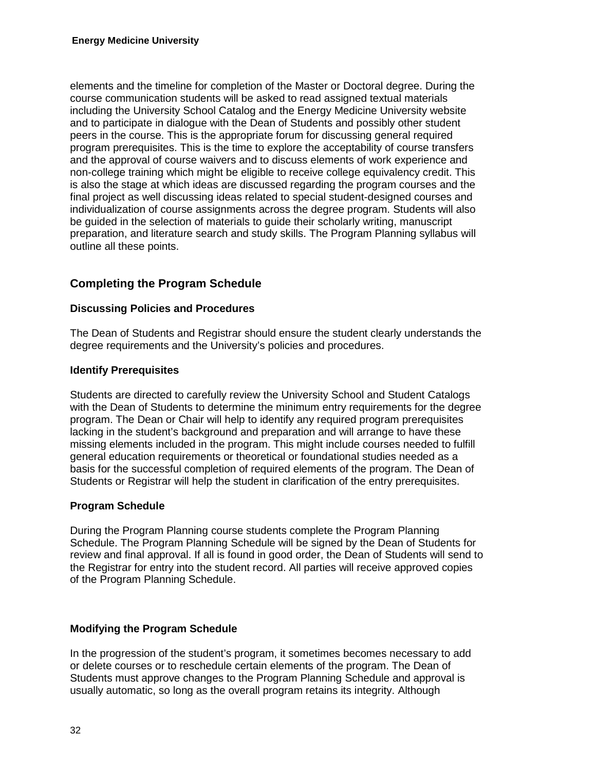elements and the timeline for completion of the Master or Doctoral degree. During the course communication students will be asked to read assigned textual materials including the University School Catalog and the Energy Medicine University website and to participate in dialogue with the Dean of Students and possibly other student peers in the course. This is the appropriate forum for discussing general required program prerequisites. This is the time to explore the acceptability of course transfers and the approval of course waivers and to discuss elements of work experience and non-college training which might be eligible to receive college equivalency credit. This is also the stage at which ideas are discussed regarding the program courses and the final project as well discussing ideas related to special student-designed courses and individualization of course assignments across the degree program. Students will also be guided in the selection of materials to guide their scholarly writing, manuscript preparation, and literature search and study skills. The Program Planning syllabus will outline all these points.

## Completing the Program Schedule

### Discussing Policies and Procedures

The Dean of Students and Registrar should ensure the student clearly understands the degree requirements and the University's policies and procedures.

### Identify Prerequisites

Students are directed to carefully review the University School and Student Catalogs with the Dean of Students to determine the minimum entry requirements for the degree program. The Dean or Chair will help to identify any required program prerequisites lacking in the student's background and preparation and will arrange to have these missing elements included in the program. This might include courses needed to fulfill general education requirements or theoretical or foundational studies needed as a basis for the successful completion of required elements of the program. The Dean of Students or Registrar will help the student in clarification of the entry prerequisites.

### Program Schedule

During the Program Planning course students complete the Program Planning Schedule. The Program Planning Schedule will be signed by the Dean of Students for review and final approval. If all is found in good order, the Dean of Students will send to the Registrar for entry into the student record. All parties will receive approved copies of the Program Planning Schedule.

### Modifying the Program Schedule

In the progression of the student's program, it sometimes becomes necessary to add or delete courses or to reschedule certain elements of the program. The Dean of Students must approve changes to the Program Planning Schedule and approval is usually automatic, so long as the overall program retains its integrity. Although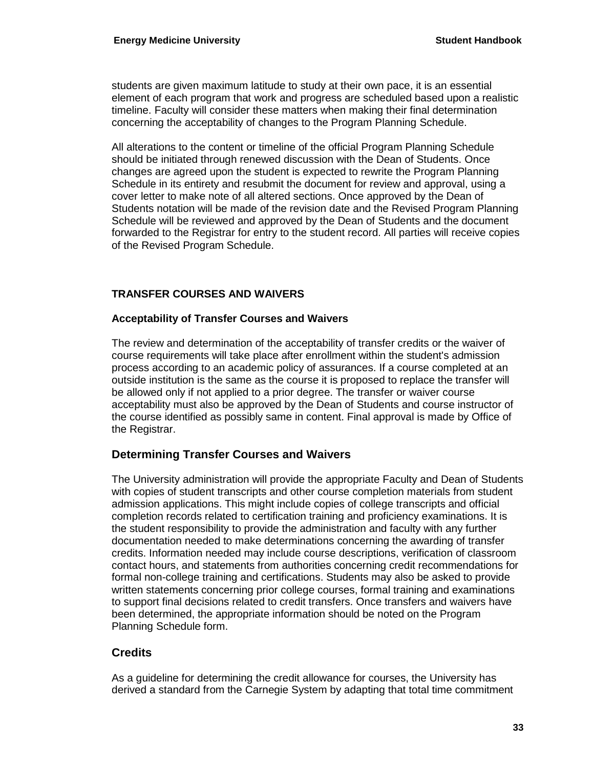students are given maximum latitude to study at their own pace, it is an essential element of each program that work and progress are scheduled based upon a realistic timeline. Faculty will consider these matters when making their final determination concerning the acceptability of changes to the Program Planning Schedule.

All alterations to the content or timeline of the official Program Planning Schedule should be initiated through renewed discussion with the Dean of Students. Once changes are agreed upon the student is expected to rewrite the Program Planning Schedule in its entirety and resubmit the document for review and approval, using a cover letter to make note of all altered sections. Once approved by the Dean of Students notation will be made of the revision date and the Revised Program Planning Schedule will be reviewed and approved by the Dean of Students and the document forwarded to the Registrar for entry to the student record. All parties will receive copies of the Revised Program Schedule.

## TRANSFER COURSES AND WAIVERS

### Acceptability of Transfer Courses and Waivers

The review and determination of the acceptability of transfer credits or the waiver of course requirements will take place after enrollment within the student's admission process according to an academic policy of assurances. If a course completed at an outside institution is the same as the course it is proposed to replace the transfer will be allowed only if not applied to a prior degree. The transfer or waiver course acceptability must also be approved by the Dean of Students and course instructor of the course identified as possibly same in content. Final approval is made by Office of the Registrar.

### Determining Transfer Courses and Waivers

The University administration will provide the appropriate Faculty and Dean of Students with copies of student transcripts and other course completion materials from student admission applications. This might include copies of college transcripts and official completion records related to certification training and proficiency examinations. It is the student responsibility to provide the administration and faculty with any further documentation needed to make determinations concerning the awarding of transfer credits. Information needed may include course descriptions, verification of classroom contact hours, and statements from authorities concerning credit recommendations for formal non-college training and certifications. Students may also be asked to provide written statements concerning prior college courses, formal training and examinations to support final decisions related to credit transfers. Once transfers and waivers have been determined, the appropriate information should be noted on the Program Planning Schedule form.

### Credits

As a guideline for determining the credit allowance for courses, the University has derived a standard from the Carnegie System by adapting that total time commitment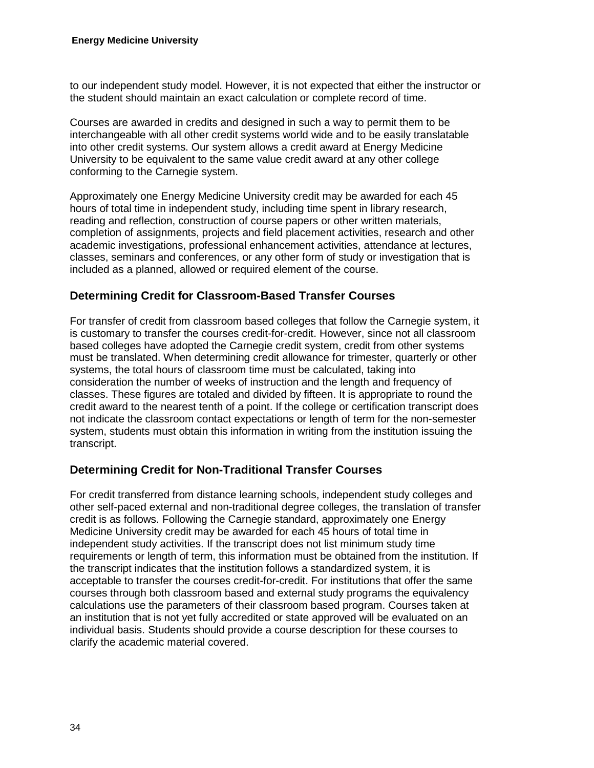to our independent study model. However, it is not expected that either the instructor or the student should maintain an exact calculation or complete record of time.

Courses are awarded in credits and designed in such a way to permit them to be interchangeable with all other credit systems world wide and to be easily translatable into other credit systems. Our system allows a credit award at Energy Medicine University to be equivalent to the same value credit award at any other college conforming to the Carnegie system.

Approximately one Energy Medicine University credit may be awarded for each 45 hours of total time in independent study, including time spent in library research, reading and reflection, construction of course papers or other written materials, completion of assignments, projects and field placement activities, research and other academic investigations, professional enhancement activities, attendance at lectures, classes, seminars and conferences, or any other form of study or investigation that is included as a planned, allowed or required element of the course.

## Determining Credit for Classroom-Based Transfer Courses

For transfer of credit from classroom based colleges that follow the Carnegie system, it is customary to transfer the courses credit-for-credit. However, since not all classroom based colleges have adopted the Carnegie credit system, credit from other systems must be translated. When determining credit allowance for trimester, quarterly or other systems, the total hours of classroom time must be calculated, taking into consideration the number of weeks of instruction and the length and frequency of classes. These figures are totaled and divided by fifteen. It is appropriate to round the credit award to the nearest tenth of a point. If the college or certification transcript does not indicate the classroom contact expectations or length of term for the non-semester system, students must obtain this information in writing from the institution issuing the transcript.

## Determining Credit for Non-Traditional Transfer Courses

For credit transferred from distance learning schools, independent study colleges and other self-paced external and non-traditional degree colleges, the translation of transfer credit is as follows. Following the Carnegie standard, approximately one Energy Medicine University credit may be awarded for each 45 hours of total time in independent study activities. If the transcript does not list minimum study time requirements or length of term, this information must be obtained from the institution. If the transcript indicates that the institution follows a standardized system, it is acceptable to transfer the courses credit-for-credit. For institutions that offer the same courses through both classroom based and external study programs the equivalency calculations use the parameters of their classroom based program. Courses taken at an institution that is not yet fully accredited or state approved will be evaluated on an individual basis. Students should provide a course description for these courses to clarify the academic material covered.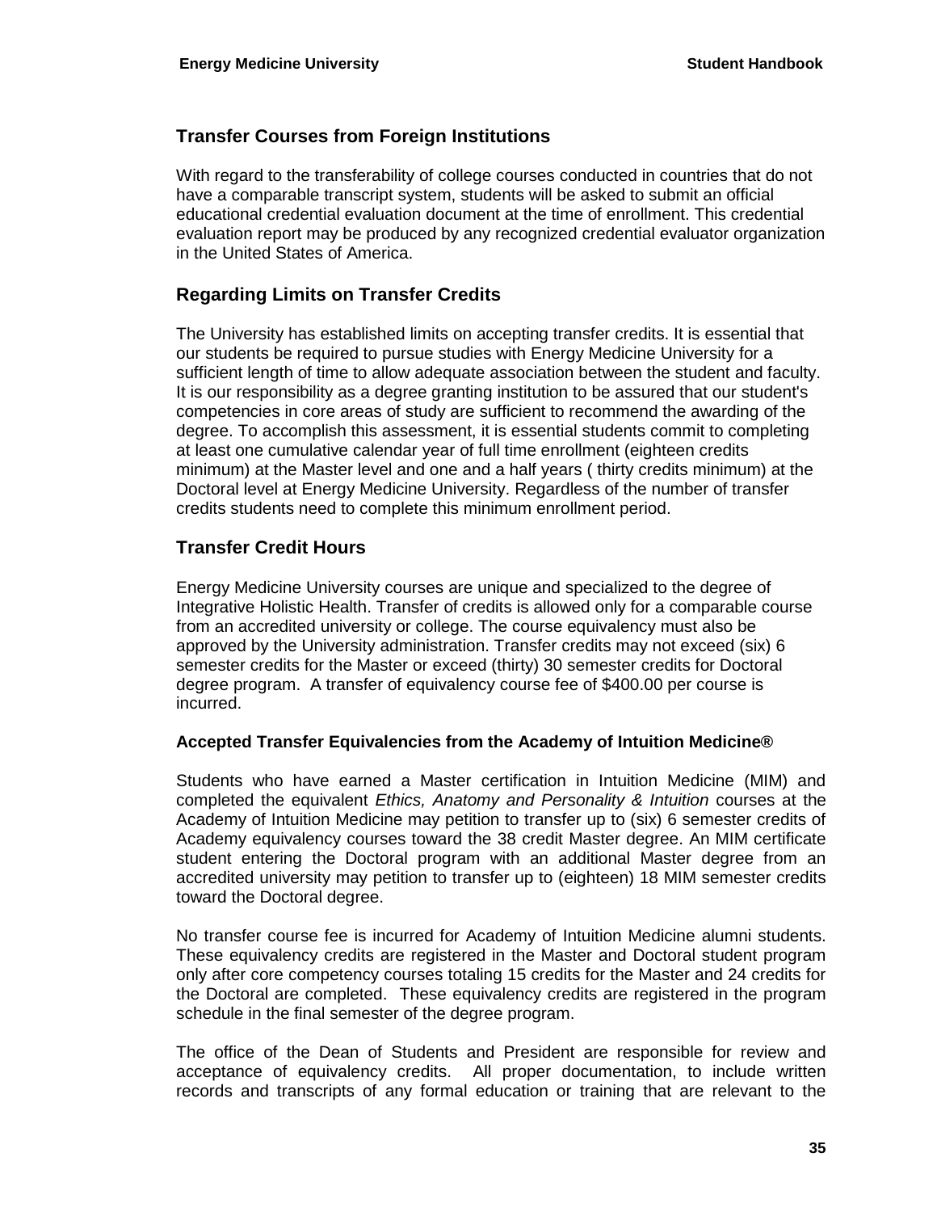## Transfer Courses from Foreign Institutions

With regard to the transferability of college courses conducted in countries that do not have a comparable transcript system, students will be asked to submit an official educational credential evaluation document at the time of enrollment. This credential evaluation report may be produced by any recognized credential evaluator organization in the United States of America.

## Regarding Limits on Transfer Credits

The University has established limits on accepting transfer credits. It is essential that our students be required to pursue studies with Energy Medicine University for a sufficient length of time to allow adequate association between the student and faculty. It is our responsibility as a degree granting institution to be assured that our student's competencies in core areas of study are sufficient to recommend the awarding of the degree. To accomplish this assessment, it is essential students commit to completing at least one cumulative calendar year of full time enrollment (eighteen credits minimum) at the Master level and one and a half years ( thirty credits minimum) at the Doctoral level at Energy Medicine University. Regardless of the number of transfer credits students need to complete this minimum enrollment period.

## Transfer Credit Hours

Energy Medicine University courses are unique and specialized to the degree of Integrative Holistic Health. Transfer of credits is allowed only for a comparable course from an accredited university or college. The course equivalency must also be approved by the University administration. Transfer credits may not exceed (six) 6 semester credits for the Master or exceed (thirty) 30 semester credits for Doctoral degree program. A transfer of equivalency course fee of $400.00 per course is incurred.

### Accepted Transfer Equivalencies from the Academy of Intuition Medicine®

Students who have earned a Master certification in Intuition Medicine (MIM) and completed the equivalent *Ethics, Anatomy and Personality & Intuition* courses at the Academy of Intuition Medicine may petition to transfer up to (six) 6 semester credits of Academy equivalency courses toward the 38 credit Master degree. An MIM certificate student entering the Doctoral program with an additional Master degree from an accredited university may petition to transfer up to (eighteen) 18 MIM semester credits toward the Doctoral degree.

No transfer course fee is incurred for Academy of Intuition Medicine alumni students. These equivalency credits are registered in the Master and Doctoral student program only after core competency courses totaling 15 credits for the Master and 24 credits for the Doctoral are completed. These equivalency credits are registered in the program schedule in the final semester of the degree program.

The office of the Dean of Students and President are responsible for review and acceptance of equivalency credits. All proper documentation, to include written records and transcripts of any formal education or training that are relevant to the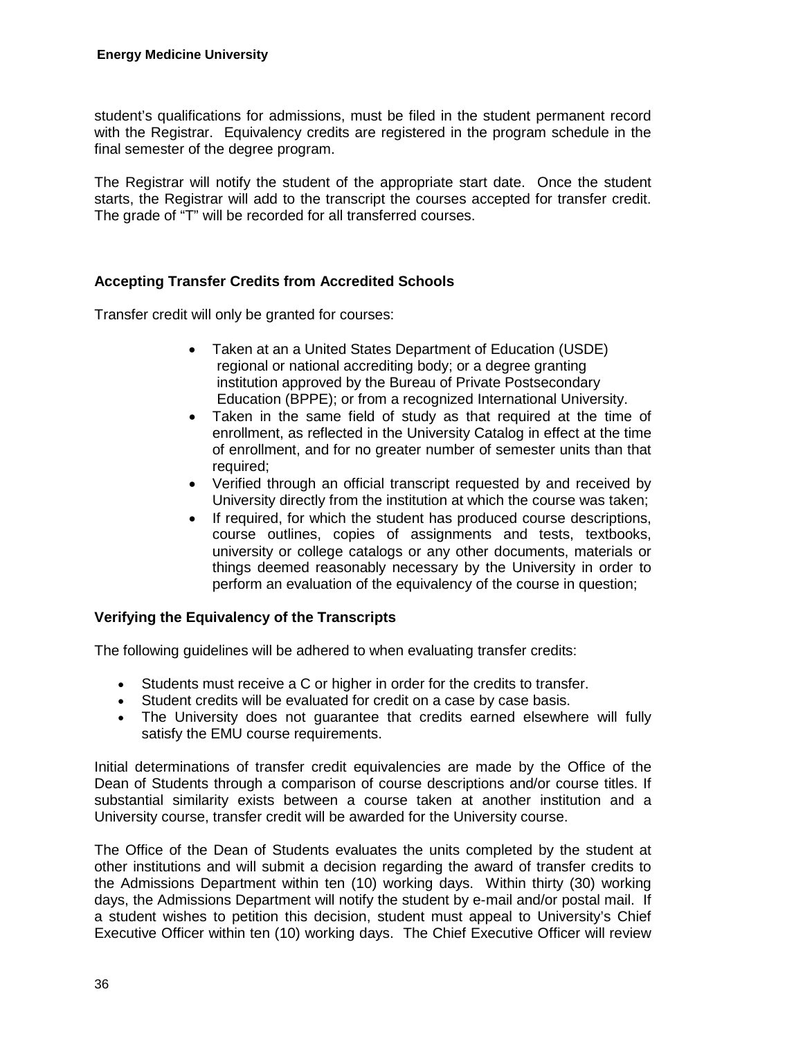student's qualifications for admissions, must be filed in the student permanent record with the Registrar. Equivalency credits are registered in the program schedule in the final semester of the degree program.

The Registrar will notify the student of the appropriate start date. Once the student starts, the Registrar will add to the transcript the courses accepted for transfer credit. The grade of "T" will be recorded for all transferred courses.

### Accepting Transfer Credits from Accredited Schools

Transfer credit will only be granted for courses:

- Taken at an a United States Department of Education (USDE) regional or national accrediting body; or a degree granting institution approved by the Bureau of Private Postsecondary Education (BPPE); or from a recognized International University.
- Taken in the same field of study as that required at the time of enrollment, as reflected in the University Catalog in effect at the time of enrollment, and for no greater number of semester units than that required;
- Verified through an official transcript requested by and received by University directly from the institution at which the course was taken;
- If required, for which the student has produced course descriptions, course outlines, copies of assignments and tests, textbooks, university or college catalogs or any other documents, materials or things deemed reasonably necessary by the University in order to perform an evaluation of the equivalency of the course in question;

### Verifying the Equivalency of the Transcripts

The following guidelines will be adhered to when evaluating transfer credits:

- Students must receive a C or higher in order for the credits to transfer.
- Student credits will be evaluated for credit on a case by case basis.
- The University does not guarantee that credits earned elsewhere will fully satisfy the EMU course requirements.

Initial determinations of transfer credit equivalencies are made by the Office of the Dean of Students through a comparison of course descriptions and/or course titles. If substantial similarity exists between a course taken at another institution and a University course, transfer credit will be awarded for the University course.

The Office of the Dean of Students evaluates the units completed by the student at other institutions and will submit a decision regarding the award of transfer credits to the Admissions Department within ten (10) working days. Within thirty (30) working days, the Admissions Department will notify the student by e-mail and/or postal mail. If a student wishes to petition this decision, student must appeal to University's Chief Executive Officer within ten (10) working days. The Chief Executive Officer will review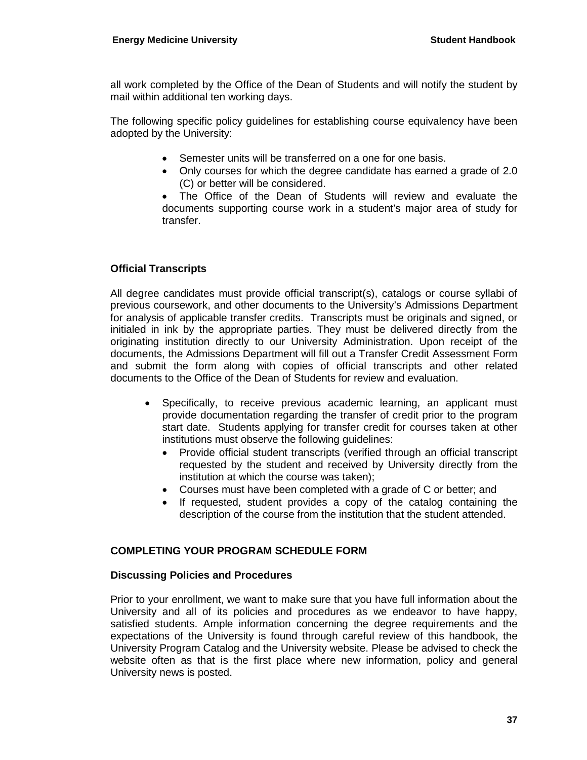all work completed by the Office of the Dean of Students and will notify the student by mail within additional ten working days.

The following specific policy guidelines for establishing course equivalency have been adopted by the University:

- Semester units will be transferred on a one for one basis.
- Only courses for which the degree candidate has earned a grade of 2.0 (C) or better will be considered.
- The Office of the Dean of Students will review and evaluate the documents supporting course work in a student's major area of study for transfer.

### Official Transcripts

All degree candidates must provide official transcript(s), catalogs or course syllabi of previous coursework, and other documents to the University's Admissions Department for analysis of applicable transfer credits. Transcripts must be originals and signed, or initialed in ink by the appropriate parties. They must be delivered directly from the originating institution directly to our University Administration. Upon receipt of the documents, the Admissions Department will fill out a Transfer Credit Assessment Form and submit the form along with copies of official transcripts and other related documents to the Office of the Dean of Students for review and evaluation.

- Specifically, to receive previous academic learning, an applicant must provide documentation regarding the transfer of credit prior to the program start date. Students applying for transfer credit for courses taken at other institutions must observe the following guidelines:
  - Provide official student transcripts (verified through an official transcript requested by the student and received by University directly from the institution at which the course was taken);
  - Courses must have been completed with a grade of C or better; and
  - If requested, student provides a copy of the catalog containing the description of the course from the institution that the student attended.

## COMPLETING YOUR PROGRAM SCHEDULE FORM

### Discussing Policies and Procedures

Prior to your enrollment, we want to make sure that you have full information about the University and all of its policies and procedures as we endeavor to have happy, satisfied students. Ample information concerning the degree requirements and the expectations of the University is found through careful review of this handbook, the University Program Catalog and the University website. Please be advised to check the website often as that is the first place where new information, policy and general University news is posted.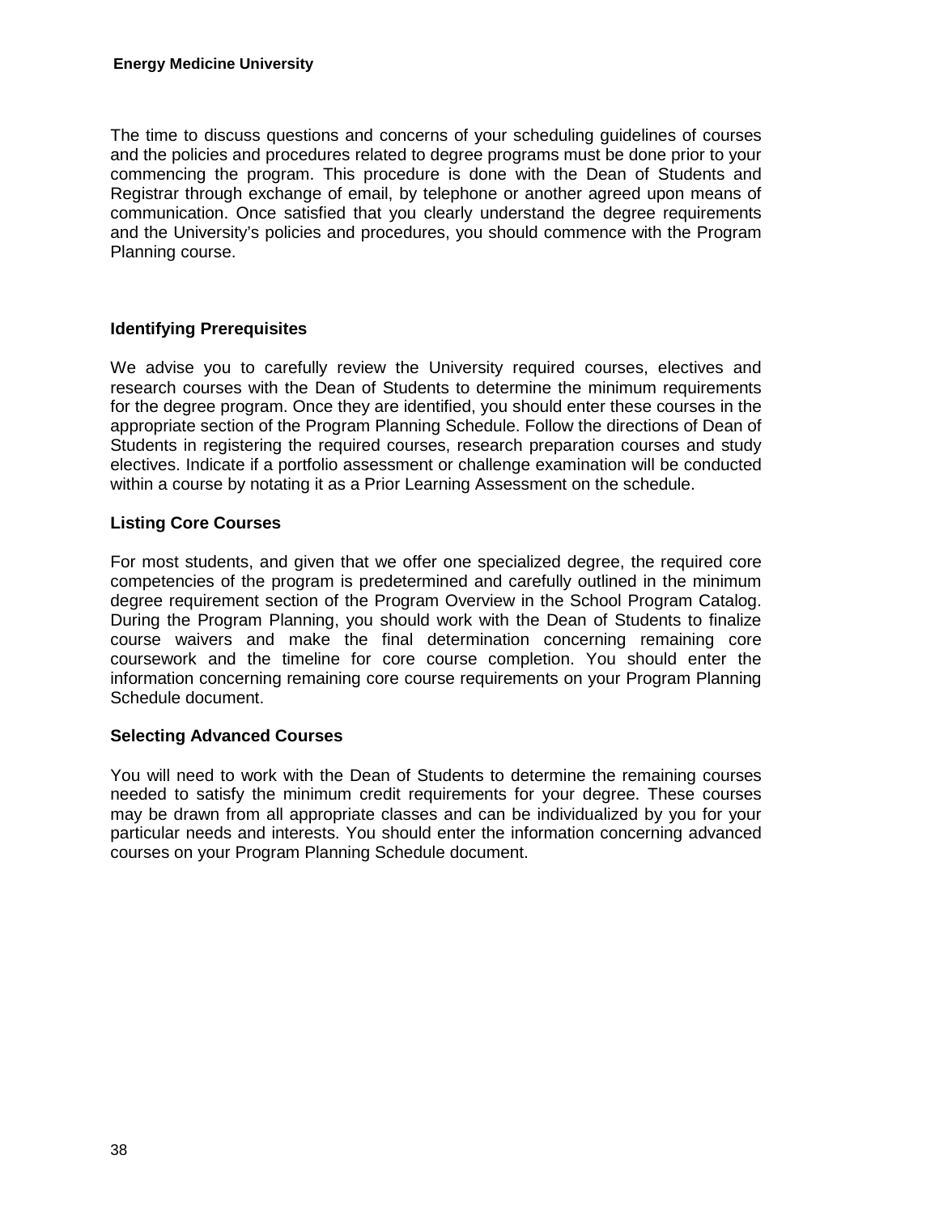The time to discuss questions and concerns of your scheduling guidelines of courses and the policies and procedures related to degree programs must be done prior to your commencing the program. This procedure is done with the Dean of Students and Registrar through exchange of email, by telephone or another agreed upon means of communication. Once satisfied that you clearly understand the degree requirements and the University's policies and procedures, you should commence with the Program Planning course.

### Identifying Prerequisites

We advise you to carefully review the University required courses, electives and research courses with the Dean of Students to determine the minimum requirements for the degree program. Once they are identified, you should enter these courses in the appropriate section of the Program Planning Schedule. Follow the directions of Dean of Students in registering the required courses, research preparation courses and study electives. Indicate if a portfolio assessment or challenge examination will be conducted within a course by notating it as a Prior Learning Assessment on the schedule.

### Listing Core Courses

For most students, and given that we offer one specialized degree, the required core competencies of the program is predetermined and carefully outlined in the minimum degree requirement section of the Program Overview in the School Program Catalog. During the Program Planning, you should work with the Dean of Students to finalize course waivers and make the final determination concerning remaining core coursework and the timeline for core course completion. You should enter the information concerning remaining core course requirements on your Program Planning Schedule document.

### Selecting Advanced Courses

You will need to work with the Dean of Students to determine the remaining courses needed to satisfy the minimum credit requirements for your degree. These courses may be drawn from all appropriate classes and can be individualized by you for your particular needs and interests. You should enter the information concerning advanced courses on your Program Planning Schedule document.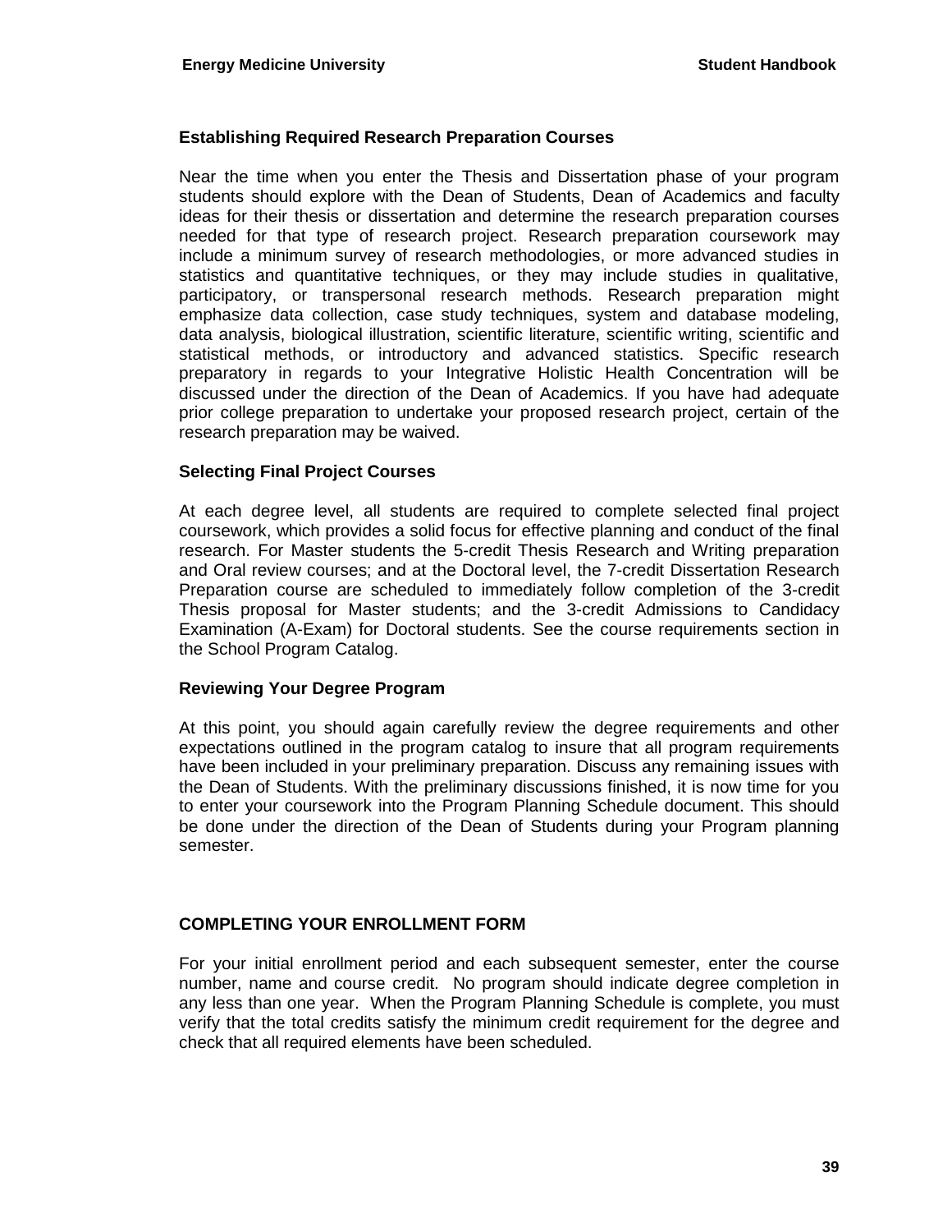### Establishing Required Research Preparation Courses

Near the time when you enter the Thesis and Dissertation phase of your program students should explore with the Dean of Students, Dean of Academics and faculty ideas for their thesis or dissertation and determine the research preparation courses needed for that type of research project. Research preparation coursework may include a minimum survey of research methodologies, or more advanced studies in statistics and quantitative techniques, or they may include studies in qualitative, participatory, or transpersonal research methods. Research preparation might emphasize data collection, case study techniques, system and database modeling, data analysis, biological illustration, scientific literature, scientific writing, scientific and statistical methods, or introductory and advanced statistics. Specific research preparatory in regards to your Integrative Holistic Health Concentration will be discussed under the direction of the Dean of Academics. If you have had adequate prior college preparation to undertake your proposed research project, certain of the research preparation may be waived.

### Selecting Final Project Courses

At each degree level, all students are required to complete selected final project coursework, which provides a solid focus for effective planning and conduct of the final research. For Master students the 5-credit Thesis Research and Writing preparation and Oral review courses; and at the Doctoral level, the 7-credit Dissertation Research Preparation course are scheduled to immediately follow completion of the 3-credit Thesis proposal for Master students; and the 3-credit Admissions to Candidacy Examination (A-Exam) for Doctoral students. See the course requirements section in the School Program Catalog.

### Reviewing Your Degree Program

At this point, you should again carefully review the degree requirements and other expectations outlined in the program catalog to insure that all program requirements have been included in your preliminary preparation. Discuss any remaining issues with the Dean of Students. With the preliminary discussions finished, it is now time for you to enter your coursework into the Program Planning Schedule document. This should be done under the direction of the Dean of Students during your Program planning semester.

## COMPLETING YOUR ENROLLMENT FORM

For your initial enrollment period and each subsequent semester, enter the course number, name and course credit. No program should indicate degree completion in any less than one year. When the Program Planning Schedule is complete, you must verify that the total credits satisfy the minimum credit requirement for the degree and check that all required elements have been scheduled.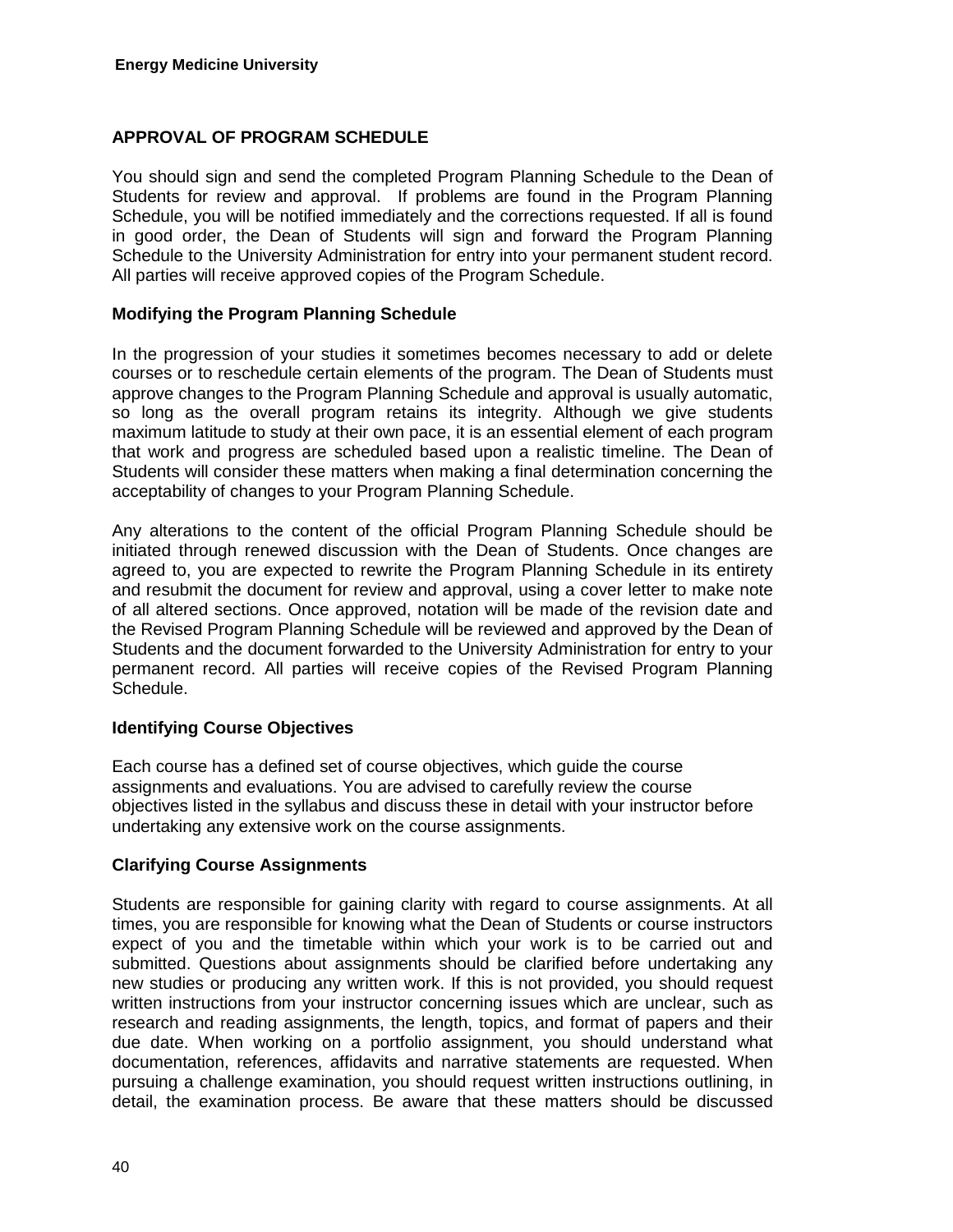## APPROVAL OF PROGRAM SCHEDULE

You should sign and send the completed Program Planning Schedule to the Dean of Students for review and approval. If problems are found in the Program Planning Schedule, you will be notified immediately and the corrections requested. If all is found in good order, the Dean of Students will sign and forward the Program Planning Schedule to the University Administration for entry into your permanent student record. All parties will receive approved copies of the Program Schedule.

### Modifying the Program Planning Schedule

In the progression of your studies it sometimes becomes necessary to add or delete courses or to reschedule certain elements of the program. The Dean of Students must approve changes to the Program Planning Schedule and approval is usually automatic, so long as the overall program retains its integrity. Although we give students maximum latitude to study at their own pace, it is an essential element of each program that work and progress are scheduled based upon a realistic timeline. The Dean of Students will consider these matters when making a final determination concerning the acceptability of changes to your Program Planning Schedule.

Any alterations to the content of the official Program Planning Schedule should be initiated through renewed discussion with the Dean of Students. Once changes are agreed to, you are expected to rewrite the Program Planning Schedule in its entirety and resubmit the document for review and approval, using a cover letter to make note of all altered sections. Once approved, notation will be made of the revision date and the Revised Program Planning Schedule will be reviewed and approved by the Dean of Students and the document forwarded to the University Administration for entry to your permanent record. All parties will receive copies of the Revised Program Planning Schedule.

### Identifying Course Objectives

Each course has a defined set of course objectives, which guide the course assignments and evaluations. You are advised to carefully review the course objectives listed in the syllabus and discuss these in detail with your instructor before undertaking any extensive work on the course assignments.

### Clarifying Course Assignments

Students are responsible for gaining clarity with regard to course assignments. At all times, you are responsible for knowing what the Dean of Students or course instructors expect of you and the timetable within which your work is to be carried out and submitted. Questions about assignments should be clarified before undertaking any new studies or producing any written work. If this is not provided, you should request written instructions from your instructor concerning issues which are unclear, such as research and reading assignments, the length, topics, and format of papers and their due date. When working on a portfolio assignment, you should understand what documentation, references, affidavits and narrative statements are requested. When pursuing a challenge examination, you should request written instructions outlining, in detail, the examination process. Be aware that these matters should be discussed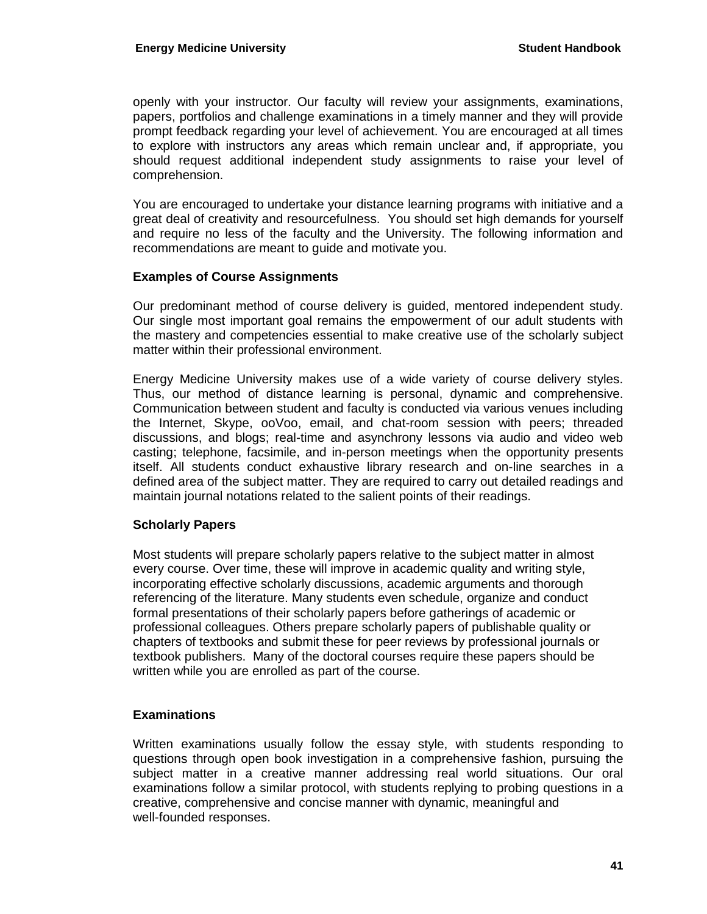openly with your instructor. Our faculty will review your assignments, examinations, papers, portfolios and challenge examinations in a timely manner and they will provide prompt feedback regarding your level of achievement. You are encouraged at all times to explore with instructors any areas which remain unclear and, if appropriate, you should request additional independent study assignments to raise your level of comprehension.

You are encouraged to undertake your distance learning programs with initiative and a great deal of creativity and resourcefulness. You should set high demands for yourself and require no less of the faculty and the University. The following information and recommendations are meant to guide and motivate you.

**Examples of Course Assignments**

Our predominant method of course delivery is guided, mentored independent study. Our single most important goal remains the empowerment of our adult students with the mastery and competencies essential to make creative use of the scholarly subject matter within their professional environment.

Energy Medicine University makes use of a wide variety of course delivery styles. Thus, our method of distance learning is personal, dynamic and comprehensive. Communication between student and faculty is conducted via various venues including the Internet, Skype, ooVoo, email, and chat-room session with peers; threaded discussions, and blogs; real-time and asynchrony lessons via audio and video web casting; telephone, facsimile, and in-person meetings when the opportunity presents itself. All students conduct exhaustive library research and on-line searches in a defined area of the subject matter. They are required to carry out detailed readings and maintain journal notations related to the salient points of their readings.

**Scholarly Papers**

Most students will prepare scholarly papers relative to the subject matter in almost every course. Over time, these will improve in academic quality and writing style, incorporating effective scholarly discussions, academic arguments and thorough referencing of the literature. Many students even schedule, organize and conduct formal presentations of their scholarly papers before gatherings of academic or professional colleagues. Others prepare scholarly papers of publishable quality or chapters of textbooks and submit these for peer reviews by professional journals or textbook publishers. Many of the doctoral courses require these papers should be written while you are enrolled as part of the course.

**Examinations**

Written examinations usually follow the essay style, with students responding to questions through open book investigation in a comprehensive fashion, pursuing the subject matter in a creative manner addressing real world situations. Our oral examinations follow a similar protocol, with students replying to probing questions in a creative, comprehensive and concise manner with dynamic, meaningful and well-founded responses.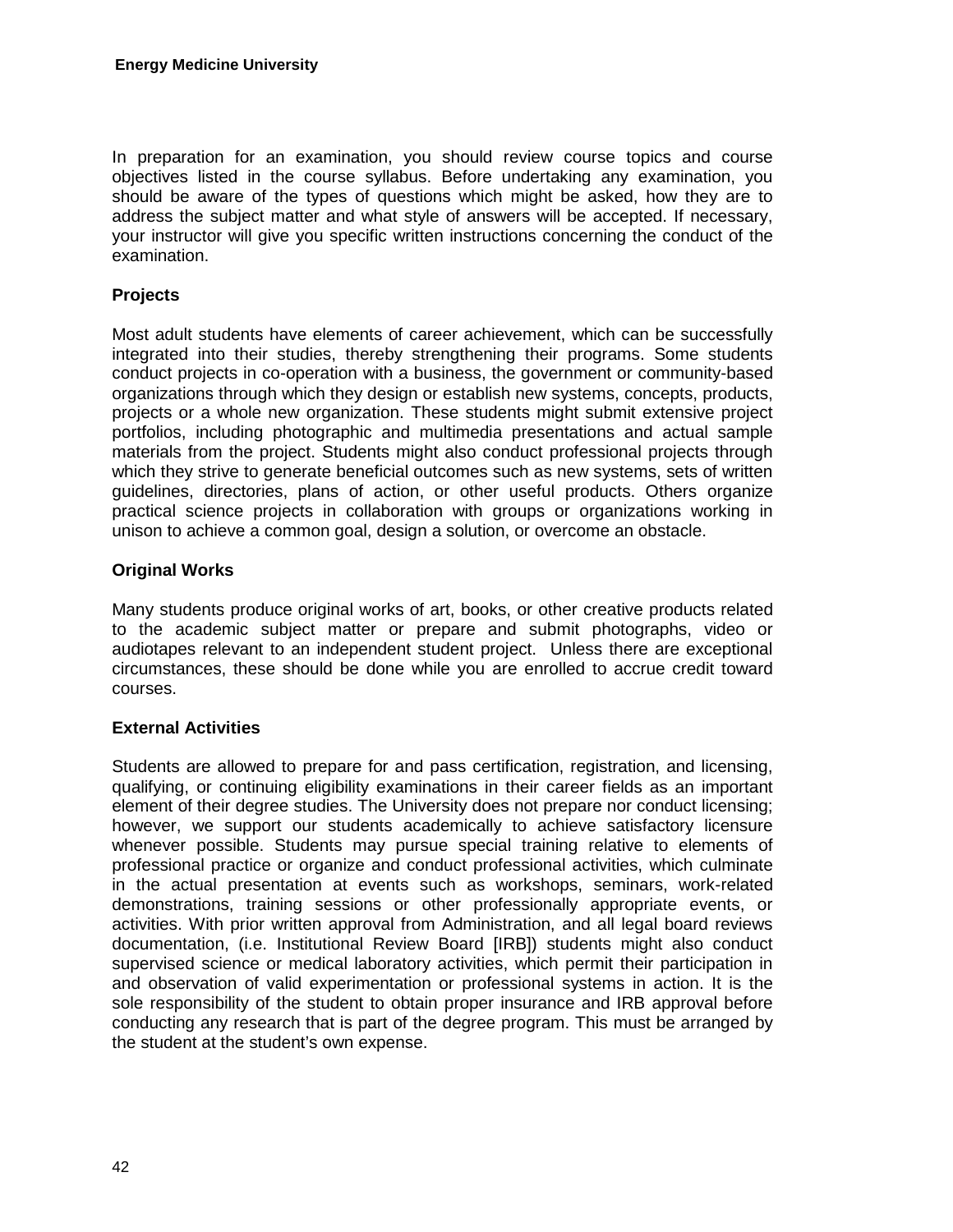In preparation for an examination, you should review course topics and course objectives listed in the course syllabus. Before undertaking any examination, you should be aware of the types of questions which might be asked, how they are to address the subject matter and what style of answers will be accepted. If necessary, your instructor will give you specific written instructions concerning the conduct of the examination.

### Projects

Most adult students have elements of career achievement, which can be successfully integrated into their studies, thereby strengthening their programs. Some students conduct projects in co-operation with a business, the government or community-based organizations through which they design or establish new systems, concepts, products, projects or a whole new organization. These students might submit extensive project portfolios, including photographic and multimedia presentations and actual sample materials from the project. Students might also conduct professional projects through which they strive to generate beneficial outcomes such as new systems, sets of written guidelines, directories, plans of action, or other useful products. Others organize practical science projects in collaboration with groups or organizations working in unison to achieve a common goal, design a solution, or overcome an obstacle.

### Original Works

Many students produce original works of art, books, or other creative products related to the academic subject matter or prepare and submit photographs, video or audiotapes relevant to an independent student project. Unless there are exceptional circumstances, these should be done while you are enrolled to accrue credit toward courses.

### External Activities

Students are allowed to prepare for and pass certification, registration, and licensing, qualifying, or continuing eligibility examinations in their career fields as an important element of their degree studies. The University does not prepare nor conduct licensing; however, we support our students academically to achieve satisfactory licensure whenever possible. Students may pursue special training relative to elements of professional practice or organize and conduct professional activities, which culminate in the actual presentation at events such as workshops, seminars, work-related demonstrations, training sessions or other professionally appropriate events, or activities. With prior written approval from Administration, and all legal board reviews documentation, (i.e. Institutional Review Board [IRB]) students might also conduct supervised science or medical laboratory activities, which permit their participation in and observation of valid experimentation or professional systems in action. It is the sole responsibility of the student to obtain proper insurance and IRB approval before conducting any research that is part of the degree program. This must be arranged by the student at the student's own expense.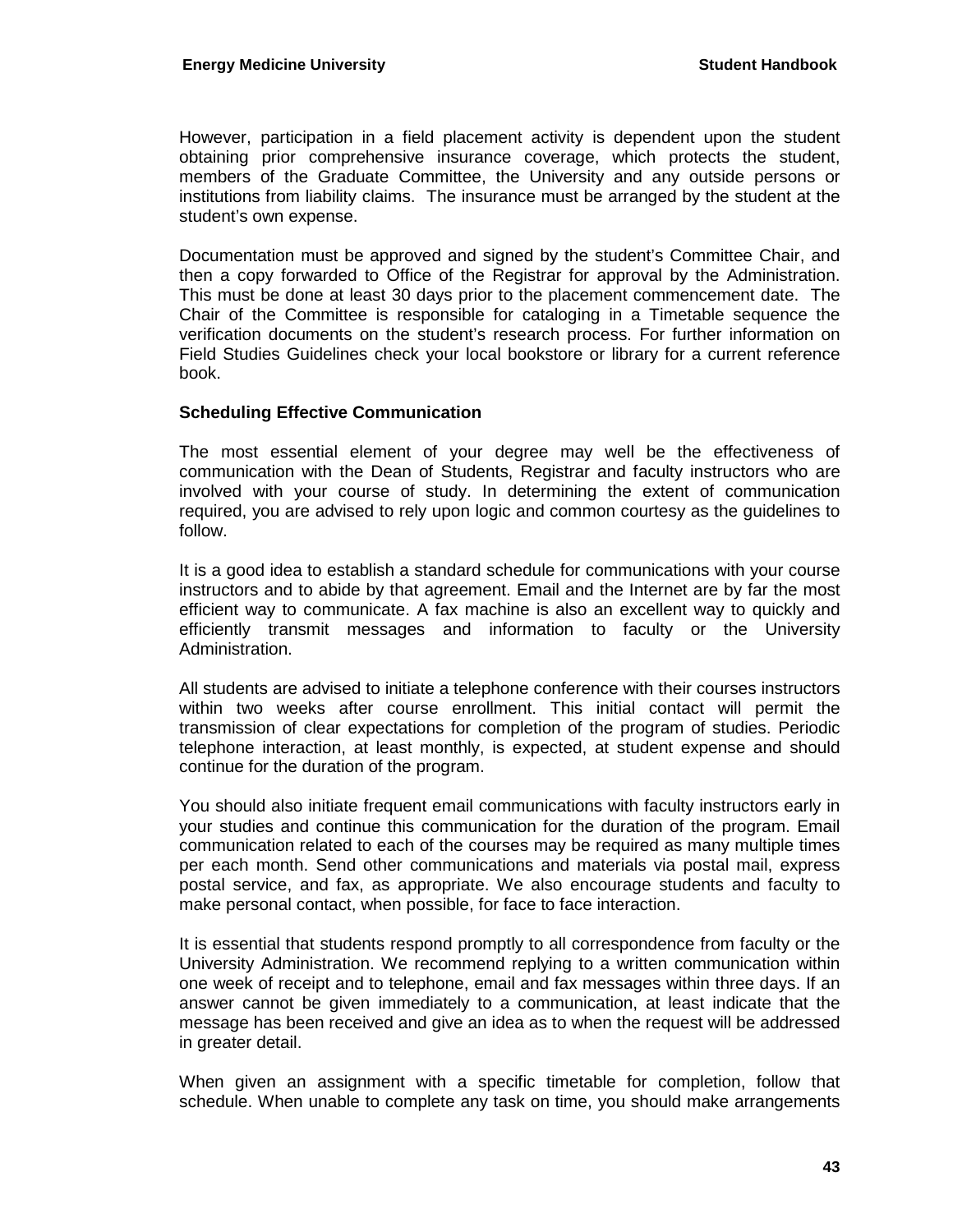However, participation in a field placement activity is dependent upon the student obtaining prior comprehensive insurance coverage, which protects the student, members of the Graduate Committee, the University and any outside persons or institutions from liability claims. The insurance must be arranged by the student at the student's own expense.

Documentation must be approved and signed by the student's Committee Chair, and then a copy forwarded to Office of the Registrar for approval by the Administration. This must be done at least 30 days prior to the placement commencement date. The Chair of the Committee is responsible for cataloging in a Timetable sequence the verification documents on the student's research process. For further information on Field Studies Guidelines check your local bookstore or library for a current reference book.

### Scheduling Effective Communication

The most essential element of your degree may well be the effectiveness of communication with the Dean of Students, Registrar and faculty instructors who are involved with your course of study. In determining the extent of communication required, you are advised to rely upon logic and common courtesy as the guidelines to follow.

It is a good idea to establish a standard schedule for communications with your course instructors and to abide by that agreement. Email and the Internet are by far the most efficient way to communicate. A fax machine is also an excellent way to quickly and efficiently transmit messages and information to faculty or the University Administration.

All students are advised to initiate a telephone conference with their courses instructors within two weeks after course enrollment. This initial contact will permit the transmission of clear expectations for completion of the program of studies. Periodic telephone interaction, at least monthly, is expected, at student expense and should continue for the duration of the program.

You should also initiate frequent email communications with faculty instructors early in your studies and continue this communication for the duration of the program. Email communication related to each of the courses may be required as many multiple times per each month. Send other communications and materials via postal mail, express postal service, and fax, as appropriate. We also encourage students and faculty to make personal contact, when possible, for face to face interaction.

It is essential that students respond promptly to all correspondence from faculty or the University Administration. We recommend replying to a written communication within one week of receipt and to telephone, email and fax messages within three days. If an answer cannot be given immediately to a communication, at least indicate that the message has been received and give an idea as to when the request will be addressed in greater detail.

When given an assignment with a specific timetable for completion, follow that schedule. When unable to complete any task on time, you should make arrangements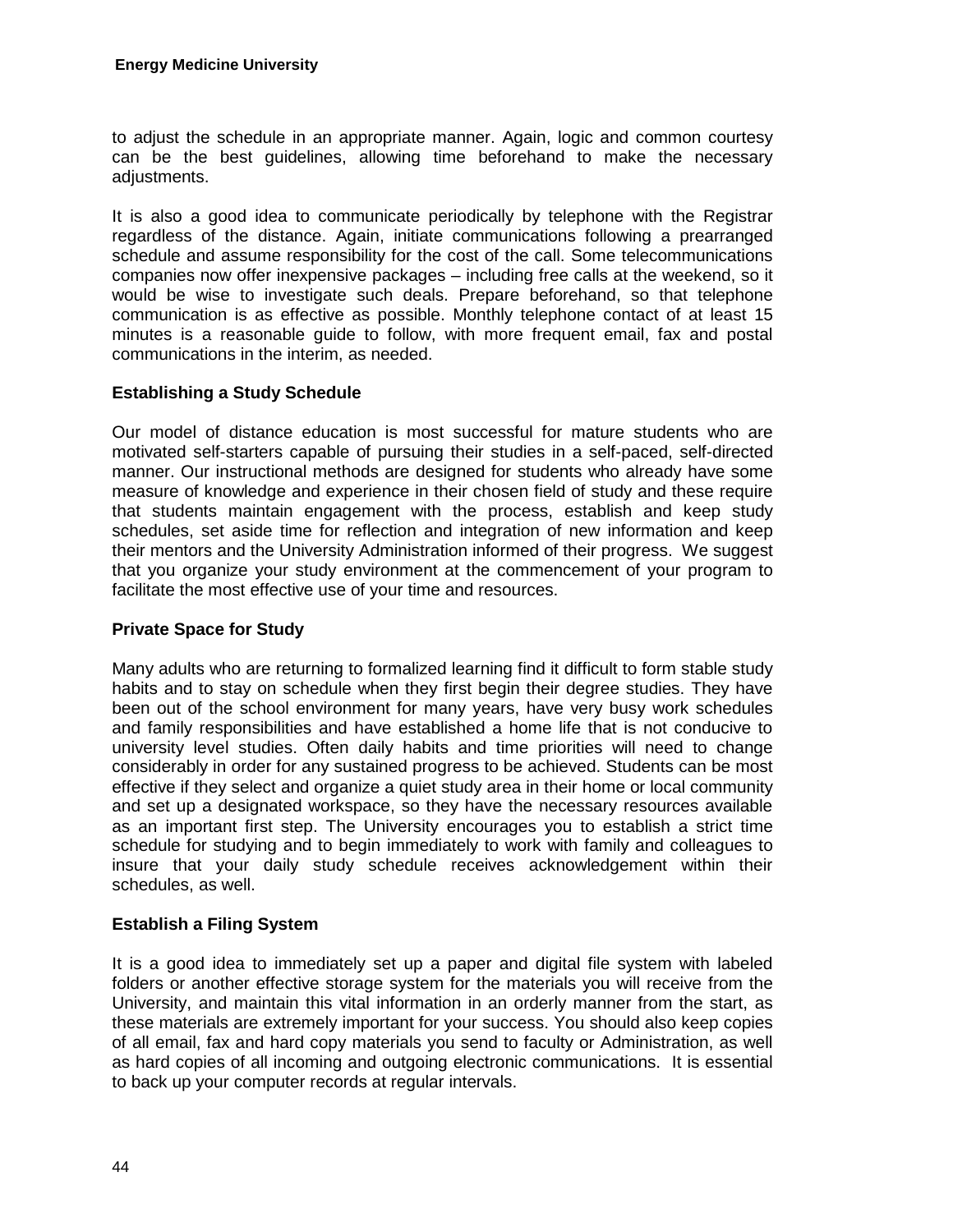to adjust the schedule in an appropriate manner. Again, logic and common courtesy can be the best guidelines, allowing time beforehand to make the necessary adjustments.

It is also a good idea to communicate periodically by telephone with the Registrar regardless of the distance. Again, initiate communications following a prearranged schedule and assume responsibility for the cost of the call. Some telecommunications companies now offer inexpensive packages – including free calls at the weekend, so it would be wise to investigate such deals. Prepare beforehand, so that telephone communication is as effective as possible. Monthly telephone contact of at least 15 minutes is a reasonable guide to follow, with more frequent email, fax and postal communications in the interim, as needed.

### Establishing a Study Schedule

Our model of distance education is most successful for mature students who are motivated self-starters capable of pursuing their studies in a self-paced, self-directed manner. Our instructional methods are designed for students who already have some measure of knowledge and experience in their chosen field of study and these require that students maintain engagement with the process, establish and keep study schedules, set aside time for reflection and integration of new information and keep their mentors and the University Administration informed of their progress. We suggest that you organize your study environment at the commencement of your program to facilitate the most effective use of your time and resources.

### Private Space for Study

Many adults who are returning to formalized learning find it difficult to form stable study habits and to stay on schedule when they first begin their degree studies. They have been out of the school environment for many years, have very busy work schedules and family responsibilities and have established a home life that is not conducive to university level studies. Often daily habits and time priorities will need to change considerably in order for any sustained progress to be achieved. Students can be most effective if they select and organize a quiet study area in their home or local community and set up a designated workspace, so they have the necessary resources available as an important first step. The University encourages you to establish a strict time schedule for studying and to begin immediately to work with family and colleagues to insure that your daily study schedule receives acknowledgement within their schedules, as well.

### Establish a Filing System

It is a good idea to immediately set up a paper and digital file system with labeled folders or another effective storage system for the materials you will receive from the University, and maintain this vital information in an orderly manner from the start, as these materials are extremely important for your success. You should also keep copies of all email, fax and hard copy materials you send to faculty or Administration, as well as hard copies of all incoming and outgoing electronic communications. It is essential to back up your computer records at regular intervals.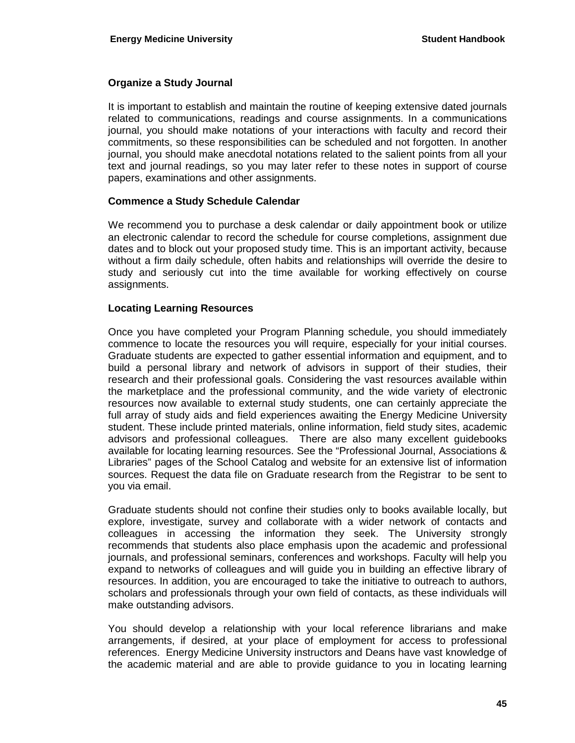### Organize a Study Journal

It is important to establish and maintain the routine of keeping extensive dated journals related to communications, readings and course assignments. In a communications journal, you should make notations of your interactions with faculty and record their commitments, so these responsibilities can be scheduled and not forgotten. In another journal, you should make anecdotal notations related to the salient points from all your text and journal readings, so you may later refer to these notes in support of course papers, examinations and other assignments.

### Commence a Study Schedule Calendar

We recommend you to purchase a desk calendar or daily appointment book or utilize an electronic calendar to record the schedule for course completions, assignment due dates and to block out your proposed study time. This is an important activity, because without a firm daily schedule, often habits and relationships will override the desire to study and seriously cut into the time available for working effectively on course assignments.

### Locating Learning Resources

Once you have completed your Program Planning schedule, you should immediately commence to locate the resources you will require, especially for your initial courses. Graduate students are expected to gather essential information and equipment, and to build a personal library and network of advisors in support of their studies, their research and their professional goals. Considering the vast resources available within the marketplace and the professional community, and the wide variety of electronic resources now available to external study students, one can certainly appreciate the full array of study aids and field experiences awaiting the Energy Medicine University student. These include printed materials, online information, field study sites, academic advisors and professional colleagues. There are also many excellent guidebooks available for locating learning resources. See the "Professional Journal, Associations & Libraries" pages of the School Catalog and website for an extensive list of information sources. Request the data file on Graduate research from the Registrar to be sent to you via email.

Graduate students should not confine their studies only to books available locally, but explore, investigate, survey and collaborate with a wider network of contacts and colleagues in accessing the information they seek. The University strongly recommends that students also place emphasis upon the academic and professional journals, and professional seminars, conferences and workshops. Faculty will help you expand to networks of colleagues and will guide you in building an effective library of resources. In addition, you are encouraged to take the initiative to outreach to authors, scholars and professionals through your own field of contacts, as these individuals will make outstanding advisors.

You should develop a relationship with your local reference librarians and make arrangements, if desired, at your place of employment for access to professional references. Energy Medicine University instructors and Deans have vast knowledge of the academic material and are able to provide guidance to you in locating learning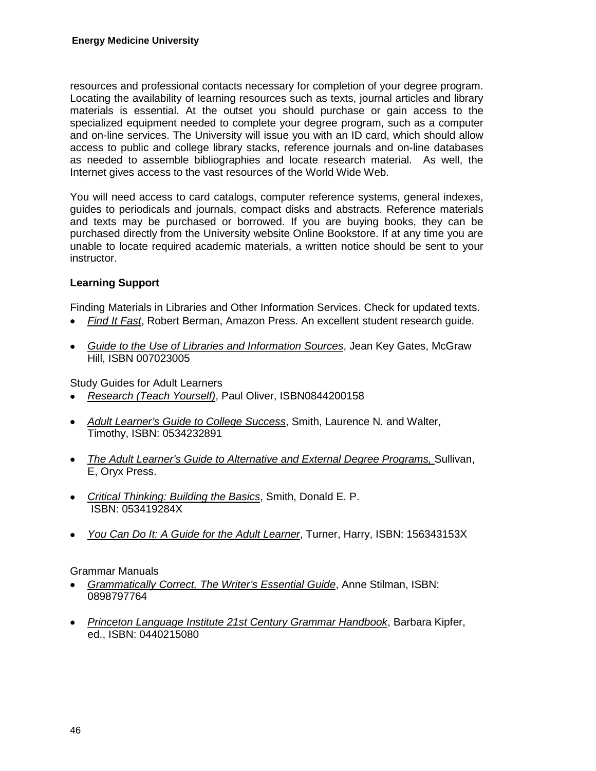resources and professional contacts necessary for completion of your degree program. Locating the availability of learning resources such as texts, journal articles and library materials is essential. At the outset you should purchase or gain access to the specialized equipment needed to complete your degree program, such as a computer and on-line services. The University will issue you with an ID card, which should allow access to public and college library stacks, reference journals and on-line databases as needed to assemble bibliographies and locate research material. As well, the Internet gives access to the vast resources of the World Wide Web.

You will need access to card catalogs, computer reference systems, general indexes, guides to periodicals and journals, compact disks and abstracts. Reference materials and texts may be purchased or borrowed. If you are buying books, they can be purchased directly from the University website Online Bookstore. If at any time you are unable to locate required academic materials, a written notice should be sent to your instructor.

**Learning Support**

Finding Materials in Libraries and Other Information Services. Check for updated texts.

- *Find It Fast*, Robert Berman, Amazon Press. An excellent student research guide.
- *Guide to the Use of Libraries and Information Sources*, Jean Key Gates, McGraw Hill, ISBN 007023005

Study Guides for Adult Learners

- *Research (Teach Yourself)*, Paul Oliver, ISBN0844200158
- *Adult Learner's Guide to College Success*, Smith, Laurence N. and Walter, Timothy, ISBN: 0534232891
- *The Adult Learner's Guide to Alternative and External Degree Programs,* Sullivan, E, Oryx Press.
- *Critical Thinking: Building the Basics*, Smith, Donald E. P. ISBN: 053419284X
- *You Can Do It: A Guide for the Adult Learner*, Turner, Harry, ISBN: 156343153X

Grammar Manuals

- *Grammatically Correct, The Writer's Essential Guide*, Anne Stilman, ISBN: 0898797764
- *Princeton Language Institute 21st Century Grammar Handbook*, Barbara Kipfer, ed., ISBN: 0440215080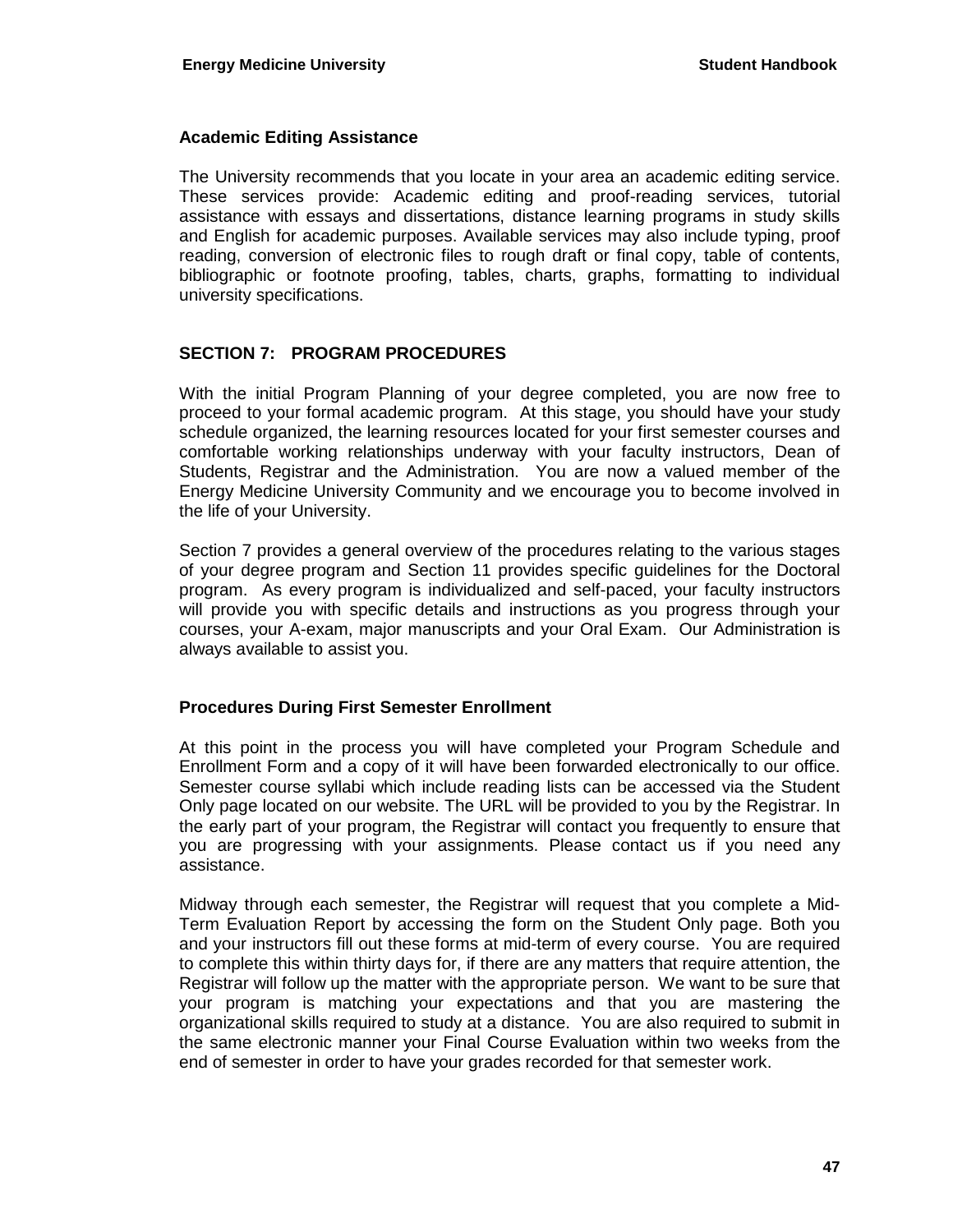### Academic Editing Assistance

The University recommends that you locate in your area an academic editing service. These services provide: Academic editing and proof-reading services, tutorial assistance with essays and dissertations, distance learning programs in study skills and English for academic purposes. Available services may also include typing, proof reading, conversion of electronic files to rough draft or final copy, table of contents, bibliographic or footnote proofing, tables, charts, graphs, formatting to individual university specifications.

## SECTION 7: PROGRAM PROCEDURES

With the initial Program Planning of your degree completed, you are now free to proceed to your formal academic program. At this stage, you should have your study schedule organized, the learning resources located for your first semester courses and comfortable working relationships underway with your faculty instructors, Dean of Students, Registrar and the Administration. You are now a valued member of the Energy Medicine University Community and we encourage you to become involved in the life of your University.

Section 7 provides a general overview of the procedures relating to the various stages of your degree program and Section 11 provides specific guidelines for the Doctoral program. As every program is individualized and self-paced, your faculty instructors will provide you with specific details and instructions as you progress through your courses, your A-exam, major manuscripts and your Oral Exam. Our Administration is always available to assist you.

### Procedures During First Semester Enrollment

At this point in the process you will have completed your Program Schedule and Enrollment Form and a copy of it will have been forwarded electronically to our office. Semester course syllabi which include reading lists can be accessed via the Student Only page located on our website. The URL will be provided to you by the Registrar. In the early part of your program, the Registrar will contact you frequently to ensure that you are progressing with your assignments. Please contact us if you need any assistance.

Midway through each semester, the Registrar will request that you complete a Mid-Term Evaluation Report by accessing the form on the Student Only page. Both you and your instructors fill out these forms at mid-term of every course. You are required to complete this within thirty days for, if there are any matters that require attention, the Registrar will follow up the matter with the appropriate person. We want to be sure that your program is matching your expectations and that you are mastering the organizational skills required to study at a distance. You are also required to submit in the same electronic manner your Final Course Evaluation within two weeks from the end of semester in order to have your grades recorded for that semester work.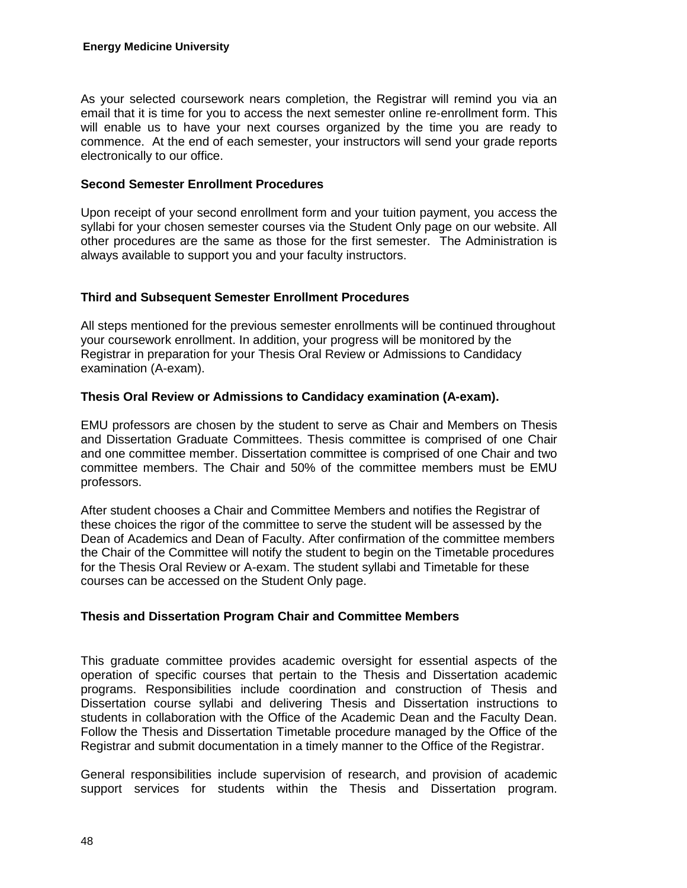As your selected coursework nears completion, the Registrar will remind you via an email that it is time for you to access the next semester online re-enrollment form. This will enable us to have your next courses organized by the time you are ready to commence. At the end of each semester, your instructors will send your grade reports electronically to our office.

### Second Semester Enrollment Procedures

Upon receipt of your second enrollment form and your tuition payment, you access the syllabi for your chosen semester courses via the Student Only page on our website. All other procedures are the same as those for the first semester. The Administration is always available to support you and your faculty instructors.

### Third and Subsequent Semester Enrollment Procedures

All steps mentioned for the previous semester enrollments will be continued throughout your coursework enrollment. In addition, your progress will be monitored by the Registrar in preparation for your Thesis Oral Review or Admissions to Candidacy examination (A-exam).

### Thesis Oral Review or Admissions to Candidacy examination (A-exam).

EMU professors are chosen by the student to serve as Chair and Members on Thesis and Dissertation Graduate Committees. Thesis committee is comprised of one Chair and one committee member. Dissertation committee is comprised of one Chair and two committee members. The Chair and 50% of the committee members must be EMU professors.

After student chooses a Chair and Committee Members and notifies the Registrar of these choices the rigor of the committee to serve the student will be assessed by the Dean of Academics and Dean of Faculty. After confirmation of the committee members the Chair of the Committee will notify the student to begin on the Timetable procedures for the Thesis Oral Review or A-exam. The student syllabi and Timetable for these courses can be accessed on the Student Only page.

### Thesis and Dissertation Program Chair and Committee Members

This graduate committee provides academic oversight for essential aspects of the operation of specific courses that pertain to the Thesis and Dissertation academic programs. Responsibilities include coordination and construction of Thesis and Dissertation course syllabi and delivering Thesis and Dissertation instructions to students in collaboration with the Office of the Academic Dean and the Faculty Dean. Follow the Thesis and Dissertation Timetable procedure managed by the Office of the Registrar and submit documentation in a timely manner to the Office of the Registrar.

General responsibilities include supervision of research, and provision of academic support services for students within the Thesis and Dissertation program.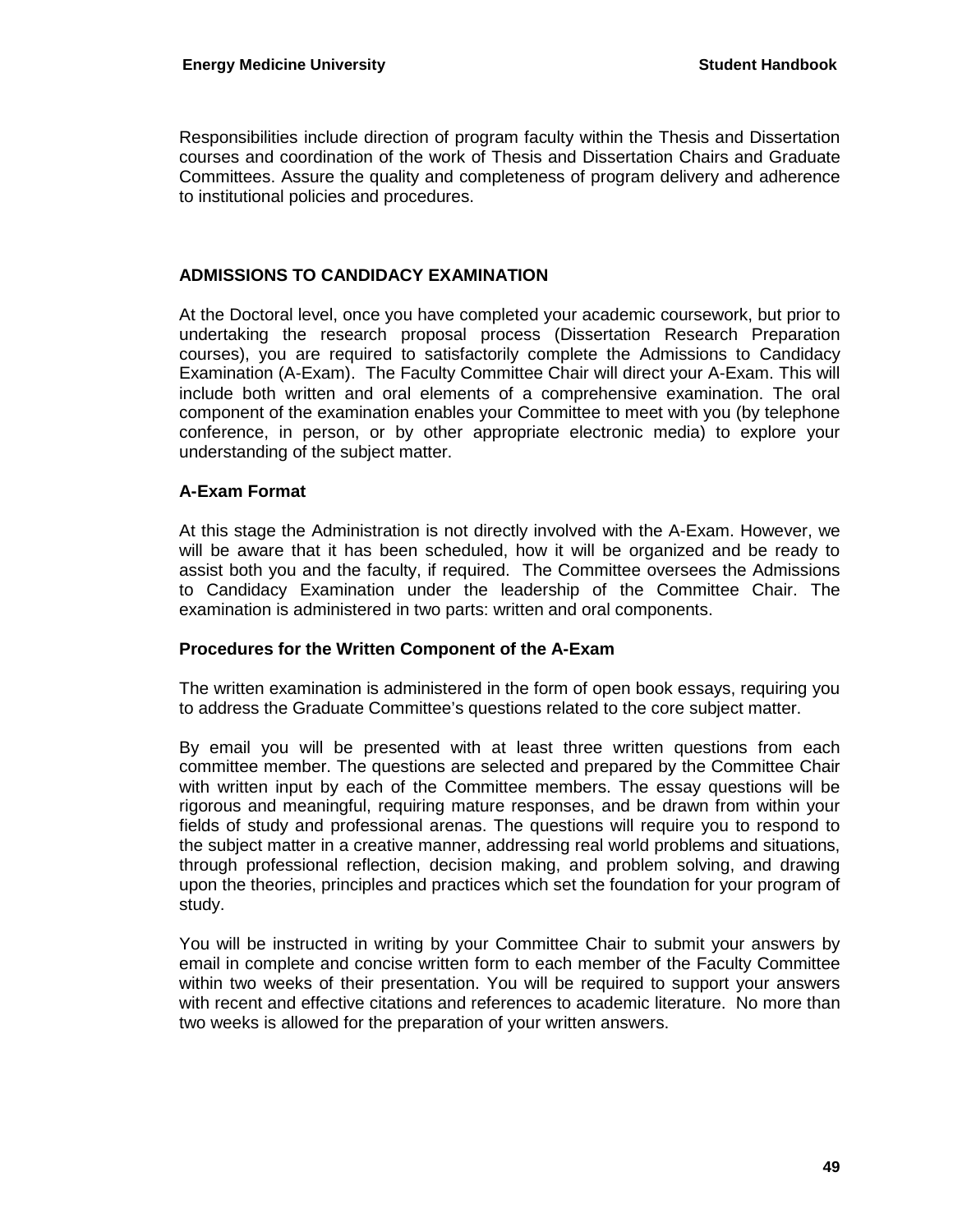Responsibilities include direction of program faculty within the Thesis and Dissertation courses and coordination of the work of Thesis and Dissertation Chairs and Graduate Committees. Assure the quality and completeness of program delivery and adherence to institutional policies and procedures.

## ADMISSIONS TO CANDIDACY EXAMINATION

At the Doctoral level, once you have completed your academic coursework, but prior to undertaking the research proposal process (Dissertation Research Preparation courses), you are required to satisfactorily complete the Admissions to Candidacy Examination (A-Exam). The Faculty Committee Chair will direct your A-Exam. This will include both written and oral elements of a comprehensive examination. The oral component of the examination enables your Committee to meet with you (by telephone conference, in person, or by other appropriate electronic media) to explore your understanding of the subject matter.

### A-Exam Format

At this stage the Administration is not directly involved with the A-Exam. However, we will be aware that it has been scheduled, how it will be organized and be ready to assist both you and the faculty, if required. The Committee oversees the Admissions to Candidacy Examination under the leadership of the Committee Chair. The examination is administered in two parts: written and oral components.

### Procedures for the Written Component of the A-Exam

The written examination is administered in the form of open book essays, requiring you to address the Graduate Committee's questions related to the core subject matter.

By email you will be presented with at least three written questions from each committee member. The questions are selected and prepared by the Committee Chair with written input by each of the Committee members. The essay questions will be rigorous and meaningful, requiring mature responses, and be drawn from within your fields of study and professional arenas. The questions will require you to respond to the subject matter in a creative manner, addressing real world problems and situations, through professional reflection, decision making, and problem solving, and drawing upon the theories, principles and practices which set the foundation for your program of study.

You will be instructed in writing by your Committee Chair to submit your answers by email in complete and concise written form to each member of the Faculty Committee within two weeks of their presentation. You will be required to support your answers with recent and effective citations and references to academic literature. No more than two weeks is allowed for the preparation of your written answers.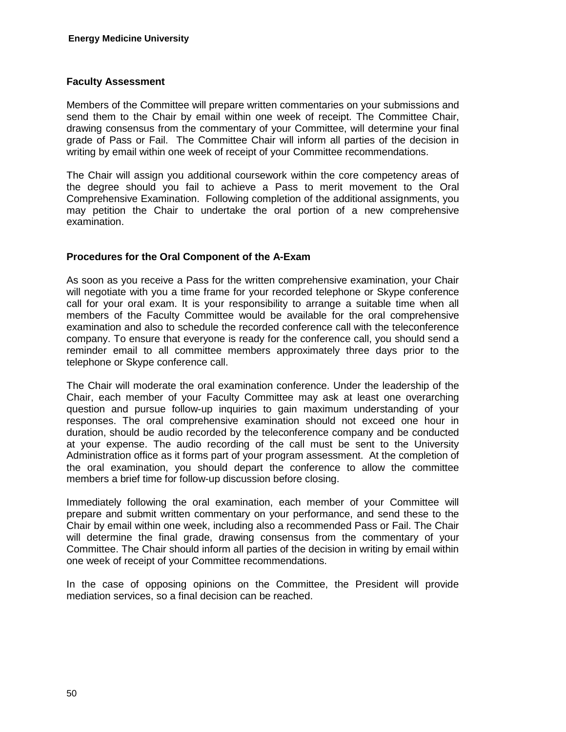**Faculty Assessment**

Members of the Committee will prepare written commentaries on your submissions and send them to the Chair by email within one week of receipt. The Committee Chair, drawing consensus from the commentary of your Committee, will determine your final grade of Pass or Fail. The Committee Chair will inform all parties of the decision in writing by email within one week of receipt of your Committee recommendations.

The Chair will assign you additional coursework within the core competency areas of the degree should you fail to achieve a Pass to merit movement to the Oral Comprehensive Examination. Following completion of the additional assignments, you may petition the Chair to undertake the oral portion of a new comprehensive examination.

**Procedures for the Oral Component of the A-Exam**

As soon as you receive a Pass for the written comprehensive examination, your Chair will negotiate with you a time frame for your recorded telephone or Skype conference call for your oral exam. It is your responsibility to arrange a suitable time when all members of the Faculty Committee would be available for the oral comprehensive examination and also to schedule the recorded conference call with the teleconference company. To ensure that everyone is ready for the conference call, you should send a reminder email to all committee members approximately three days prior to the telephone or Skype conference call.

The Chair will moderate the oral examination conference. Under the leadership of the Chair, each member of your Faculty Committee may ask at least one overarching question and pursue follow-up inquiries to gain maximum understanding of your responses. The oral comprehensive examination should not exceed one hour in duration, should be audio recorded by the teleconference company and be conducted at your expense. The audio recording of the call must be sent to the University Administration office as it forms part of your program assessment. At the completion of the oral examination, you should depart the conference to allow the committee members a brief time for follow-up discussion before closing.

Immediately following the oral examination, each member of your Committee will prepare and submit written commentary on your performance, and send these to the Chair by email within one week, including also a recommended Pass or Fail. The Chair will determine the final grade, drawing consensus from the commentary of your Committee. The Chair should inform all parties of the decision in writing by email within one week of receipt of your Committee recommendations.

In the case of opposing opinions on the Committee, the President will provide mediation services, so a final decision can be reached.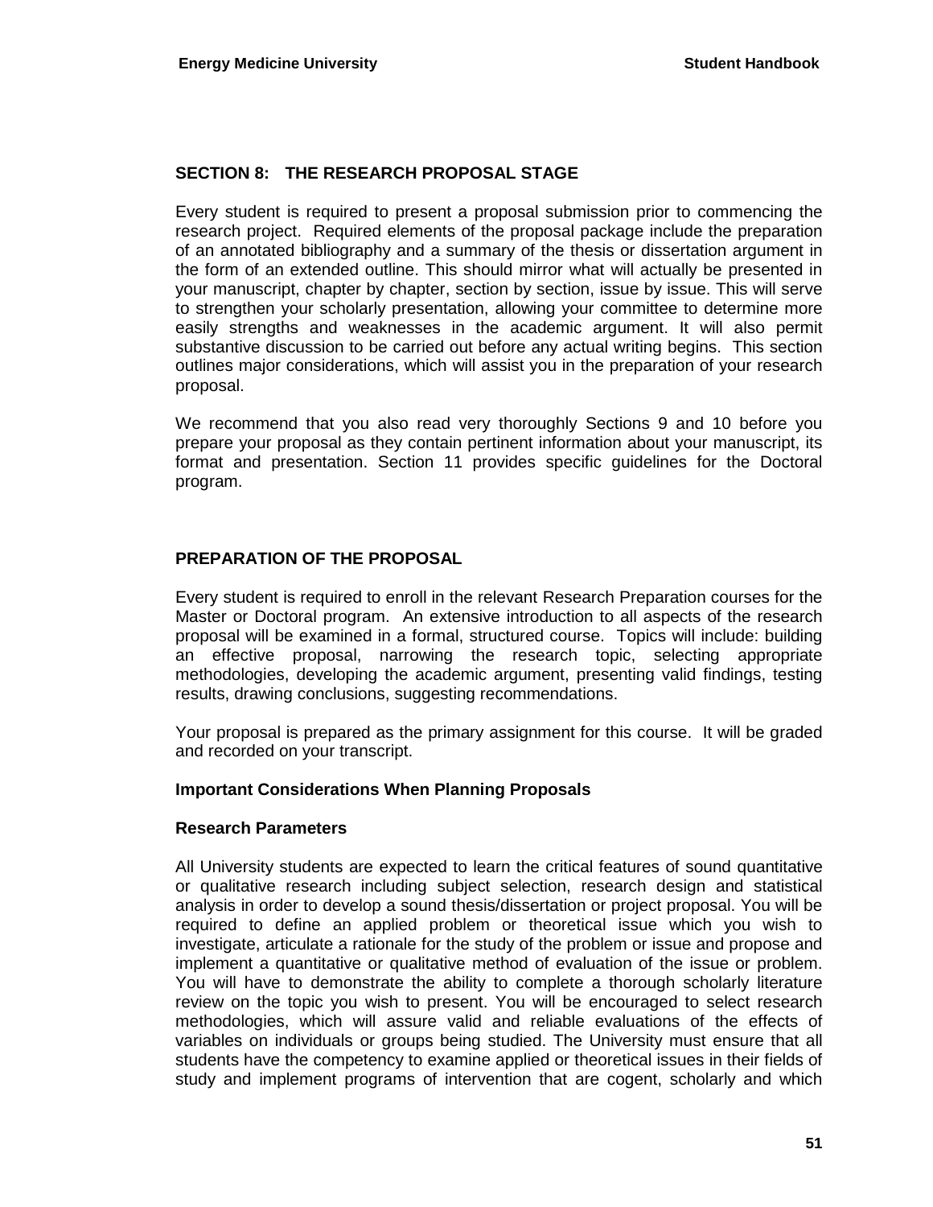## SECTION 8: THE RESEARCH PROPOSAL STAGE

Every student is required to present a proposal submission prior to commencing the research project. Required elements of the proposal package include the preparation of an annotated bibliography and a summary of the thesis or dissertation argument in the form of an extended outline. This should mirror what will actually be presented in your manuscript, chapter by chapter, section by section, issue by issue. This will serve to strengthen your scholarly presentation, allowing your committee to determine more easily strengths and weaknesses in the academic argument. It will also permit substantive discussion to be carried out before any actual writing begins. This section outlines major considerations, which will assist you in the preparation of your research proposal.

We recommend that you also read very thoroughly Sections 9 and 10 before you prepare your proposal as they contain pertinent information about your manuscript, its format and presentation. Section 11 provides specific guidelines for the Doctoral program.

## PREPARATION OF THE PROPOSAL

Every student is required to enroll in the relevant Research Preparation courses for the Master or Doctoral program. An extensive introduction to all aspects of the research proposal will be examined in a formal, structured course. Topics will include: building an effective proposal, narrowing the research topic, selecting appropriate methodologies, developing the academic argument, presenting valid findings, testing results, drawing conclusions, suggesting recommendations.

Your proposal is prepared as the primary assignment for this course. It will be graded and recorded on your transcript.

### Important Considerations When Planning Proposals

### Research Parameters

All University students are expected to learn the critical features of sound quantitative or qualitative research including subject selection, research design and statistical analysis in order to develop a sound thesis/dissertation or project proposal. You will be required to define an applied problem or theoretical issue which you wish to investigate, articulate a rationale for the study of the problem or issue and propose and implement a quantitative or qualitative method of evaluation of the issue or problem. You will have to demonstrate the ability to complete a thorough scholarly literature review on the topic you wish to present. You will be encouraged to select research methodologies, which will assure valid and reliable evaluations of the effects of variables on individuals or groups being studied. The University must ensure that all students have the competency to examine applied or theoretical issues in their fields of study and implement programs of intervention that are cogent, scholarly and which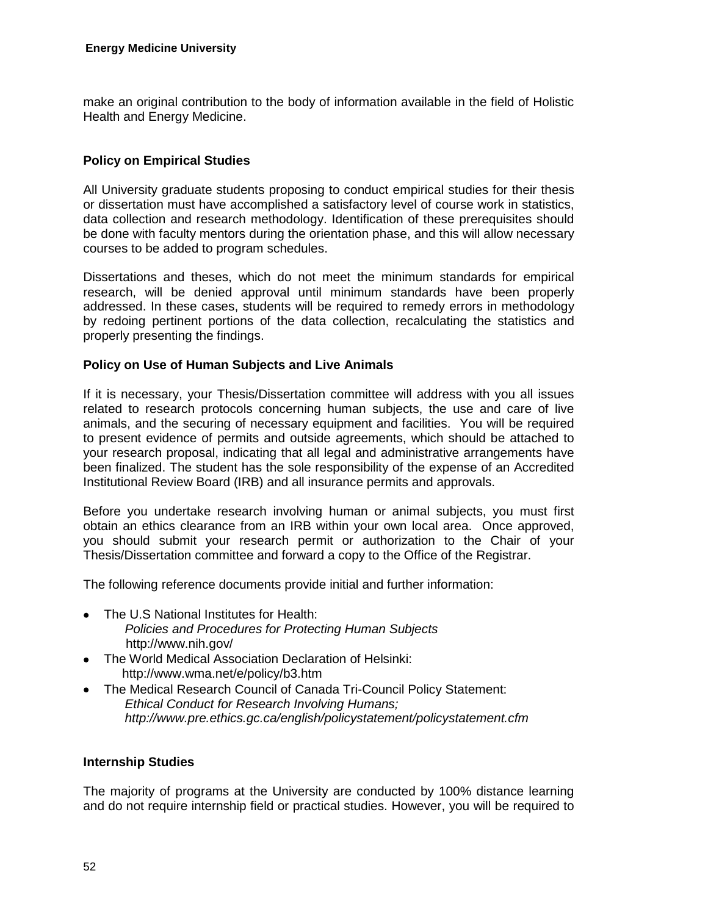make an original contribution to the body of information available in the field of Holistic Health and Energy Medicine.

### Policy on Empirical Studies

All University graduate students proposing to conduct empirical studies for their thesis or dissertation must have accomplished a satisfactory level of course work in statistics, data collection and research methodology. Identification of these prerequisites should be done with faculty mentors during the orientation phase, and this will allow necessary courses to be added to program schedules.

Dissertations and theses, which do not meet the minimum standards for empirical research, will be denied approval until minimum standards have been properly addressed. In these cases, students will be required to remedy errors in methodology by redoing pertinent portions of the data collection, recalculating the statistics and properly presenting the findings.

### Policy on Use of Human Subjects and Live Animals

If it is necessary, your Thesis/Dissertation committee will address with you all issues related to research protocols concerning human subjects, the use and care of live animals, and the securing of necessary equipment and facilities. You will be required to present evidence of permits and outside agreements, which should be attached to your research proposal, indicating that all legal and administrative arrangements have been finalized. The student has the sole responsibility of the expense of an Accredited Institutional Review Board (IRB) and all insurance permits and approvals.

Before you undertake research involving human or animal subjects, you must first obtain an ethics clearance from an IRB within your own local area. Once approved, you should submit your research permit or authorization to the Chair of your Thesis/Dissertation committee and forward a copy to the Office of the Registrar.

The following reference documents provide initial and further information:

- The U.S National Institutes for Health:
  *Policies and Procedures for Protecting Human Subjects*
  http://www.nih.gov/
- The World Medical Association Declaration of Helsinki:
  http://www.wma.net/e/policy/b3.htm
- The Medical Research Council of Canada Tri-Council Policy Statement:
  *Ethical Conduct for Research Involving Humans;*
  *http://www.pre.ethics.gc.ca/english/policystatement/policystatement.cfm*

### Internship Studies

The majority of programs at the University are conducted by 100% distance learning and do not require internship field or practical studies. However, you will be required to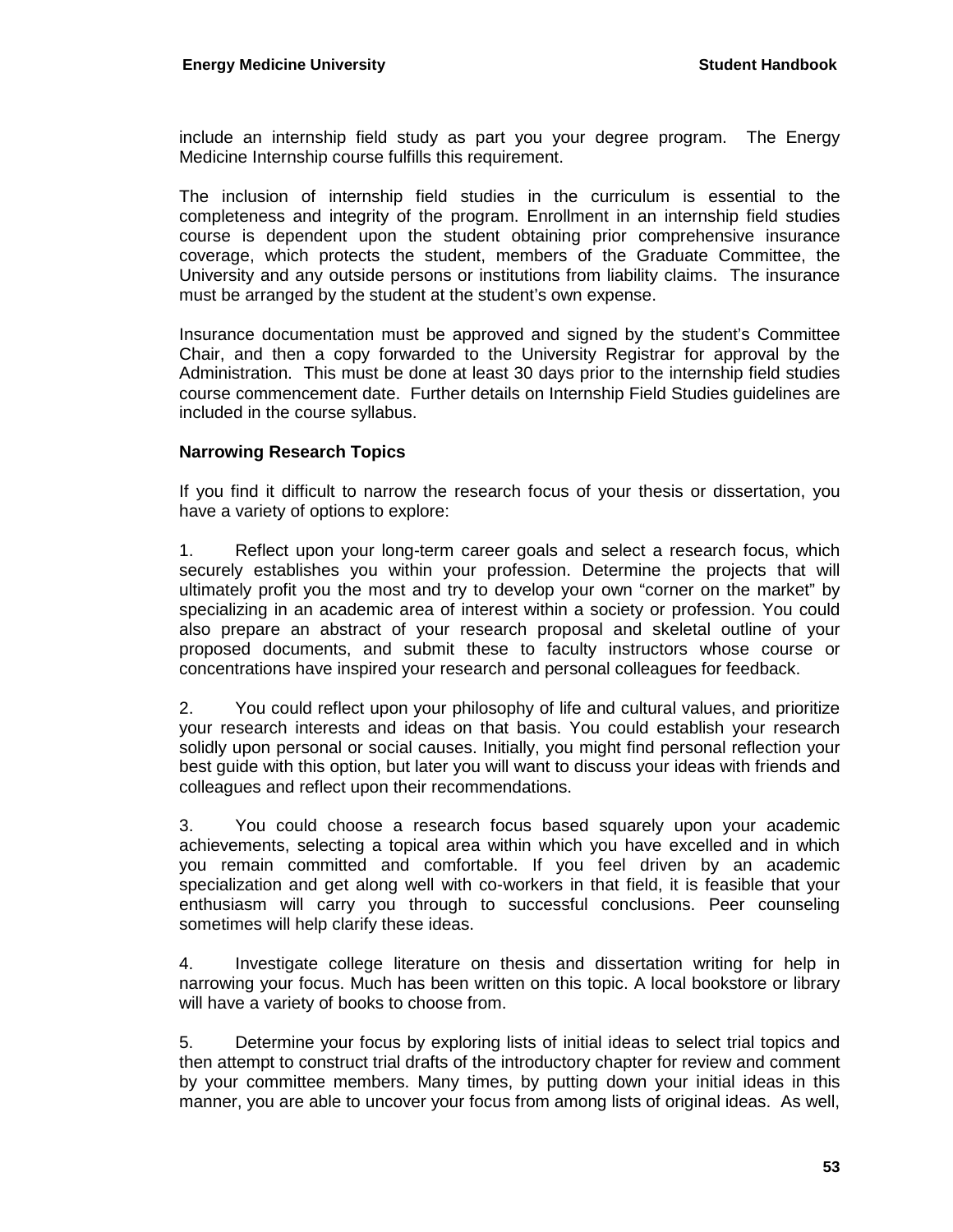include an internship field study as part you your degree program. The Energy Medicine Internship course fulfills this requirement.

The inclusion of internship field studies in the curriculum is essential to the completeness and integrity of the program. Enrollment in an internship field studies course is dependent upon the student obtaining prior comprehensive insurance coverage, which protects the student, members of the Graduate Committee, the University and any outside persons or institutions from liability claims. The insurance must be arranged by the student at the student's own expense.

Insurance documentation must be approved and signed by the student's Committee Chair, and then a copy forwarded to the University Registrar for approval by the Administration. This must be done at least 30 days prior to the internship field studies course commencement date. Further details on Internship Field Studies guidelines are included in the course syllabus.

**Narrowing Research Topics**

If you find it difficult to narrow the research focus of your thesis or dissertation, you have a variety of options to explore:

1. Reflect upon your long-term career goals and select a research focus, which securely establishes you within your profession. Determine the projects that will ultimately profit you the most and try to develop your own "corner on the market" by specializing in an academic area of interest within a society or profession. You could also prepare an abstract of your research proposal and skeletal outline of your proposed documents, and submit these to faculty instructors whose course or concentrations have inspired your research and personal colleagues for feedback.

2. You could reflect upon your philosophy of life and cultural values, and prioritize your research interests and ideas on that basis. You could establish your research solidly upon personal or social causes. Initially, you might find personal reflection your best guide with this option, but later you will want to discuss your ideas with friends and colleagues and reflect upon their recommendations.

3. You could choose a research focus based squarely upon your academic achievements, selecting a topical area within which you have excelled and in which you remain committed and comfortable. If you feel driven by an academic specialization and get along well with co-workers in that field, it is feasible that your enthusiasm will carry you through to successful conclusions. Peer counseling sometimes will help clarify these ideas.

4. Investigate college literature on thesis and dissertation writing for help in narrowing your focus. Much has been written on this topic. A local bookstore or library will have a variety of books to choose from.

5. Determine your focus by exploring lists of initial ideas to select trial topics and then attempt to construct trial drafts of the introductory chapter for review and comment by your committee members. Many times, by putting down your initial ideas in this manner, you are able to uncover your focus from among lists of original ideas. As well,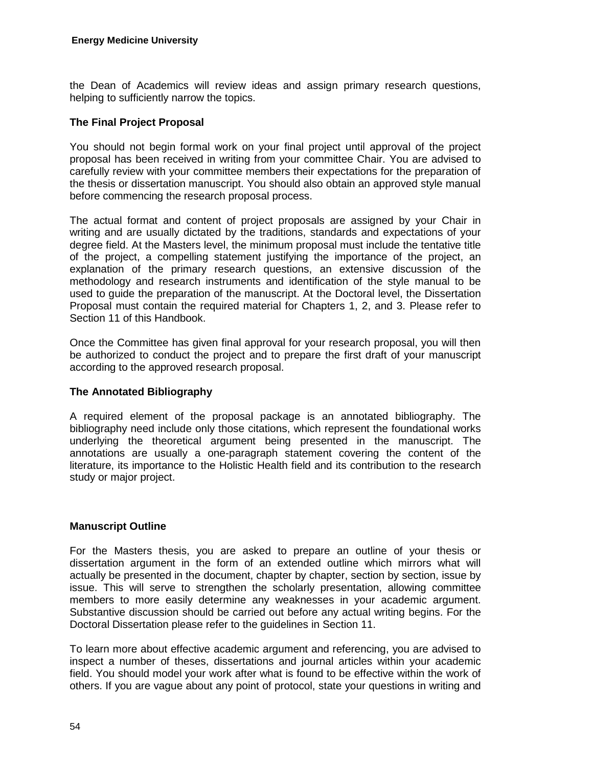the Dean of Academics will review ideas and assign primary research questions, helping to sufficiently narrow the topics.

### The Final Project Proposal

You should not begin formal work on your final project until approval of the project proposal has been received in writing from your committee Chair. You are advised to carefully review with your committee members their expectations for the preparation of the thesis or dissertation manuscript. You should also obtain an approved style manual before commencing the research proposal process.

The actual format and content of project proposals are assigned by your Chair in writing and are usually dictated by the traditions, standards and expectations of your degree field. At the Masters level, the minimum proposal must include the tentative title of the project, a compelling statement justifying the importance of the project, an explanation of the primary research questions, an extensive discussion of the methodology and research instruments and identification of the style manual to be used to guide the preparation of the manuscript. At the Doctoral level, the Dissertation Proposal must contain the required material for Chapters 1, 2, and 3. Please refer to Section 11 of this Handbook.

Once the Committee has given final approval for your research proposal, you will then be authorized to conduct the project and to prepare the first draft of your manuscript according to the approved research proposal.

### The Annotated Bibliography

A required element of the proposal package is an annotated bibliography. The bibliography need include only those citations, which represent the foundational works underlying the theoretical argument being presented in the manuscript. The annotations are usually a one-paragraph statement covering the content of the literature, its importance to the Holistic Health field and its contribution to the research study or major project.

### Manuscript Outline

For the Masters thesis, you are asked to prepare an outline of your thesis or dissertation argument in the form of an extended outline which mirrors what will actually be presented in the document, chapter by chapter, section by section, issue by issue. This will serve to strengthen the scholarly presentation, allowing committee members to more easily determine any weaknesses in your academic argument. Substantive discussion should be carried out before any actual writing begins. For the Doctoral Dissertation please refer to the guidelines in Section 11.

To learn more about effective academic argument and referencing, you are advised to inspect a number of theses, dissertations and journal articles within your academic field. You should model your work after what is found to be effective within the work of others. If you are vague about any point of protocol, state your questions in writing and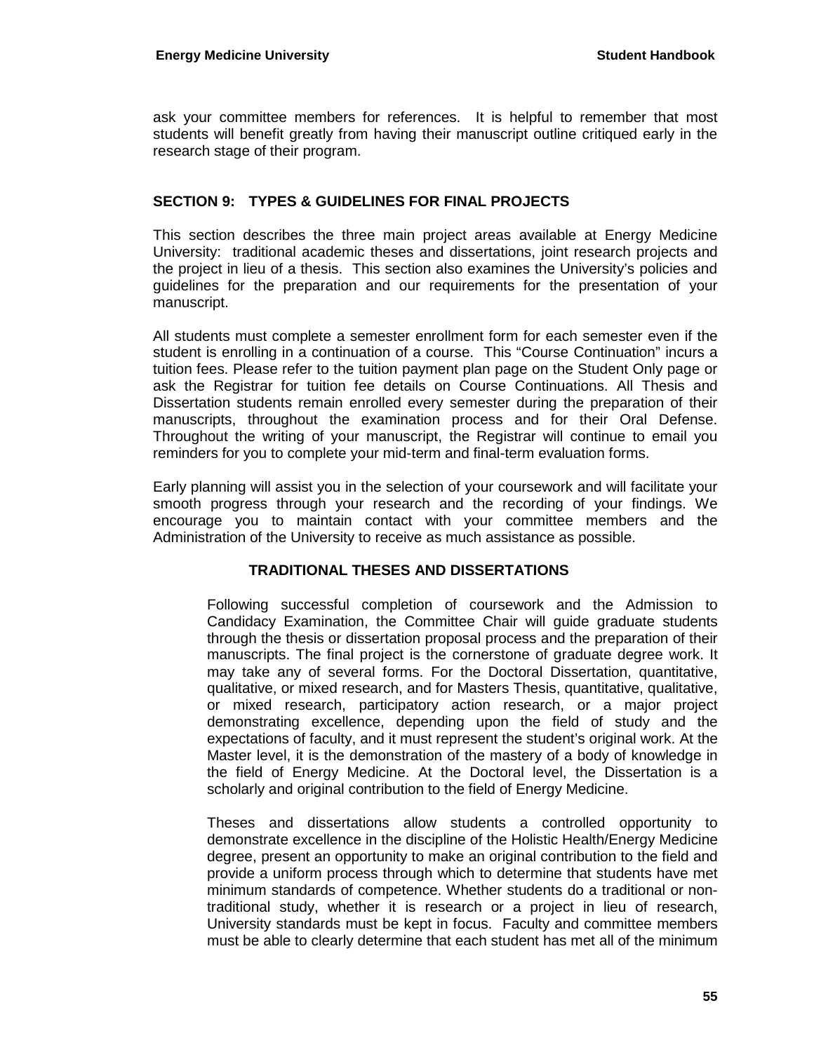ask your committee members for references. It is helpful to remember that most students will benefit greatly from having their manuscript outline critiqued early in the research stage of their program.

## SECTION 9: TYPES & GUIDELINES FOR FINAL PROJECTS

This section describes the three main project areas available at Energy Medicine University: traditional academic theses and dissertations, joint research projects and the project in lieu of a thesis. This section also examines the University's policies and guidelines for the preparation and our requirements for the presentation of your manuscript.

All students must complete a semester enrollment form for each semester even if the student is enrolling in a continuation of a course. This "Course Continuation" incurs a tuition fees. Please refer to the tuition payment plan page on the Student Only page or ask the Registrar for tuition fee details on Course Continuations. All Thesis and Dissertation students remain enrolled every semester during the preparation of their manuscripts, throughout the examination process and for their Oral Defense. Throughout the writing of your manuscript, the Registrar will continue to email you reminders for you to complete your mid-term and final-term evaluation forms.

Early planning will assist you in the selection of your coursework and will facilitate your smooth progress through your research and the recording of your findings. We encourage you to maintain contact with your committee members and the Administration of the University to receive as much assistance as possible.

### TRADITIONAL THESES AND DISSERTATIONS

Following successful completion of coursework and the Admission to Candidacy Examination, the Committee Chair will guide graduate students through the thesis or dissertation proposal process and the preparation of their manuscripts. The final project is the cornerstone of graduate degree work. It may take any of several forms. For the Doctoral Dissertation, quantitative, qualitative, or mixed research, and for Masters Thesis, quantitative, qualitative, or mixed research, participatory action research, or a major project demonstrating excellence, depending upon the field of study and the expectations of faculty, and it must represent the student's original work. At the Master level, it is the demonstration of the mastery of a body of knowledge in the field of Energy Medicine. At the Doctoral level, the Dissertation is a scholarly and original contribution to the field of Energy Medicine.

Theses and dissertations allow students a controlled opportunity to demonstrate excellence in the discipline of the Holistic Health/Energy Medicine degree, present an opportunity to make an original contribution to the field and provide a uniform process through which to determine that students have met minimum standards of competence. Whether students do a traditional or non-traditional study, whether it is research or a project in lieu of research, University standards must be kept in focus. Faculty and committee members must be able to clearly determine that each student has met all of the minimum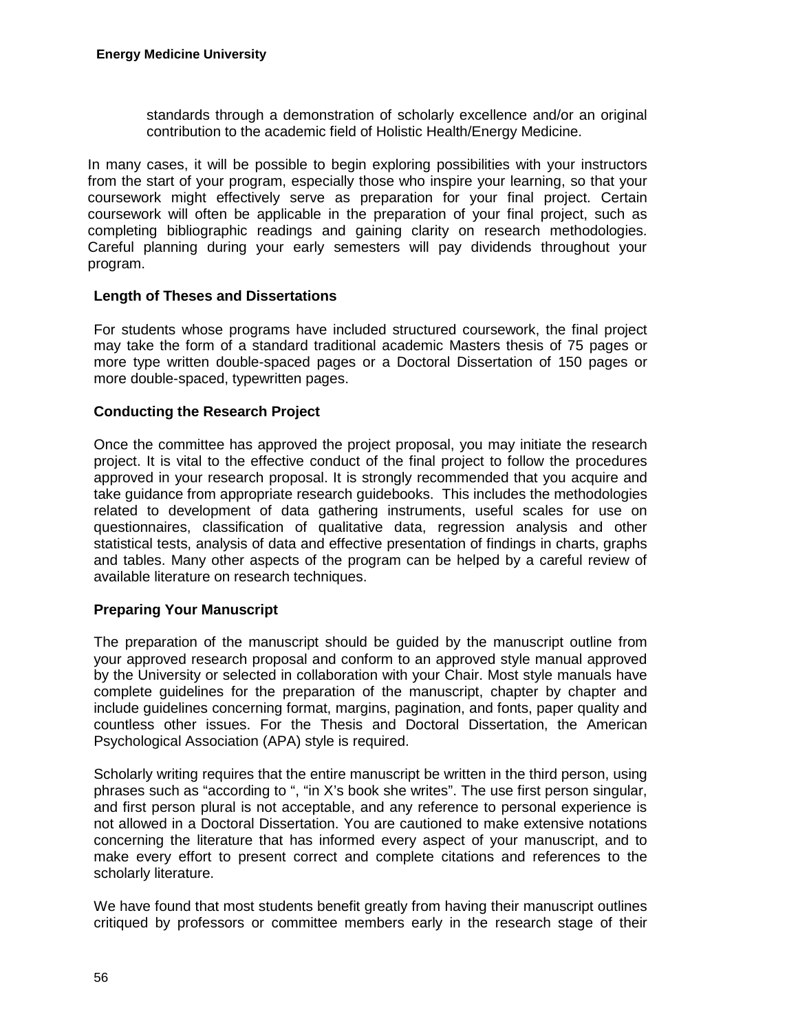standards through a demonstration of scholarly excellence and/or an original contribution to the academic field of Holistic Health/Energy Medicine.

In many cases, it will be possible to begin exploring possibilities with your instructors from the start of your program, especially those who inspire your learning, so that your coursework might effectively serve as preparation for your final project. Certain coursework will often be applicable in the preparation of your final project, such as completing bibliographic readings and gaining clarity on research methodologies. Careful planning during your early semesters will pay dividends throughout your program.

### Length of Theses and Dissertations

For students whose programs have included structured coursework, the final project may take the form of a standard traditional academic Masters thesis of 75 pages or more type written double-spaced pages or a Doctoral Dissertation of 150 pages or more double-spaced, typewritten pages.

### Conducting the Research Project

Once the committee has approved the project proposal, you may initiate the research project. It is vital to the effective conduct of the final project to follow the procedures approved in your research proposal. It is strongly recommended that you acquire and take guidance from appropriate research guidebooks. This includes the methodologies related to development of data gathering instruments, useful scales for use on questionnaires, classification of qualitative data, regression analysis and other statistical tests, analysis of data and effective presentation of findings in charts, graphs and tables. Many other aspects of the program can be helped by a careful review of available literature on research techniques.

### Preparing Your Manuscript

The preparation of the manuscript should be guided by the manuscript outline from your approved research proposal and conform to an approved style manual approved by the University or selected in collaboration with your Chair. Most style manuals have complete guidelines for the preparation of the manuscript, chapter by chapter and include guidelines concerning format, margins, pagination, and fonts, paper quality and countless other issues. For the Thesis and Doctoral Dissertation, the American Psychological Association (APA) style is required.

Scholarly writing requires that the entire manuscript be written in the third person, using phrases such as "according to ", "in X's book she writes". The use first person singular, and first person plural is not acceptable, and any reference to personal experience is not allowed in a Doctoral Dissertation. You are cautioned to make extensive notations concerning the literature that has informed every aspect of your manuscript, and to make every effort to present correct and complete citations and references to the scholarly literature.

We have found that most students benefit greatly from having their manuscript outlines critiqued by professors or committee members early in the research stage of their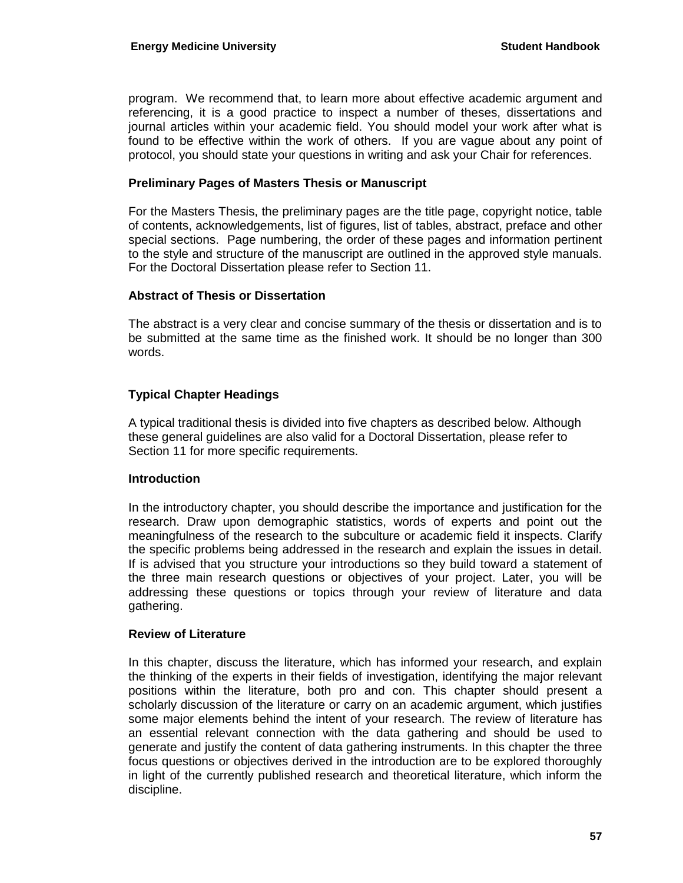program. We recommend that, to learn more about effective academic argument and referencing, it is a good practice to inspect a number of theses, dissertations and journal articles within your academic field. You should model your work after what is found to be effective within the work of others. If you are vague about any point of protocol, you should state your questions in writing and ask your Chair for references.

### Preliminary Pages of Masters Thesis or Manuscript

For the Masters Thesis, the preliminary pages are the title page, copyright notice, table of contents, acknowledgements, list of figures, list of tables, abstract, preface and other special sections. Page numbering, the order of these pages and information pertinent to the style and structure of the manuscript are outlined in the approved style manuals. For the Doctoral Dissertation please refer to Section 11.

### Abstract of Thesis or Dissertation

The abstract is a very clear and concise summary of the thesis or dissertation and is to be submitted at the same time as the finished work. It should be no longer than 300 words.

### Typical Chapter Headings

A typical traditional thesis is divided into five chapters as described below. Although these general guidelines are also valid for a Doctoral Dissertation, please refer to Section 11 for more specific requirements.

### Introduction

In the introductory chapter, you should describe the importance and justification for the research. Draw upon demographic statistics, words of experts and point out the meaningfulness of the research to the subculture or academic field it inspects. Clarify the specific problems being addressed in the research and explain the issues in detail. If is advised that you structure your introductions so they build toward a statement of the three main research questions or objectives of your project. Later, you will be addressing these questions or topics through your review of literature and data gathering.

### Review of Literature

In this chapter, discuss the literature, which has informed your research, and explain the thinking of the experts in their fields of investigation, identifying the major relevant positions within the literature, both pro and con. This chapter should present a scholarly discussion of the literature or carry on an academic argument, which justifies some major elements behind the intent of your research. The review of literature has an essential relevant connection with the data gathering and should be used to generate and justify the content of data gathering instruments. In this chapter the three focus questions or objectives derived in the introduction are to be explored thoroughly in light of the currently published research and theoretical literature, which inform the discipline.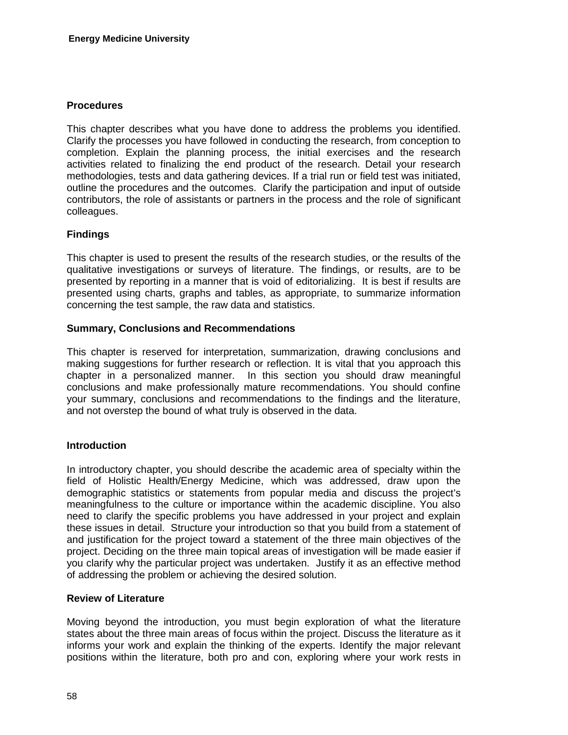**Procedures**

This chapter describes what you have done to address the problems you identified. Clarify the processes you have followed in conducting the research, from conception to completion. Explain the planning process, the initial exercises and the research activities related to finalizing the end product of the research. Detail your research methodologies, tests and data gathering devices. If a trial run or field test was initiated, outline the procedures and the outcomes. Clarify the participation and input of outside contributors, the role of assistants or partners in the process and the role of significant colleagues.

**Findings**

This chapter is used to present the results of the research studies, or the results of the qualitative investigations or surveys of literature. The findings, or results, are to be presented by reporting in a manner that is void of editorializing. It is best if results are presented using charts, graphs and tables, as appropriate, to summarize information concerning the test sample, the raw data and statistics.

**Summary, Conclusions and Recommendations**

This chapter is reserved for interpretation, summarization, drawing conclusions and making suggestions for further research or reflection. It is vital that you approach this chapter in a personalized manner. In this section you should draw meaningful conclusions and make professionally mature recommendations. You should confine your summary, conclusions and recommendations to the findings and the literature, and not overstep the bound of what truly is observed in the data.

**Introduction**

In introductory chapter, you should describe the academic area of specialty within the field of Holistic Health/Energy Medicine, which was addressed, draw upon the demographic statistics or statements from popular media and discuss the project's meaningfulness to the culture or importance within the academic discipline. You also need to clarify the specific problems you have addressed in your project and explain these issues in detail. Structure your introduction so that you build from a statement of and justification for the project toward a statement of the three main objectives of the project. Deciding on the three main topical areas of investigation will be made easier if you clarify why the particular project was undertaken. Justify it as an effective method of addressing the problem or achieving the desired solution.

**Review of Literature**

Moving beyond the introduction, you must begin exploration of what the literature states about the three main areas of focus within the project. Discuss the literature as it informs your work and explain the thinking of the experts. Identify the major relevant positions within the literature, both pro and con, exploring where your work rests in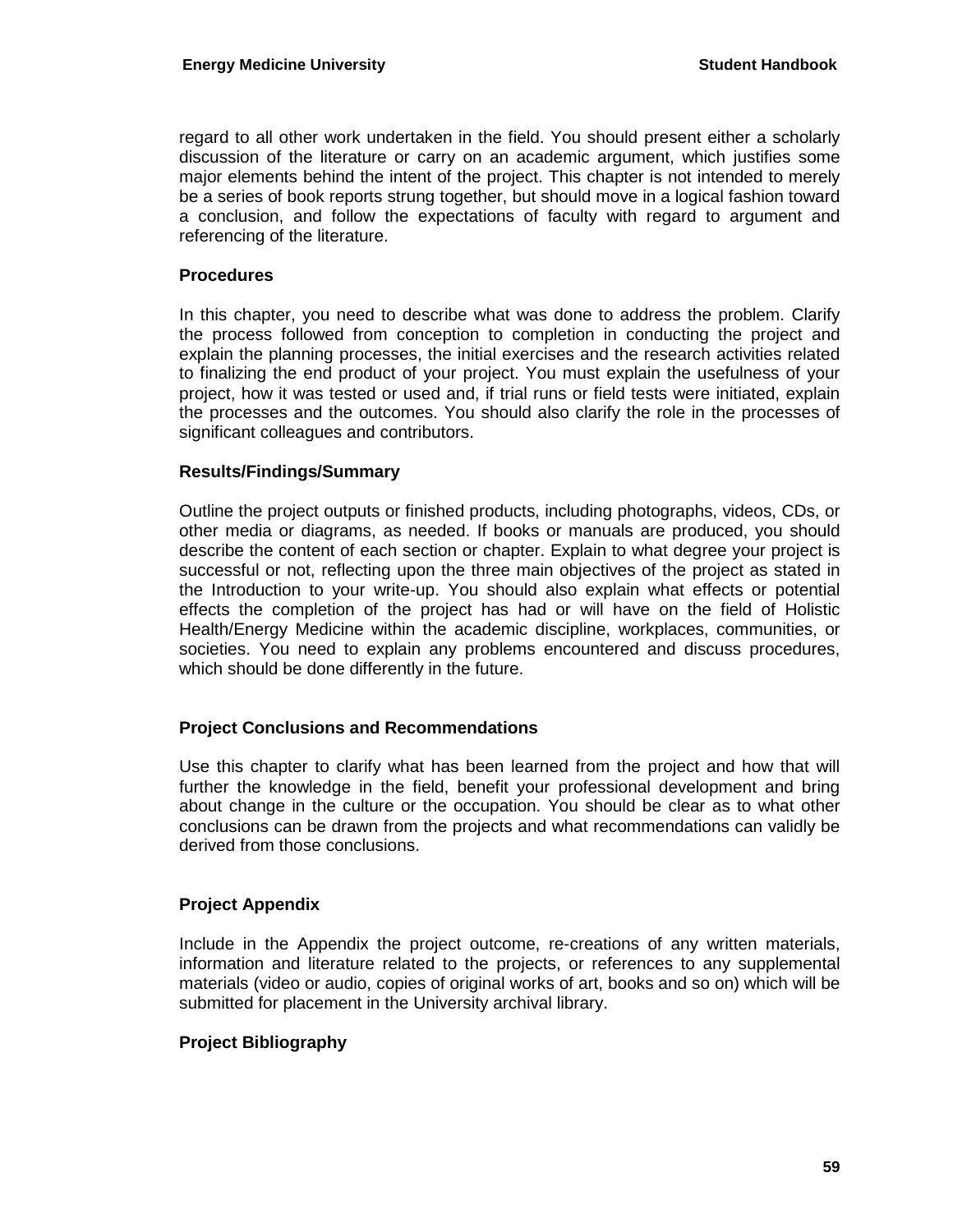regard to all other work undertaken in the field. You should present either a scholarly discussion of the literature or carry on an academic argument, which justifies some major elements behind the intent of the project. This chapter is not intended to merely be a series of book reports strung together, but should move in a logical fashion toward a conclusion, and follow the expectations of faculty with regard to argument and referencing of the literature.

**Procedures**

In this chapter, you need to describe what was done to address the problem. Clarify the process followed from conception to completion in conducting the project and explain the planning processes, the initial exercises and the research activities related to finalizing the end product of your project. You must explain the usefulness of your project, how it was tested or used and, if trial runs or field tests were initiated, explain the processes and the outcomes. You should also clarify the role in the processes of significant colleagues and contributors.

**Results/Findings/Summary**

Outline the project outputs or finished products, including photographs, videos, CDs, or other media or diagrams, as needed. If books or manuals are produced, you should describe the content of each section or chapter. Explain to what degree your project is successful or not, reflecting upon the three main objectives of the project as stated in the Introduction to your write-up. You should also explain what effects or potential effects the completion of the project has had or will have on the field of Holistic Health/Energy Medicine within the academic discipline, workplaces, communities, or societies. You need to explain any problems encountered and discuss procedures, which should be done differently in the future.

**Project Conclusions and Recommendations**

Use this chapter to clarify what has been learned from the project and how that will further the knowledge in the field, benefit your professional development and bring about change in the culture or the occupation. You should be clear as to what other conclusions can be drawn from the projects and what recommendations can validly be derived from those conclusions.

**Project Appendix**

Include in the Appendix the project outcome, re-creations of any written materials, information and literature related to the projects, or references to any supplemental materials (video or audio, copies of original works of art, books and so on) which will be submitted for placement in the University archival library.

**Project Bibliography**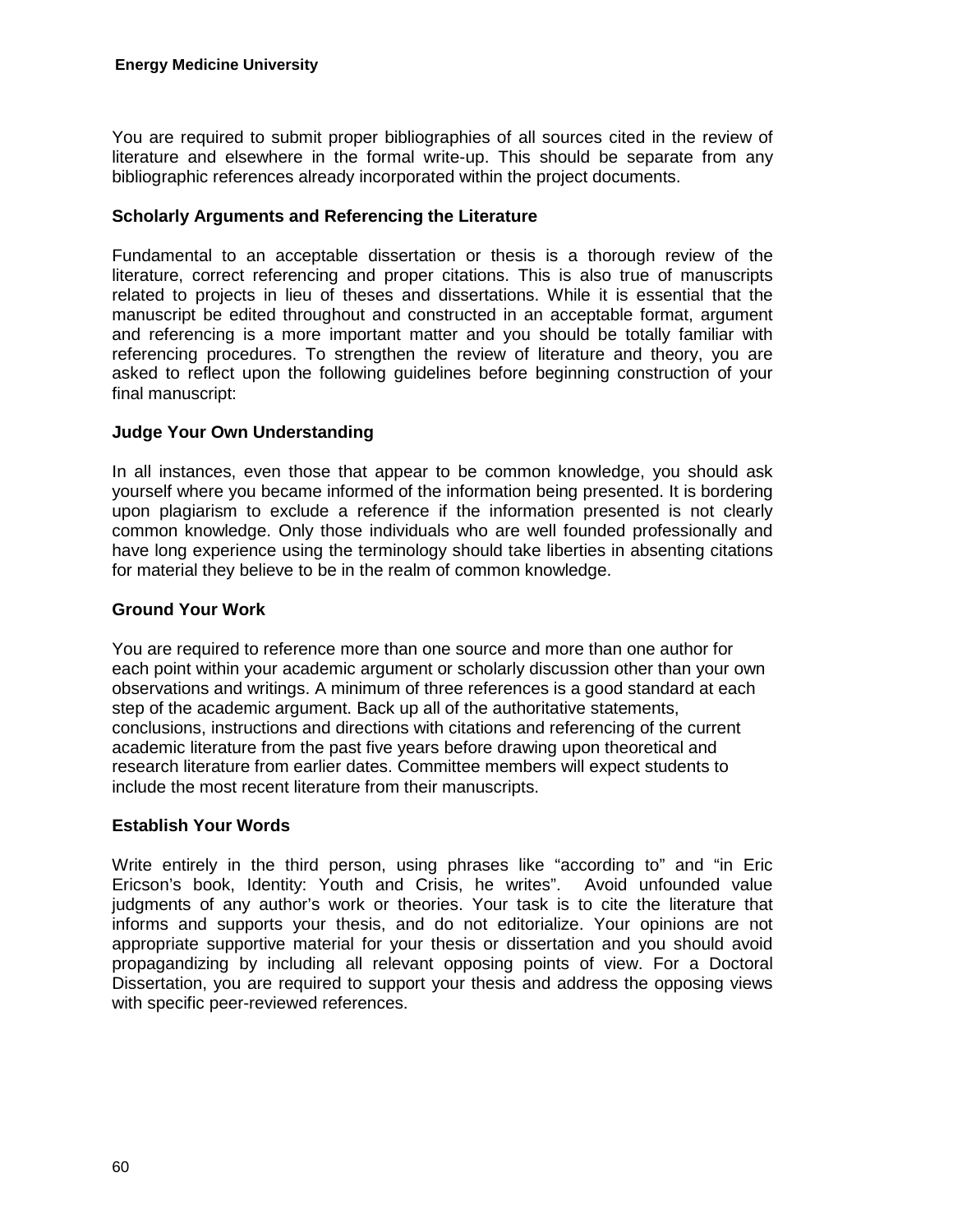You are required to submit proper bibliographies of all sources cited in the review of literature and elsewhere in the formal write-up. This should be separate from any bibliographic references already incorporated within the project documents.

**Scholarly Arguments and Referencing the Literature**

Fundamental to an acceptable dissertation or thesis is a thorough review of the literature, correct referencing and proper citations. This is also true of manuscripts related to projects in lieu of theses and dissertations. While it is essential that the manuscript be edited throughout and constructed in an acceptable format, argument and referencing is a more important matter and you should be totally familiar with referencing procedures. To strengthen the review of literature and theory, you are asked to reflect upon the following guidelines before beginning construction of your final manuscript:

**Judge Your Own Understanding**

In all instances, even those that appear to be common knowledge, you should ask yourself where you became informed of the information being presented. It is bordering upon plagiarism to exclude a reference if the information presented is not clearly common knowledge. Only those individuals who are well founded professionally and have long experience using the terminology should take liberties in absenting citations for material they believe to be in the realm of common knowledge.

**Ground Your Work**

You are required to reference more than one source and more than one author for each point within your academic argument or scholarly discussion other than your own observations and writings. A minimum of three references is a good standard at each step of the academic argument. Back up all of the authoritative statements, conclusions, instructions and directions with citations and referencing of the current academic literature from the past five years before drawing upon theoretical and research literature from earlier dates. Committee members will expect students to include the most recent literature from their manuscripts.

**Establish Your Words**

Write entirely in the third person, using phrases like “according to” and “in Eric Ericson’s book, Identity: Youth and Crisis, he writes”. Avoid unfounded value judgments of any author’s work or theories. Your task is to cite the literature that informs and supports your thesis, and do not editorialize. Your opinions are not appropriate supportive material for your thesis or dissertation and you should avoid propagandizing by including all relevant opposing points of view. For a Doctoral Dissertation, you are required to support your thesis and address the opposing views with specific peer-reviewed references.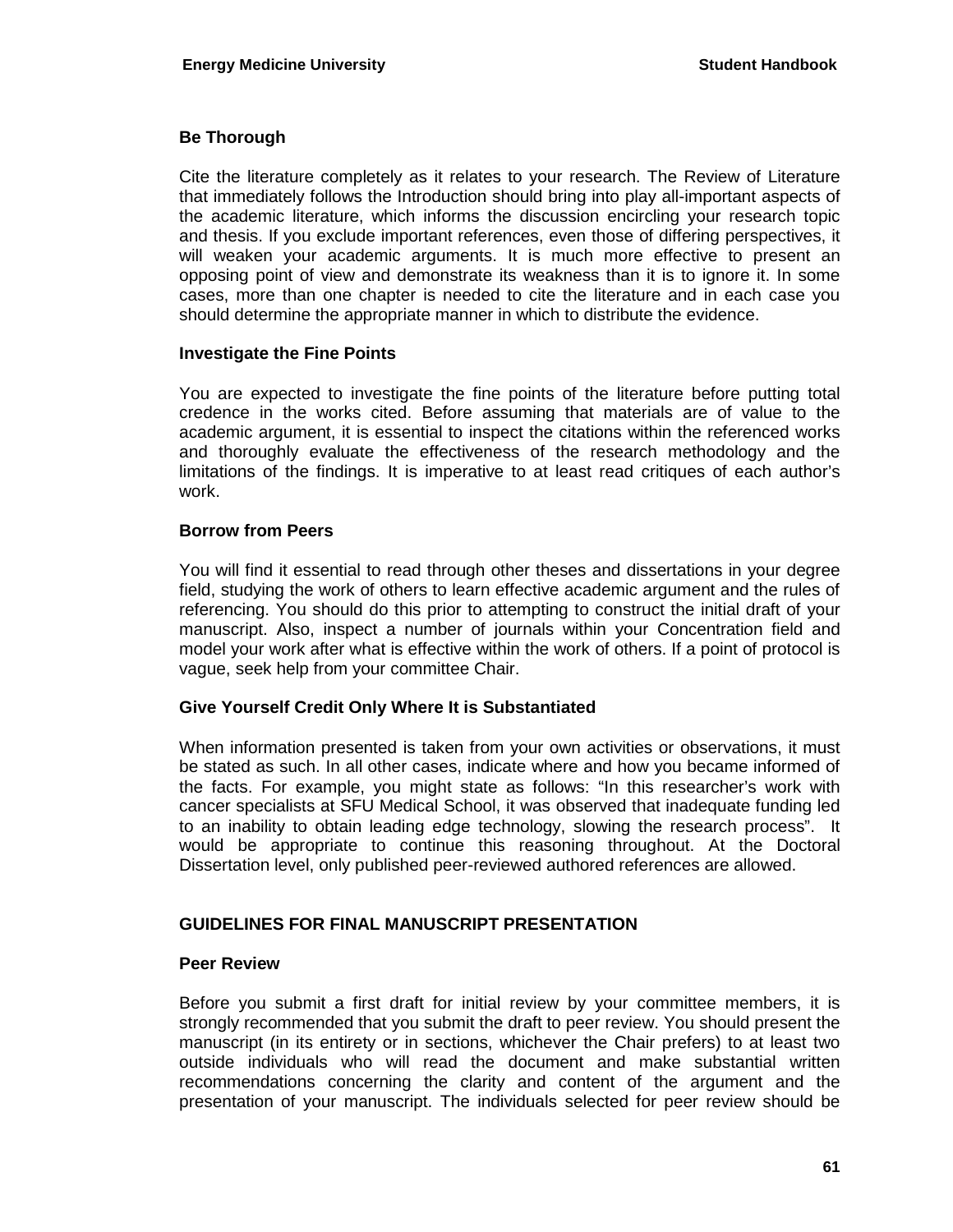### Be Thorough

Cite the literature completely as it relates to your research. The Review of Literature that immediately follows the Introduction should bring into play all-important aspects of the academic literature, which informs the discussion encircling your research topic and thesis. If you exclude important references, even those of differing perspectives, it will weaken your academic arguments. It is much more effective to present an opposing point of view and demonstrate its weakness than it is to ignore it. In some cases, more than one chapter is needed to cite the literature and in each case you should determine the appropriate manner in which to distribute the evidence.

### Investigate the Fine Points

You are expected to investigate the fine points of the literature before putting total credence in the works cited. Before assuming that materials are of value to the academic argument, it is essential to inspect the citations within the referenced works and thoroughly evaluate the effectiveness of the research methodology and the limitations of the findings. It is imperative to at least read critiques of each author's work.

### Borrow from Peers

You will find it essential to read through other theses and dissertations in your degree field, studying the work of others to learn effective academic argument and the rules of referencing. You should do this prior to attempting to construct the initial draft of your manuscript. Also, inspect a number of journals within your Concentration field and model your work after what is effective within the work of others. If a point of protocol is vague, seek help from your committee Chair.

### Give Yourself Credit Only Where It is Substantiated

When information presented is taken from your own activities or observations, it must be stated as such. In all other cases, indicate where and how you became informed of the facts. For example, you might state as follows: "In this researcher's work with cancer specialists at SFU Medical School, it was observed that inadequate funding led to an inability to obtain leading edge technology, slowing the research process". It would be appropriate to continue this reasoning throughout. At the Doctoral Dissertation level, only published peer-reviewed authored references are allowed.

## GUIDELINES FOR FINAL MANUSCRIPT PRESENTATION

### Peer Review

Before you submit a first draft for initial review by your committee members, it is strongly recommended that you submit the draft to peer review. You should present the manuscript (in its entirety or in sections, whichever the Chair prefers) to at least two outside individuals who will read the document and make substantial written recommendations concerning the clarity and content of the argument and the presentation of your manuscript. The individuals selected for peer review should be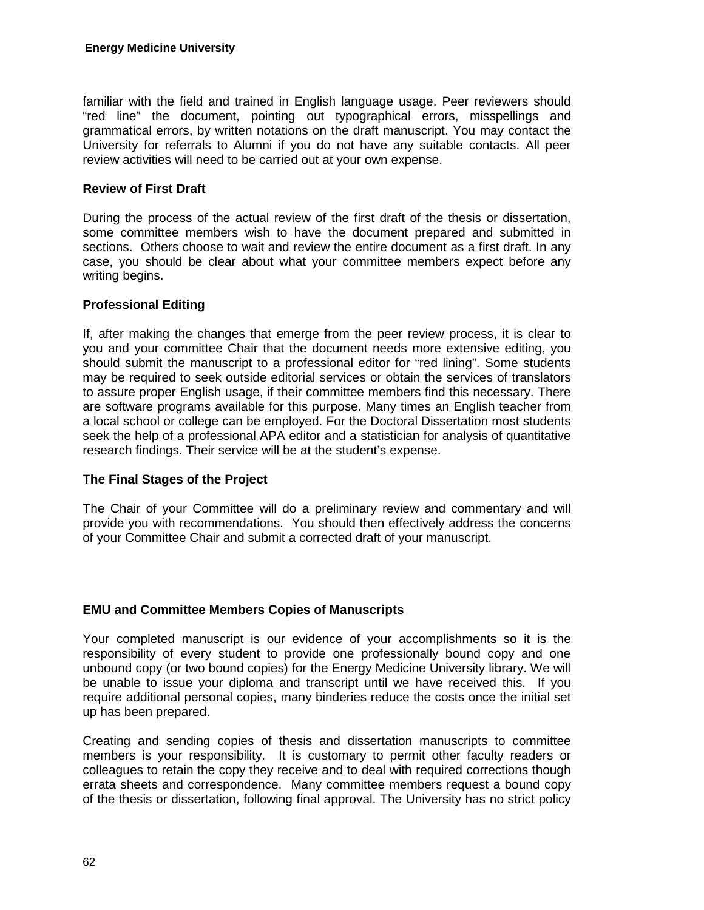familiar with the field and trained in English language usage. Peer reviewers should "red line" the document, pointing out typographical errors, misspellings and grammatical errors, by written notations on the draft manuscript. You may contact the University for referrals to Alumni if you do not have any suitable contacts. All peer review activities will need to be carried out at your own expense.

**Review of First Draft**

During the process of the actual review of the first draft of the thesis or dissertation, some committee members wish to have the document prepared and submitted in sections. Others choose to wait and review the entire document as a first draft. In any case, you should be clear about what your committee members expect before any writing begins.

**Professional Editing**

If, after making the changes that emerge from the peer review process, it is clear to you and your committee Chair that the document needs more extensive editing, you should submit the manuscript to a professional editor for "red lining". Some students may be required to seek outside editorial services or obtain the services of translators to assure proper English usage, if their committee members find this necessary. There are software programs available for this purpose. Many times an English teacher from a local school or college can be employed. For the Doctoral Dissertation most students seek the help of a professional APA editor and a statistician for analysis of quantitative research findings. Their service will be at the student's expense.

**The Final Stages of the Project**

The Chair of your Committee will do a preliminary review and commentary and will provide you with recommendations. You should then effectively address the concerns of your Committee Chair and submit a corrected draft of your manuscript.

**EMU and Committee Members Copies of Manuscripts**

Your completed manuscript is our evidence of your accomplishments so it is the responsibility of every student to provide one professionally bound copy and one unbound copy (or two bound copies) for the Energy Medicine University library. We will be unable to issue your diploma and transcript until we have received this. If you require additional personal copies, many binderies reduce the costs once the initial set up has been prepared.

Creating and sending copies of thesis and dissertation manuscripts to committee members is your responsibility. It is customary to permit other faculty readers or colleagues to retain the copy they receive and to deal with required corrections though errata sheets and correspondence. Many committee members request a bound copy of the thesis or dissertation, following final approval. The University has no strict policy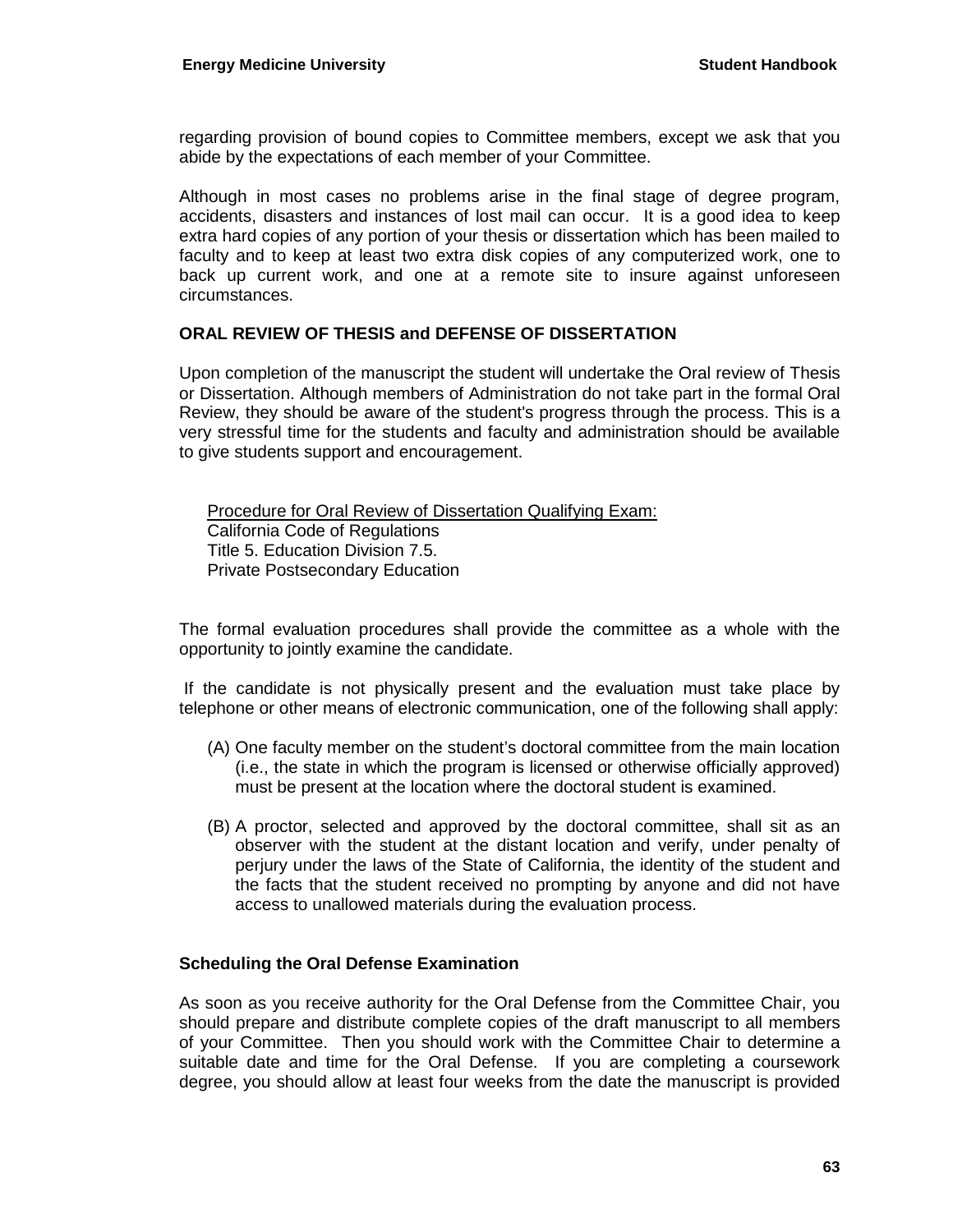regarding provision of bound copies to Committee members, except we ask that you abide by the expectations of each member of your Committee.

Although in most cases no problems arise in the final stage of degree program, accidents, disasters and instances of lost mail can occur. It is a good idea to keep extra hard copies of any portion of your thesis or dissertation which has been mailed to faculty and to keep at least two extra disk copies of any computerized work, one to back up current work, and one at a remote site to insure against unforeseen circumstances.

### ORAL REVIEW OF THESIS and DEFENSE OF DISSERTATION

Upon completion of the manuscript the student will undertake the Oral review of Thesis or Dissertation. Although members of Administration do not take part in the formal Oral Review, they should be aware of the student's progress through the process. This is a very stressful time for the students and faculty and administration should be available to give students support and encouragement.

<u>Procedure for Oral Review of Dissertation Qualifying Exam:</u>
California Code of Regulations
Title 5. Education Division 7.5.
Private Postsecondary Education

The formal evaluation procedures shall provide the committee as a whole with the opportunity to jointly examine the candidate.

If the candidate is not physically present and the evaluation must take place by telephone or other means of electronic communication, one of the following shall apply:

(A) One faculty member on the student's doctoral committee from the main location (i.e., the state in which the program is licensed or otherwise officially approved) must be present at the location where the doctoral student is examined.

(B) A proctor, selected and approved by the doctoral committee, shall sit as an observer with the student at the distant location and verify, under penalty of perjury under the laws of the State of California, the identity of the student and the facts that the student received no prompting by anyone and did not have access to unallowed materials during the evaluation process.

### Scheduling the Oral Defense Examination

As soon as you receive authority for the Oral Defense from the Committee Chair, you should prepare and distribute complete copies of the draft manuscript to all members of your Committee. Then you should work with the Committee Chair to determine a suitable date and time for the Oral Defense. If you are completing a coursework degree, you should allow at least four weeks from the date the manuscript is provided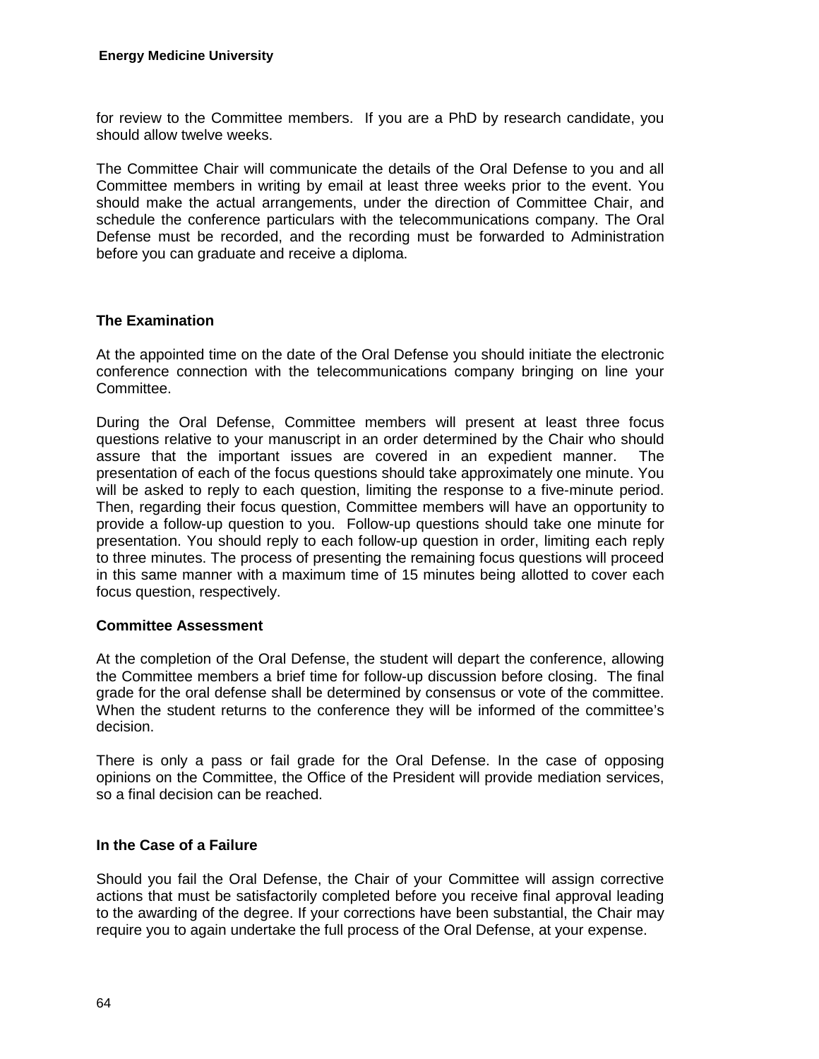for review to the Committee members. If you are a PhD by research candidate, you should allow twelve weeks.

The Committee Chair will communicate the details of the Oral Defense to you and all Committee members in writing by email at least three weeks prior to the event. You should make the actual arrangements, under the direction of Committee Chair, and schedule the conference particulars with the telecommunications company. The Oral Defense must be recorded, and the recording must be forwarded to Administration before you can graduate and receive a diploma.

### The Examination

At the appointed time on the date of the Oral Defense you should initiate the electronic conference connection with the telecommunications company bringing on line your Committee.

During the Oral Defense, Committee members will present at least three focus questions relative to your manuscript in an order determined by the Chair who should assure that the important issues are covered in an expedient manner. The presentation of each of the focus questions should take approximately one minute. You will be asked to reply to each question, limiting the response to a five-minute period. Then, regarding their focus question, Committee members will have an opportunity to provide a follow-up question to you. Follow-up questions should take one minute for presentation. You should reply to each follow-up question in order, limiting each reply to three minutes. The process of presenting the remaining focus questions will proceed in this same manner with a maximum time of 15 minutes being allotted to cover each focus question, respectively.

### Committee Assessment

At the completion of the Oral Defense, the student will depart the conference, allowing the Committee members a brief time for follow-up discussion before closing. The final grade for the oral defense shall be determined by consensus or vote of the committee. When the student returns to the conference they will be informed of the committee's decision.

There is only a pass or fail grade for the Oral Defense. In the case of opposing opinions on the Committee, the Office of the President will provide mediation services, so a final decision can be reached.

### In the Case of a Failure

Should you fail the Oral Defense, the Chair of your Committee will assign corrective actions that must be satisfactorily completed before you receive final approval leading to the awarding of the degree. If your corrections have been substantial, the Chair may require you to again undertake the full process of the Oral Defense, at your expense.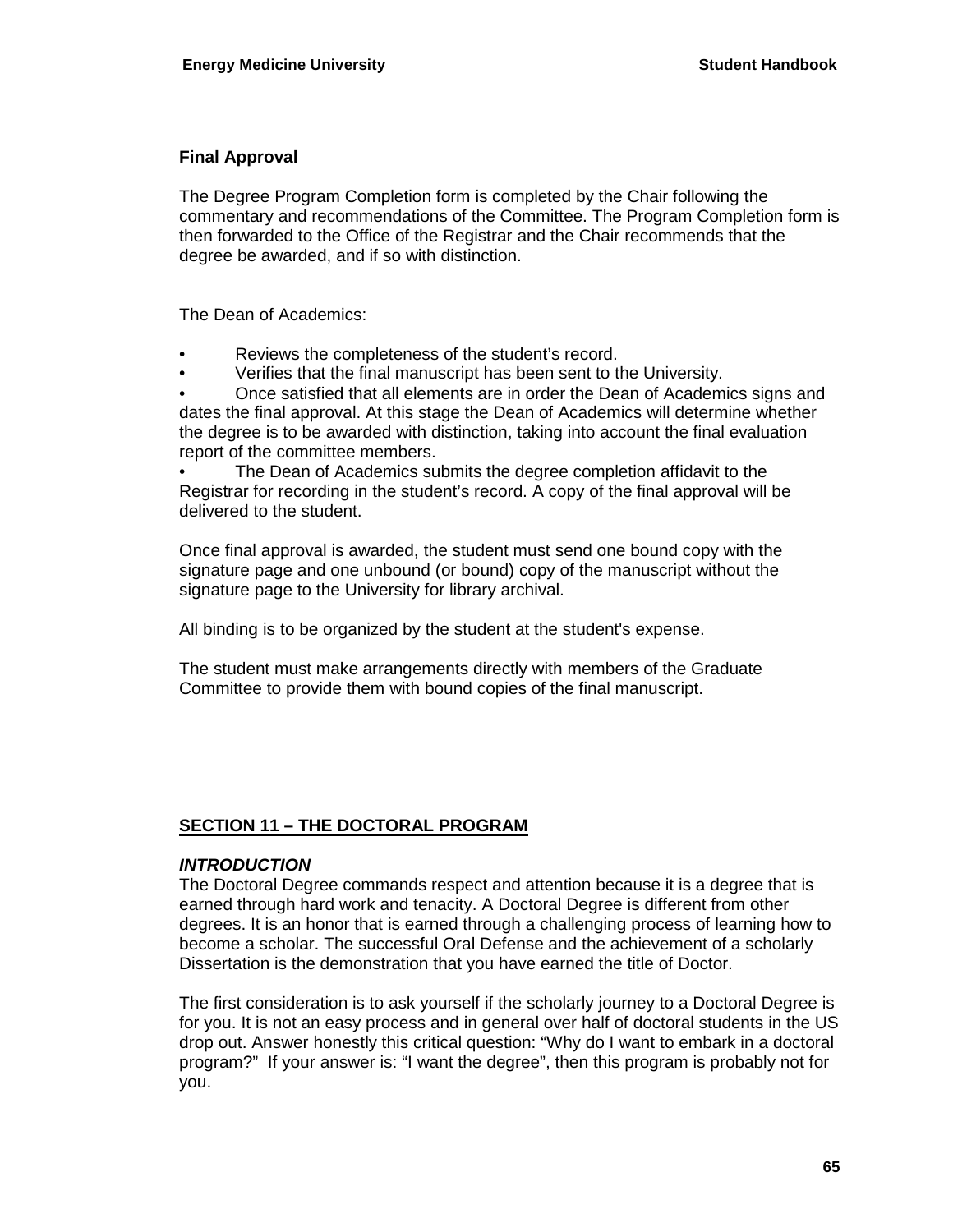### Final Approval

The Degree Program Completion form is completed by the Chair following the commentary and recommendations of the Committee. The Program Completion form is then forwarded to the Office of the Registrar and the Chair recommends that the degree be awarded, and if so with distinction.

The Dean of Academics:

- Reviews the completeness of the student's record.
- Verifies that the final manuscript has been sent to the University.
- Once satisfied that all elements are in order the Dean of Academics signs and dates the final approval. At this stage the Dean of Academics will determine whether the degree is to be awarded with distinction, taking into account the final evaluation report of the committee members.
- The Dean of Academics submits the degree completion affidavit to the Registrar for recording in the student's record. A copy of the final approval will be delivered to the student.

Once final approval is awarded, the student must send one bound copy with the signature page and one unbound (or bound) copy of the manuscript without the signature page to the University for library archival.

All binding is to be organized by the student at the student's expense.

The student must make arrangements directly with members of the Graduate Committee to provide them with bound copies of the final manuscript.

## SECTION 11 – THE DOCTORAL PROGRAM

### *INTRODUCTION*

The Doctoral Degree commands respect and attention because it is a degree that is earned through hard work and tenacity. A Doctoral Degree is different from other degrees. It is an honor that is earned through a challenging process of learning how to become a scholar. The successful Oral Defense and the achievement of a scholarly Dissertation is the demonstration that you have earned the title of Doctor.

The first consideration is to ask yourself if the scholarly journey to a Doctoral Degree is for you. It is not an easy process and in general over half of doctoral students in the US drop out. Answer honestly this critical question: "Why do I want to embark in a doctoral program?" If your answer is: "I want the degree", then this program is probably not for you.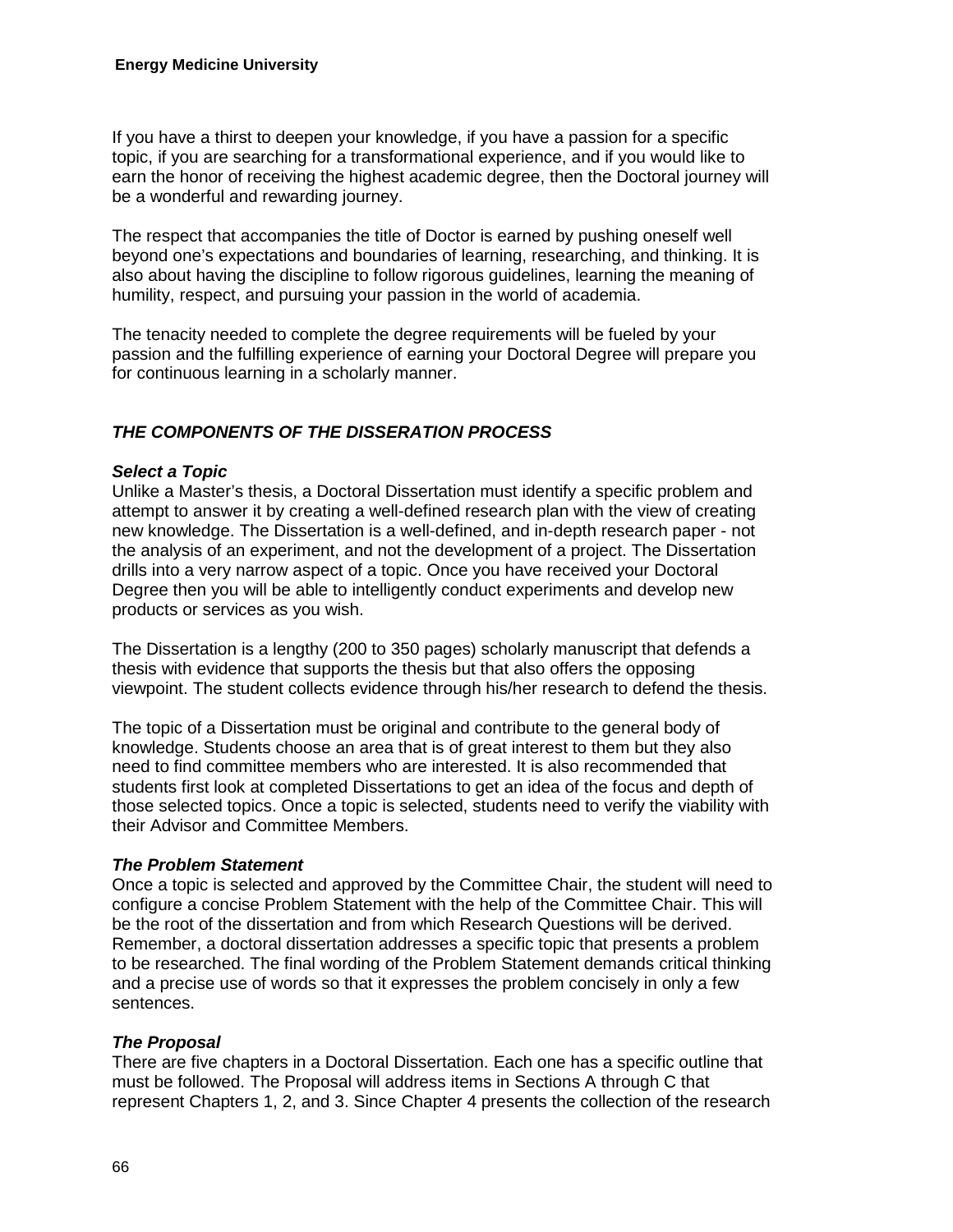If you have a thirst to deepen your knowledge, if you have a passion for a specific topic, if you are searching for a transformational experience, and if you would like to earn the honor of receiving the highest academic degree, then the Doctoral journey will be a wonderful and rewarding journey.

The respect that accompanies the title of Doctor is earned by pushing oneself well beyond one's expectations and boundaries of learning, researching, and thinking. It is also about having the discipline to follow rigorous guidelines, learning the meaning of humility, respect, and pursuing your passion in the world of academia.

The tenacity needed to complete the degree requirements will be fueled by your passion and the fulfilling experience of earning your Doctoral Degree will prepare you for continuous learning in a scholarly manner.

## *THE COMPONENTS OF THE DISSERATION PROCESS*

### *Select a Topic*

Unlike a Master's thesis, a Doctoral Dissertation must identify a specific problem and attempt to answer it by creating a well-defined research plan with the view of creating new knowledge. The Dissertation is a well-defined, and in-depth research paper - not the analysis of an experiment, and not the development of a project. The Dissertation drills into a very narrow aspect of a topic. Once you have received your Doctoral Degree then you will be able to intelligently conduct experiments and develop new products or services as you wish.

The Dissertation is a lengthy (200 to 350 pages) scholarly manuscript that defends a thesis with evidence that supports the thesis but that also offers the opposing viewpoint. The student collects evidence through his/her research to defend the thesis.

The topic of a Dissertation must be original and contribute to the general body of knowledge. Students choose an area that is of great interest to them but they also need to find committee members who are interested. It is also recommended that students first look at completed Dissertations to get an idea of the focus and depth of those selected topics. Once a topic is selected, students need to verify the viability with their Advisor and Committee Members.

### *The Problem Statement*

Once a topic is selected and approved by the Committee Chair, the student will need to configure a concise Problem Statement with the help of the Committee Chair. This will be the root of the dissertation and from which Research Questions will be derived. Remember, a doctoral dissertation addresses a specific topic that presents a problem to be researched. The final wording of the Problem Statement demands critical thinking and a precise use of words so that it expresses the problem concisely in only a few sentences.

### *The Proposal*

There are five chapters in a Doctoral Dissertation. Each one has a specific outline that must be followed. The Proposal will address items in Sections A through C that represent Chapters 1, 2, and 3. Since Chapter 4 presents the collection of the research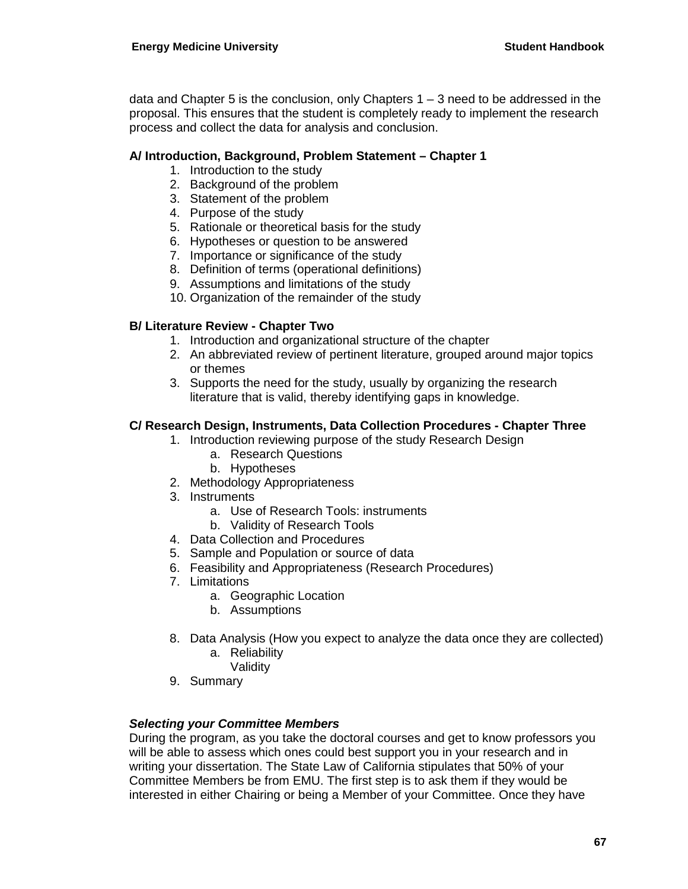data and Chapter 5 is the conclusion, only Chapters 1 – 3 need to be addressed in the proposal. This ensures that the student is completely ready to implement the research process and collect the data for analysis and conclusion.

**A/ Introduction, Background, Problem Statement – Chapter 1**

1. Introduction to the study
2. Background of the problem
3. Statement of the problem
4. Purpose of the study
5. Rationale or theoretical basis for the study
6. Hypotheses or question to be answered
7. Importance or significance of the study
8. Definition of terms (operational definitions)
9. Assumptions and limitations of the study
10. Organization of the remainder of the study

**B/ Literature Review - Chapter Two**

1. Introduction and organizational structure of the chapter
2. An abbreviated review of pertinent literature, grouped around major topics or themes
3. Supports the need for the study, usually by organizing the research literature that is valid, thereby identifying gaps in knowledge.

**C/ Research Design, Instruments, Data Collection Procedures - Chapter Three**

1. Introduction reviewing purpose of the study Research Design
    a. Research Questions
    b. Hypotheses
2. Methodology Appropriateness
3. Instruments
    a. Use of Research Tools: instruments
    b. Validity of Research Tools
4. Data Collection and Procedures
5. Sample and Population or source of data
6. Feasibility and Appropriateness (Research Procedures)
7. Limitations
    a. Geographic Location
    b. Assumptions
8. Data Analysis (How you expect to analyze the data once they are collected)
    a. Reliability
       Validity
9. Summary

***Selecting your Committee Members***

During the program, as you take the doctoral courses and get to know professors you will be able to assess which ones could best support you in your research and in writing your dissertation. The State Law of California stipulates that 50% of your Committee Members be from EMU. The first step is to ask them if they would be interested in either Chairing or being a Member of your Committee. Once they have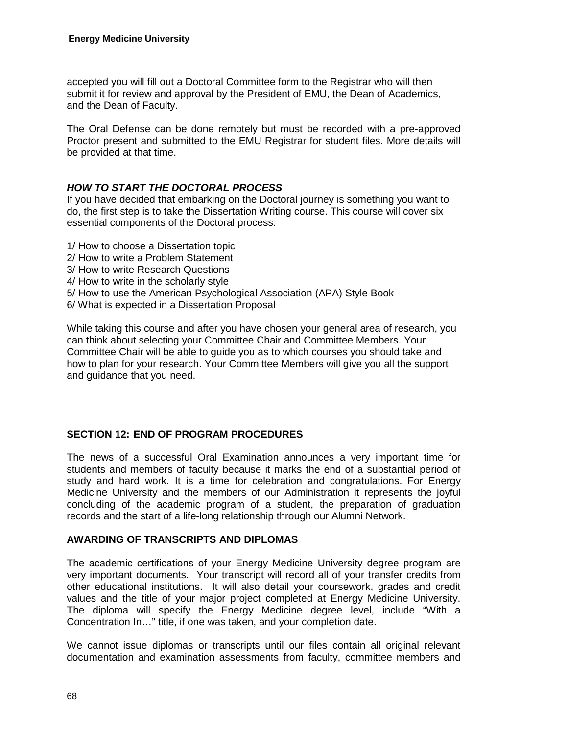accepted you will fill out a Doctoral Committee form to the Registrar who will then submit it for review and approval by the President of EMU, the Dean of Academics, and the Dean of Faculty.

The Oral Defense can be done remotely but must be recorded with a pre-approved Proctor present and submitted to the EMU Registrar for student files. More details will be provided at that time.

### *HOW TO START THE DOCTORAL PROCESS*

If you have decided that embarking on the Doctoral journey is something you want to do, the first step is to take the Dissertation Writing course. This course will cover six essential components of the Doctoral process:

1/ How to choose a Dissertation topic
2/ How to write a Problem Statement
3/ How to write Research Questions
4/ How to write in the scholarly style
5/ How to use the American Psychological Association (APA) Style Book
6/ What is expected in a Dissertation Proposal

While taking this course and after you have chosen your general area of research, you can think about selecting your Committee Chair and Committee Members. Your Committee Chair will be able to guide you as to which courses you should take and how to plan for your research. Your Committee Members will give you all the support and guidance that you need.

## SECTION 12: END OF PROGRAM PROCEDURES

The news of a successful Oral Examination announces a very important time for students and members of faculty because it marks the end of a substantial period of study and hard work. It is a time for celebration and congratulations. For Energy Medicine University and the members of our Administration it represents the joyful concluding of the academic program of a student, the preparation of graduation records and the start of a life-long relationship through our Alumni Network.

### AWARDING OF TRANSCRIPTS AND DIPLOMAS

The academic certifications of your Energy Medicine University degree program are very important documents. Your transcript will record all of your transfer credits from other educational institutions. It will also detail your coursework, grades and credit values and the title of your major project completed at Energy Medicine University. The diploma will specify the Energy Medicine degree level, include "With a Concentration In…" title, if one was taken, and your completion date.

We cannot issue diplomas or transcripts until our files contain all original relevant documentation and examination assessments from faculty, committee members and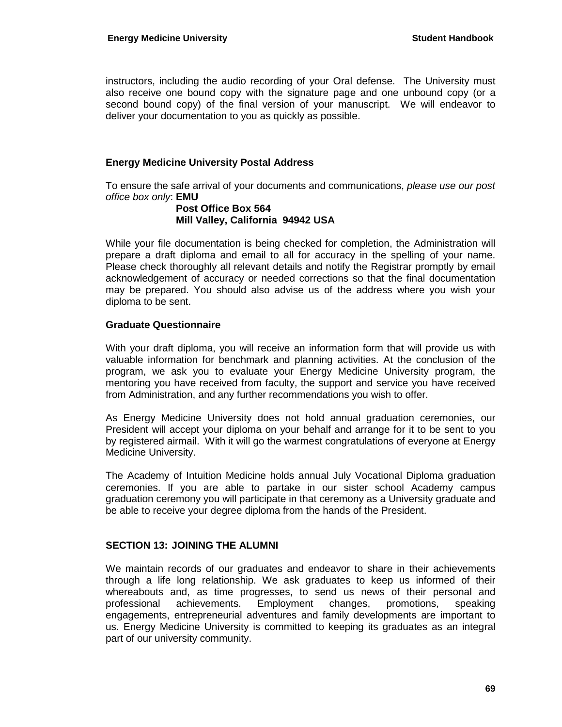instructors, including the audio recording of your Oral defense. The University must also receive one bound copy with the signature page and one unbound copy (or a second bound copy) of the final version of your manuscript. We will endeavor to deliver your documentation to you as quickly as possible.

### Energy Medicine University Postal Address

To ensure the safe arrival of your documents and communications, *please use our post office box only*: **EMU**
**Post Office Box 564**
**Mill Valley, California 94942 USA**

While your file documentation is being checked for completion, the Administration will prepare a draft diploma and email to all for accuracy in the spelling of your name. Please check thoroughly all relevant details and notify the Registrar promptly by email acknowledgement of accuracy or needed corrections so that the final documentation may be prepared. You should also advise us of the address where you wish your diploma to be sent.

### Graduate Questionnaire

With your draft diploma, you will receive an information form that will provide us with valuable information for benchmark and planning activities. At the conclusion of the program, we ask you to evaluate your Energy Medicine University program, the mentoring you have received from faculty, the support and service you have received from Administration, and any further recommendations you wish to offer.

As Energy Medicine University does not hold annual graduation ceremonies, our President will accept your diploma on your behalf and arrange for it to be sent to you by registered airmail. With it will go the warmest congratulations of everyone at Energy Medicine University.

The Academy of Intuition Medicine holds annual July Vocational Diploma graduation ceremonies. If you are able to partake in our sister school Academy campus graduation ceremony you will participate in that ceremony as a University graduate and be able to receive your degree diploma from the hands of the President.

## SECTION 13: JOINING THE ALUMNI

We maintain records of our graduates and endeavor to share in their achievements through a life long relationship. We ask graduates to keep us informed of their whereabouts and, as time progresses, to send us news of their personal and professional achievements. Employment changes, promotions, speaking engagements, entrepreneurial adventures and family developments are important to us. Energy Medicine University is committed to keeping its graduates as an integral part of our university community.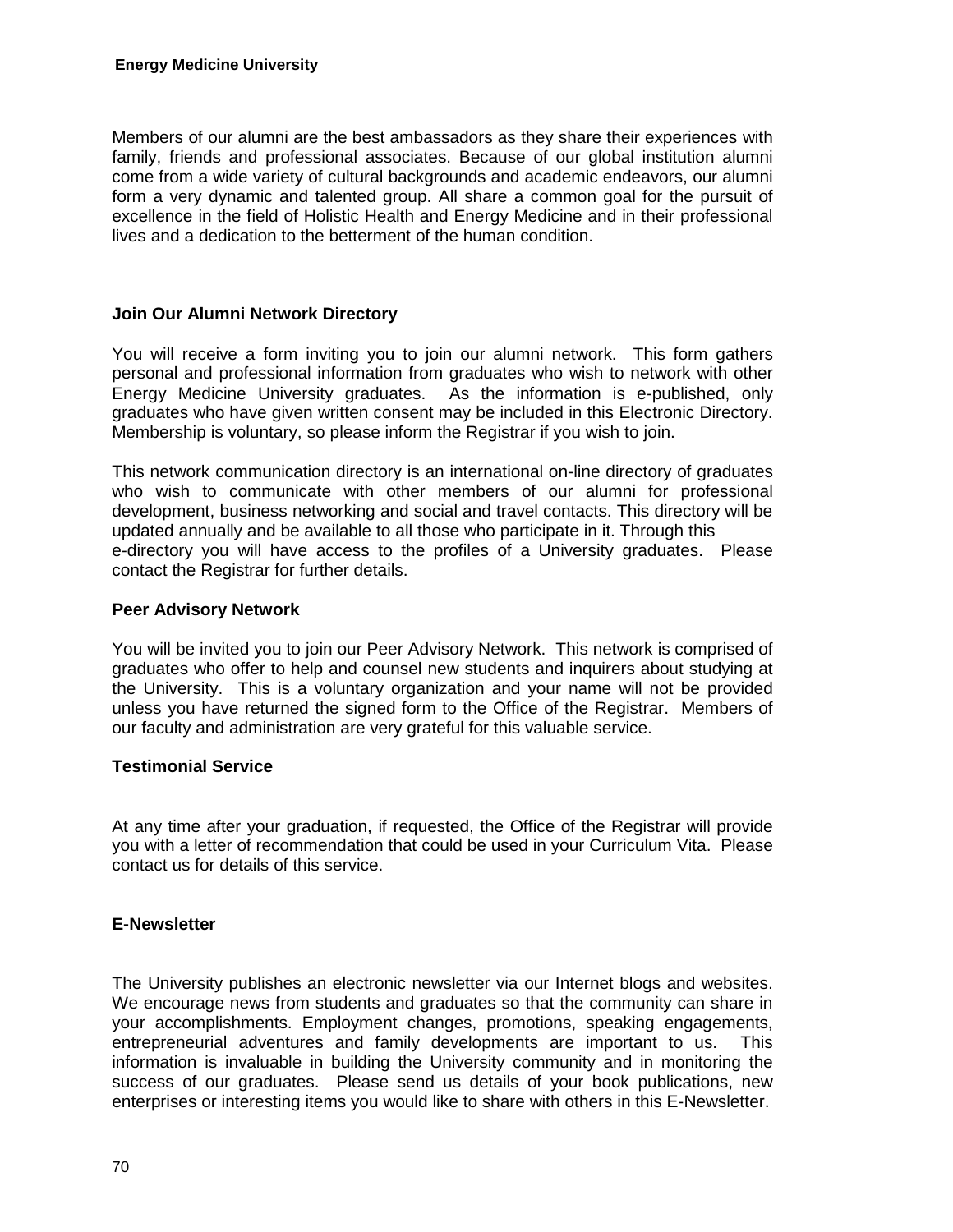Members of our alumni are the best ambassadors as they share their experiences with family, friends and professional associates. Because of our global institution alumni come from a wide variety of cultural backgrounds and academic endeavors, our alumni form a very dynamic and talented group. All share a common goal for the pursuit of excellence in the field of Holistic Health and Energy Medicine and in their professional lives and a dedication to the betterment of the human condition.

**Join Our Alumni Network Directory**

You will receive a form inviting you to join our alumni network. This form gathers personal and professional information from graduates who wish to network with other Energy Medicine University graduates. As the information is e-published, only graduates who have given written consent may be included in this Electronic Directory. Membership is voluntary, so please inform the Registrar if you wish to join.

This network communication directory is an international on-line directory of graduates who wish to communicate with other members of our alumni for professional development, business networking and social and travel contacts. This directory will be updated annually and be available to all those who participate in it. Through this e-directory you will have access to the profiles of a University graduates. Please contact the Registrar for further details.

**Peer Advisory Network**

You will be invited you to join our Peer Advisory Network. This network is comprised of graduates who offer to help and counsel new students and inquirers about studying at the University. This is a voluntary organization and your name will not be provided unless you have returned the signed form to the Office of the Registrar. Members of our faculty and administration are very grateful for this valuable service.

**Testimonial Service**

At any time after your graduation, if requested, the Office of the Registrar will provide you with a letter of recommendation that could be used in your Curriculum Vita. Please contact us for details of this service.

**E-Newsletter**

The University publishes an electronic newsletter via our Internet blogs and websites. We encourage news from students and graduates so that the community can share in your accomplishments. Employment changes, promotions, speaking engagements, entrepreneurial adventures and family developments are important to us. This information is invaluable in building the University community and in monitoring the success of our graduates. Please send us details of your book publications, new enterprises or interesting items you would like to share with others in this E-Newsletter.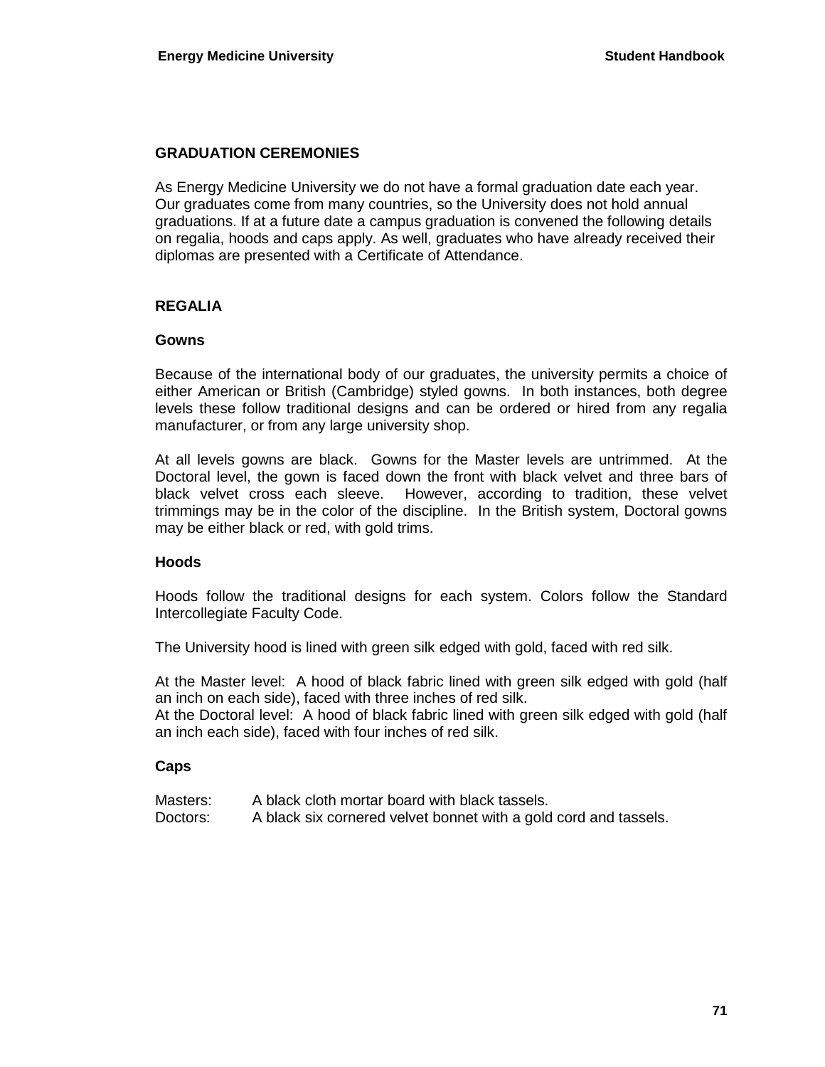## GRADUATION CEREMONIES

As Energy Medicine University we do not have a formal graduation date each year. Our graduates come from many countries, so the University does not hold annual graduations. If at a future date a campus graduation is convened the following details on regalia, hoods and caps apply. As well, graduates who have already received their diplomas are presented with a Certificate of Attendance.

## REGALIA

### Gowns

Because of the international body of our graduates, the university permits a choice of either American or British (Cambridge) styled gowns. In both instances, both degree levels these follow traditional designs and can be ordered or hired from any regalia manufacturer, or from any large university shop.

At all levels gowns are black. Gowns for the Master levels are untrimmed. At the Doctoral level, the gown is faced down the front with black velvet and three bars of black velvet cross each sleeve. However, according to tradition, these velvet trimmings may be in the color of the discipline. In the British system, Doctoral gowns may be either black or red, with gold trims.

### Hoods

Hoods follow the traditional designs for each system. Colors follow the Standard Intercollegiate Faculty Code.

The University hood is lined with green silk edged with gold, faced with red silk.

At the Master level: A hood of black fabric lined with green silk edged with gold (half an inch on each side), faced with three inches of red silk.
At the Doctoral level: A hood of black fabric lined with green silk edged with gold (half an inch each side), faced with four inches of red silk.

### Caps

Masters: A black cloth mortar board with black tassels.
Doctors: A black six cornered velvet bonnet with a gold cord and tassels.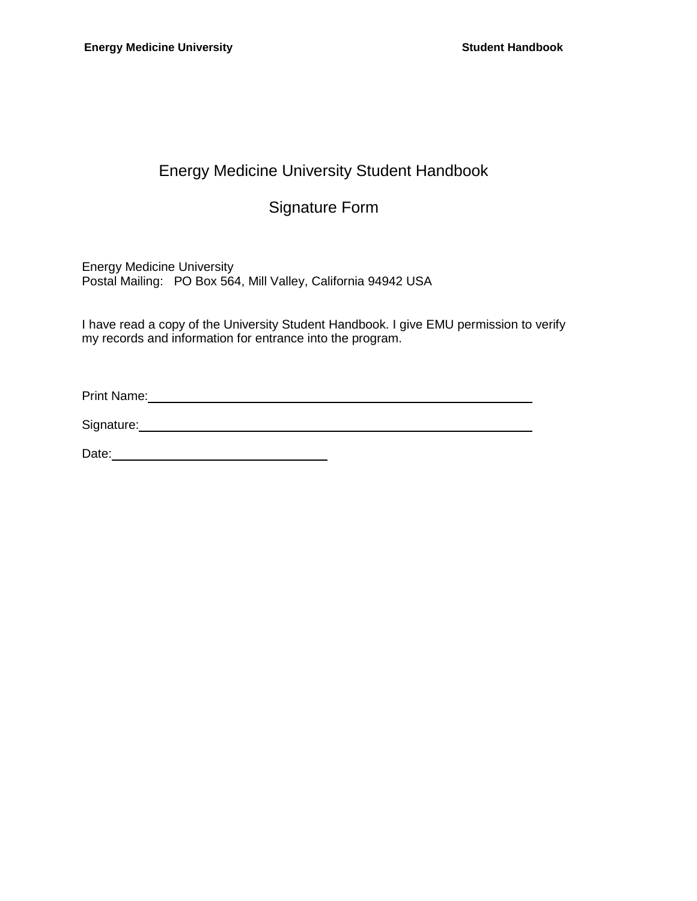# Energy Medicine University Student Handbook

## Signature Form

Energy Medicine University
Postal Mailing: PO Box 564, Mill Valley, California 94942 USA

I have read a copy of the University Student Handbook. I give EMU permission to verify my records and information for entrance into the program.

Print Name:\_\_\_\_\_\_\_\_\_\_\_\_\_\_\_\_\_\_\_\_\_\_\_\_\_\_\_\_\_\_\_\_\_\_\_\_\_\_\_\_\_\_\_\_\_\_\_\_

Signature:\_\_\_\_\_\_\_\_\_\_\_\_\_\_\_\_\_\_\_\_\_\_\_\_\_\_\_\_\_\_\_\_\_\_\_\_\_\_\_\_\_\_\_\_\_\_\_\_\_\_

Date:\_\_\_\_\_\_\_\_\_\_\_\_\_\_\_\_\_\_\_\_\_\_\_\_\_\_\_\_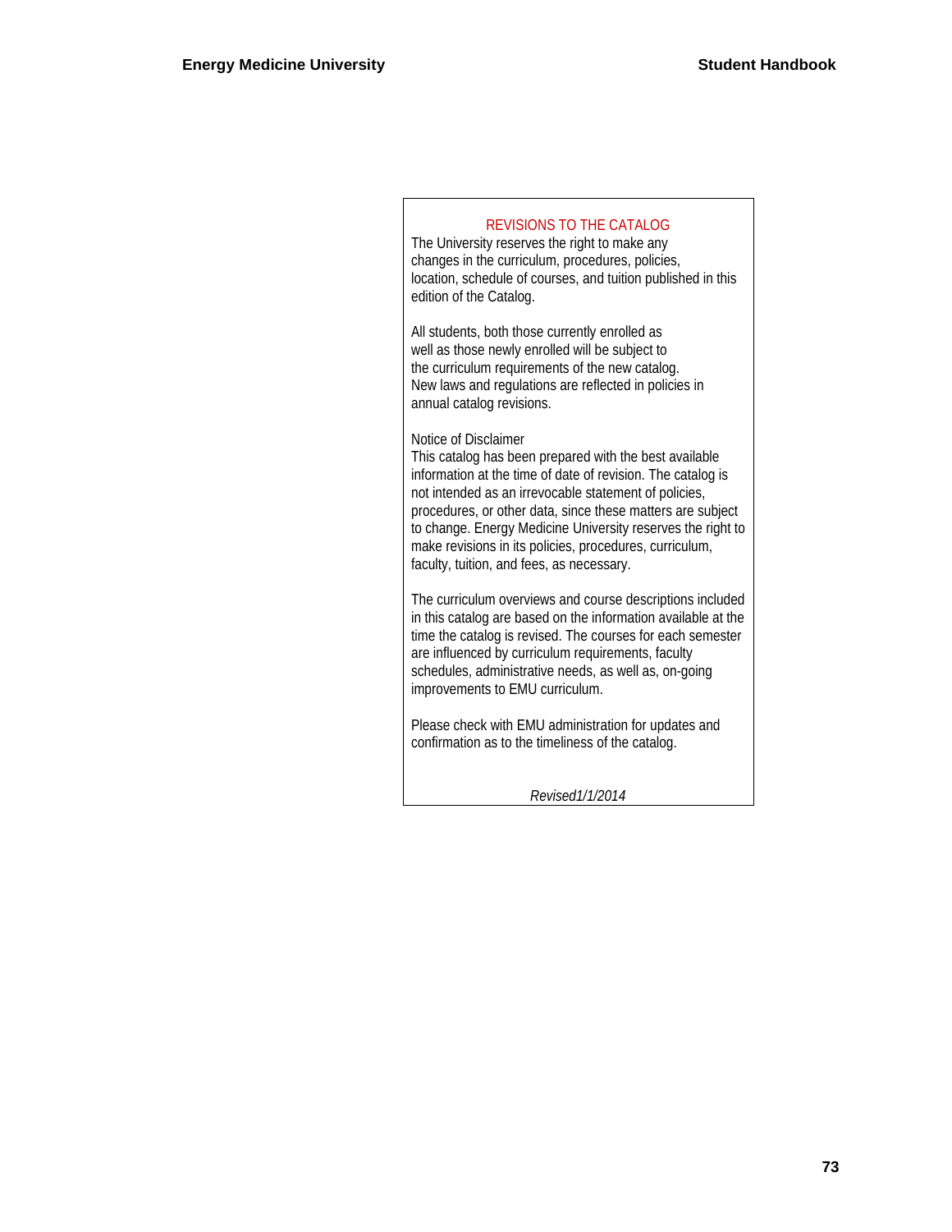## REVISIONS TO THE CATALOG

The University reserves the right to make any changes in the curriculum, procedures, policies, location, schedule of courses, and tuition published in this edition of the Catalog.

All students, both those currently enrolled as well as those newly enrolled will be subject to the curriculum requirements of the new catalog. New laws and regulations are reflected in policies in annual catalog revisions.

Notice of Disclaimer

This catalog has been prepared with the best available information at the time of date of revision. The catalog is not intended as an irrevocable statement of policies, procedures, or other data, since these matters are subject to change. Energy Medicine University reserves the right to make revisions in its policies, procedures, curriculum, faculty, tuition, and fees, as necessary.

The curriculum overviews and course descriptions included in this catalog are based on the information available at the time the catalog is revised. The courses for each semester are influenced by curriculum requirements, faculty schedules, administrative needs, as well as, on-going improvements to EMU curriculum.

Please check with EMU administration for updates and confirmation as to the timeliness of the catalog.

*Revised1/1/2014*